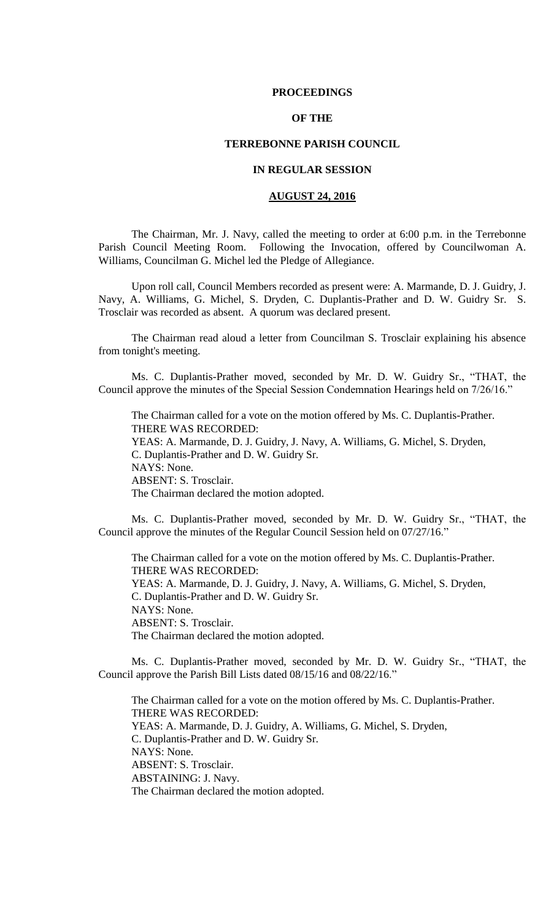**PROCEEDINGS**

**OF THE**

**TERREBONNE PARISH COUNCIL**

**IN REGULAR SESSION**

**AUGUST 24, 2016**

The Chairman, Mr. J. Navy, called the meeting to order at 6:00 p.m. in the Terrebonne Parish Council Meeting Room. Following the Invocation, offered by Councilwoman A. Williams, Councilman G. Michel led the Pledge of Allegiance.

Upon roll call, Council Members recorded as present were: A. Marmande, D. J. Guidry, J. Navy, A. Williams, G. Michel, S. Dryden, C. Duplantis-Prather and D. W. Guidry Sr. S. Trosclair was recorded as absent. A quorum was declared present.

The Chairman read aloud a letter from Councilman S. Trosclair explaining his absence from tonight's meeting.

Ms. C. Duplantis-Prather moved, seconded by Mr. D. W. Guidry Sr., "THAT, the Council approve the minutes of the Special Session Condemnation Hearings held on 7/26/16."

The Chairman called for a vote on the motion offered by Ms. C. Duplantis-Prather.
THERE WAS RECORDED:
YEAS: A. Marmande, D. J. Guidry, J. Navy, A. Williams, G. Michel, S. Dryden, C. Duplantis-Prather and D. W. Guidry Sr.
NAYS: None.
ABSENT: S. Trosclair.
The Chairman declared the motion adopted.

Ms. C. Duplantis-Prather moved, seconded by Mr. D. W. Guidry Sr., "THAT, the Council approve the minutes of the Regular Council Session held on 07/27/16."

The Chairman called for a vote on the motion offered by Ms. C. Duplantis-Prather.
THERE WAS RECORDED:
YEAS: A. Marmande, D. J. Guidry, J. Navy, A. Williams, G. Michel, S. Dryden, C. Duplantis-Prather and D. W. Guidry Sr.
NAYS: None.
ABSENT: S. Trosclair.
The Chairman declared the motion adopted.

Ms. C. Duplantis-Prather moved, seconded by Mr. D. W. Guidry Sr., "THAT, the Council approve the Parish Bill Lists dated 08/15/16 and 08/22/16."

The Chairman called for a vote on the motion offered by Ms. C. Duplantis-Prather.
THERE WAS RECORDED:
YEAS: A. Marmande, D. J. Guidry, A. Williams, G. Michel, S. Dryden, C. Duplantis-Prather and D. W. Guidry Sr.
NAYS: None.
ABSENT: S. Trosclair.
ABSTAINING: J. Navy.
The Chairman declared the motion adopted.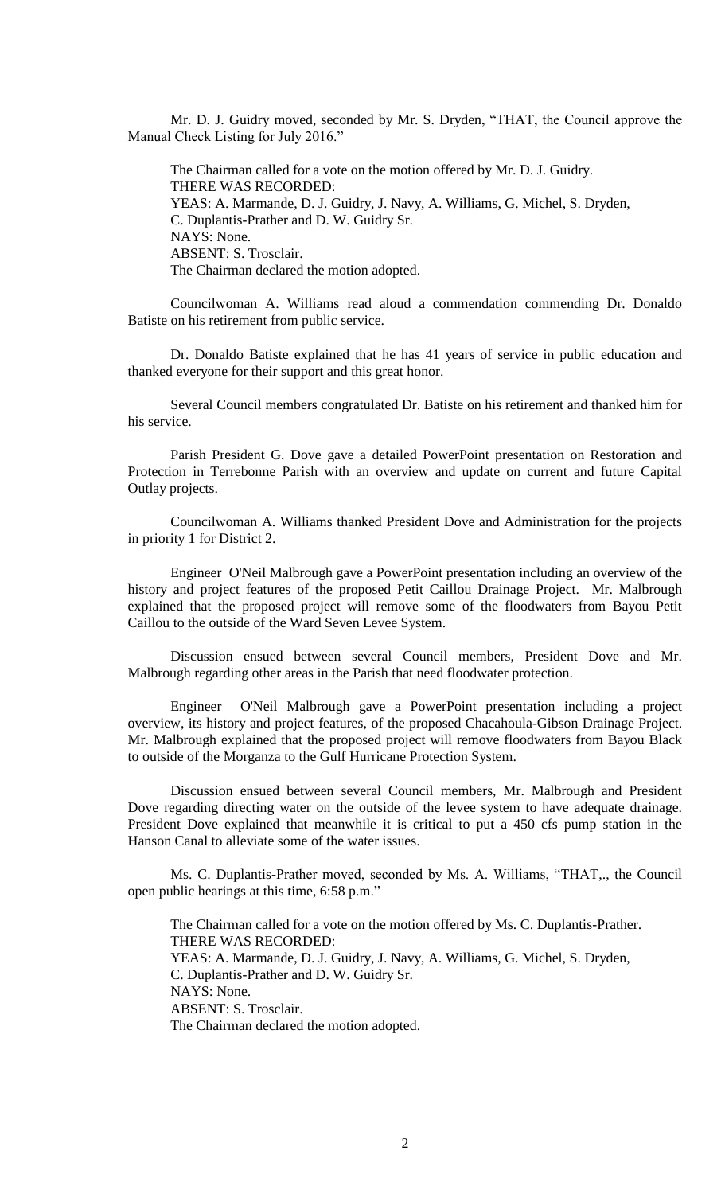Mr. D. J. Guidry moved, seconded by Mr. S. Dryden, "THAT, the Council approve the Manual Check Listing for July 2016."

The Chairman called for a vote on the motion offered by Mr. D. J. Guidry.
THERE WAS RECORDED:
YEAS: A. Marmande, D. J. Guidry, J. Navy, A. Williams, G. Michel, S. Dryden, C. Duplantis-Prather and D. W. Guidry Sr.
NAYS: None.
ABSENT: S. Trosclair.
The Chairman declared the motion adopted.

Councilwoman A. Williams read aloud a commendation commending Dr. Donaldo Batiste on his retirement from public service.

Dr. Donaldo Batiste explained that he has 41 years of service in public education and thanked everyone for their support and this great honor.

Several Council members congratulated Dr. Batiste on his retirement and thanked him for his service.

Parish President G. Dove gave a detailed PowerPoint presentation on Restoration and Protection in Terrebonne Parish with an overview and update on current and future Capital Outlay projects.

Councilwoman A. Williams thanked President Dove and Administration for the projects in priority 1 for District 2.

Engineer O'Neil Malbrough gave a PowerPoint presentation including an overview of the history and project features of the proposed Petit Caillou Drainage Project. Mr. Malbrough explained that the proposed project will remove some of the floodwaters from Bayou Petit Caillou to the outside of the Ward Seven Levee System.

Discussion ensued between several Council members, President Dove and Mr. Malbrough regarding other areas in the Parish that need floodwater protection.

Engineer O'Neil Malbrough gave a PowerPoint presentation including a project overview, its history and project features, of the proposed Chacahoula-Gibson Drainage Project. Mr. Malbrough explained that the proposed project will remove floodwaters from Bayou Black to outside of the Morganza to the Gulf Hurricane Protection System.

Discussion ensued between several Council members, Mr. Malbrough and President Dove regarding directing water on the outside of the levee system to have adequate drainage. President Dove explained that meanwhile it is critical to put a 450 cfs pump station in the Hanson Canal to alleviate some of the water issues.

Ms. C. Duplantis-Prather moved, seconded by Ms. A. Williams, "THAT,., the Council open public hearings at this time, 6:58 p.m."

The Chairman called for a vote on the motion offered by Ms. C. Duplantis-Prather.
THERE WAS RECORDED:
YEAS: A. Marmande, D. J. Guidry, J. Navy, A. Williams, G. Michel, S. Dryden, C. Duplantis-Prather and D. W. Guidry Sr.
NAYS: None.
ABSENT: S. Trosclair.
The Chairman declared the motion adopted.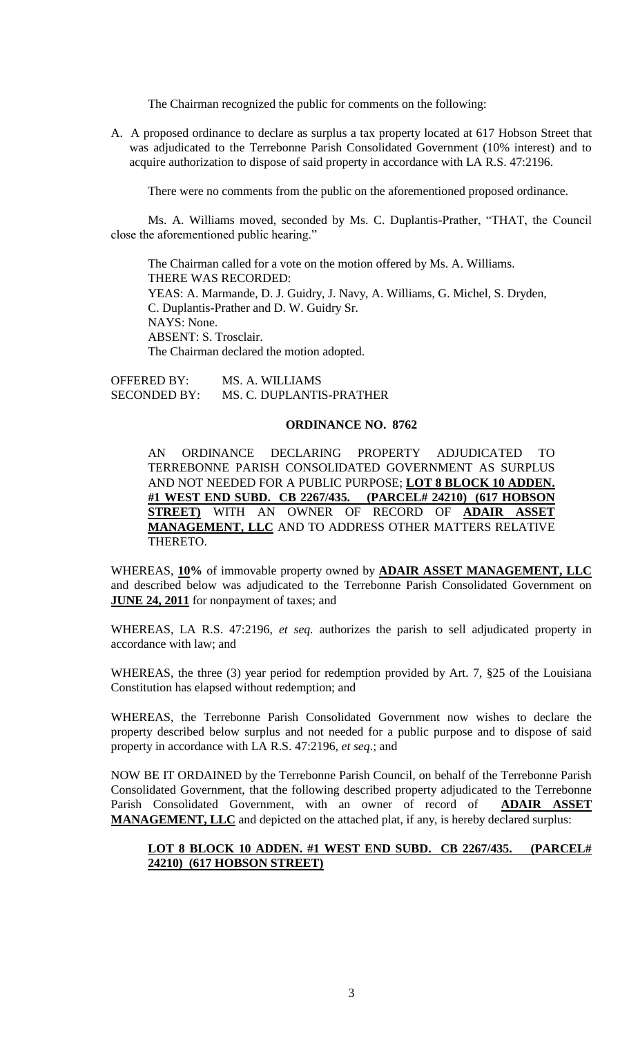The Chairman recognized the public for comments on the following:

A. A proposed ordinance to declare as surplus a tax property located at 617 Hobson Street that was adjudicated to the Terrebonne Parish Consolidated Government (10% interest) and to acquire authorization to dispose of said property in accordance with LA R.S. 47:2196.

There were no comments from the public on the aforementioned proposed ordinance.

Ms. A. Williams moved, seconded by Ms. C. Duplantis-Prather, "THAT, the Council close the aforementioned public hearing."

The Chairman called for a vote on the motion offered by Ms. A. Williams.
THERE WAS RECORDED:
YEAS: A. Marmande, D. J. Guidry, J. Navy, A. Williams, G. Michel, S. Dryden, C. Duplantis-Prather and D. W. Guidry Sr.
NAYS: None.
ABSENT: S. Trosclair.
The Chairman declared the motion adopted.

OFFERED BY: MS. A. WILLIAMS
SECONDED BY: MS. C. DUPLANTIS-PRATHER

**ORDINANCE NO. 8762**

AN ORDINANCE DECLARING PROPERTY ADJUDICATED TO TERREBONNE PARISH CONSOLIDATED GOVERNMENT AS SURPLUS AND NOT NEEDED FOR A PUBLIC PURPOSE; **LOT 8 BLOCK 10 ADDEN. #1 WEST END SUBD. CB 2267/435. (PARCEL# 24210) (617 HOBSON STREET)** WITH AN OWNER OF RECORD OF **ADAIR ASSET MANAGEMENT, LLC** AND TO ADDRESS OTHER MATTERS RELATIVE THERETO.

WHEREAS, **10%** of immovable property owned by **ADAIR ASSET MANAGEMENT, LLC** and described below was adjudicated to the Terrebonne Parish Consolidated Government on **JUNE 24, 2011** for nonpayment of taxes; and

WHEREAS, LA R.S. 47:2196, *et seq.* authorizes the parish to sell adjudicated property in accordance with law; and

WHEREAS, the three (3) year period for redemption provided by Art. 7, §25 of the Louisiana Constitution has elapsed without redemption; and

WHEREAS, the Terrebonne Parish Consolidated Government now wishes to declare the property described below surplus and not needed for a public purpose and to dispose of said property in accordance with LA R.S. 47:2196, *et seq*.; and

NOW BE IT ORDAINED by the Terrebonne Parish Council, on behalf of the Terrebonne Parish Consolidated Government, that the following described property adjudicated to the Terrebonne Parish Consolidated Government, with an owner of record of **ADAIR ASSET MANAGEMENT, LLC** and depicted on the attached plat, if any, is hereby declared surplus:

**LOT 8 BLOCK 10 ADDEN. #1 WEST END SUBD. CB 2267/435. (PARCEL# 24210) (617 HOBSON STREET)**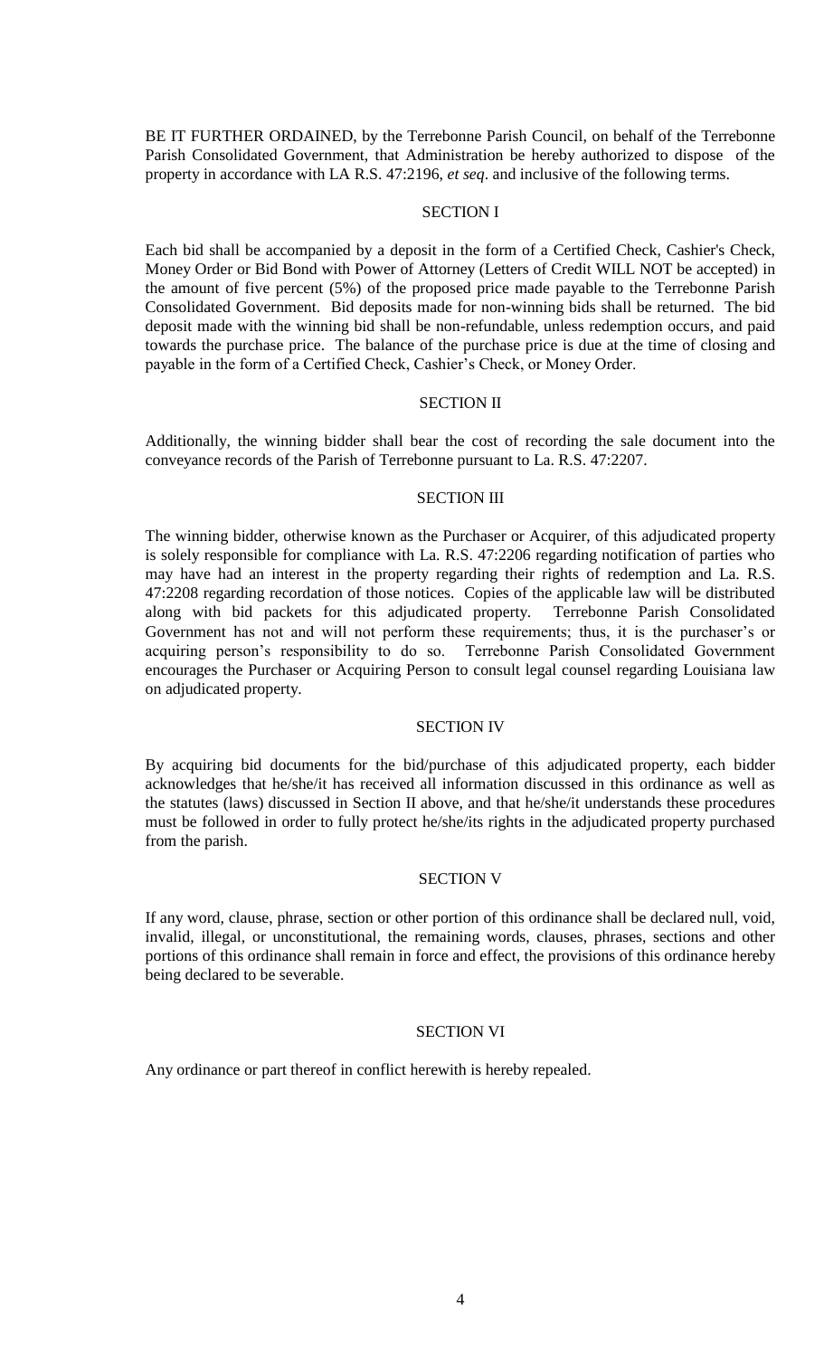BE IT FURTHER ORDAINED, by the Terrebonne Parish Council, on behalf of the Terrebonne Parish Consolidated Government, that Administration be hereby authorized to dispose of the property in accordance with LA R.S. 47:2196, *et seq*. and inclusive of the following terms.

## SECTION I

Each bid shall be accompanied by a deposit in the form of a Certified Check, Cashier's Check, Money Order or Bid Bond with Power of Attorney (Letters of Credit WILL NOT be accepted) in the amount of five percent (5%) of the proposed price made payable to the Terrebonne Parish Consolidated Government. Bid deposits made for non-winning bids shall be returned. The bid deposit made with the winning bid shall be non-refundable, unless redemption occurs, and paid towards the purchase price. The balance of the purchase price is due at the time of closing and payable in the form of a Certified Check, Cashier's Check, or Money Order.

## SECTION II

Additionally, the winning bidder shall bear the cost of recording the sale document into the conveyance records of the Parish of Terrebonne pursuant to La. R.S. 47:2207.

## SECTION III

The winning bidder, otherwise known as the Purchaser or Acquirer, of this adjudicated property is solely responsible for compliance with La. R.S. 47:2206 regarding notification of parties who may have had an interest in the property regarding their rights of redemption and La. R.S. 47:2208 regarding recordation of those notices. Copies of the applicable law will be distributed along with bid packets for this adjudicated property. Terrebonne Parish Consolidated Government has not and will not perform these requirements; thus, it is the purchaser's or acquiring person's responsibility to do so. Terrebonne Parish Consolidated Government encourages the Purchaser or Acquiring Person to consult legal counsel regarding Louisiana law on adjudicated property.

## SECTION IV

By acquiring bid documents for the bid/purchase of this adjudicated property, each bidder acknowledges that he/she/it has received all information discussed in this ordinance as well as the statutes (laws) discussed in Section II above, and that he/she/it understands these procedures must be followed in order to fully protect he/she/its rights in the adjudicated property purchased from the parish.

## SECTION V

If any word, clause, phrase, section or other portion of this ordinance shall be declared null, void, invalid, illegal, or unconstitutional, the remaining words, clauses, phrases, sections and other portions of this ordinance shall remain in force and effect, the provisions of this ordinance hereby being declared to be severable.

## SECTION VI

Any ordinance or part thereof in conflict herewith is hereby repealed.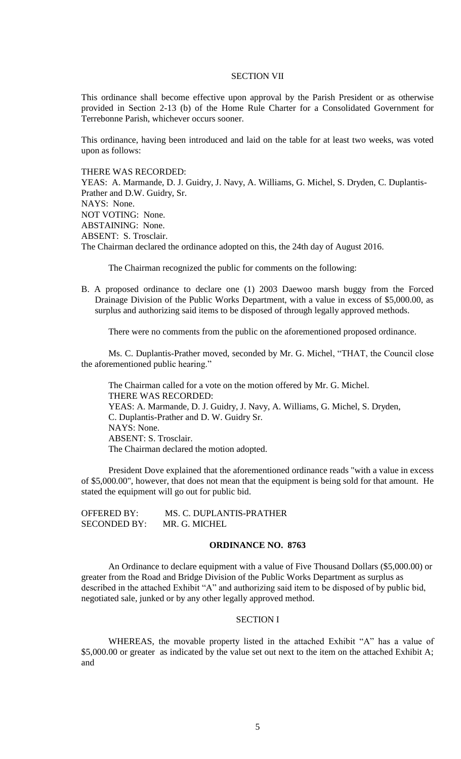SECTION VII

This ordinance shall become effective upon approval by the Parish President or as otherwise provided in Section 2-13 (b) of the Home Rule Charter for a Consolidated Government for Terrebonne Parish, whichever occurs sooner.

This ordinance, having been introduced and laid on the table for at least two weeks, was voted upon as follows:

THERE WAS RECORDED:
YEAS: A. Marmande, D. J. Guidry, J. Navy, A. Williams, G. Michel, S. Dryden, C. Duplantis-Prather and D.W. Guidry, Sr.
NAYS: None.
NOT VOTING: None.
ABSTAINING: None.
ABSENT: S. Trosclair.
The Chairman declared the ordinance adopted on this, the 24th day of August 2016.

The Chairman recognized the public for comments on the following:

B. A proposed ordinance to declare one (1) 2003 Daewoo marsh buggy from the Forced Drainage Division of the Public Works Department, with a value in excess of $5,000.00, as surplus and authorizing said items to be disposed of through legally approved methods.

There were no comments from the public on the aforementioned proposed ordinance.

Ms. C. Duplantis-Prather moved, seconded by Mr. G. Michel, "THAT, the Council close the aforementioned public hearing."

The Chairman called for a vote on the motion offered by Mr. G. Michel.
THERE WAS RECORDED:
YEAS: A. Marmande, D. J. Guidry, J. Navy, A. Williams, G. Michel, S. Dryden, C. Duplantis-Prather and D. W. Guidry Sr.
NAYS: None.
ABSENT: S. Trosclair.
The Chairman declared the motion adopted.

President Dove explained that the aforementioned ordinance reads "with a value in excess of $5,000.00", however, that does not mean that the equipment is being sold for that amount. He stated the equipment will go out for public bid.

OFFERED BY: MS. C. DUPLANTIS-PRATHER
SECONDED BY: MR. G. MICHEL

**ORDINANCE NO. 8763**

An Ordinance to declare equipment with a value of Five Thousand Dollars ($5,000.00) or greater from the Road and Bridge Division of the Public Works Department as surplus as described in the attached Exhibit "A" and authorizing said item to be disposed of by public bid, negotiated sale, junked or by any other legally approved method.

SECTION I

WHEREAS, the movable property listed in the attached Exhibit "A" has a value of $5,000.00 or greater as indicated by the value set out next to the item on the attached Exhibit A; and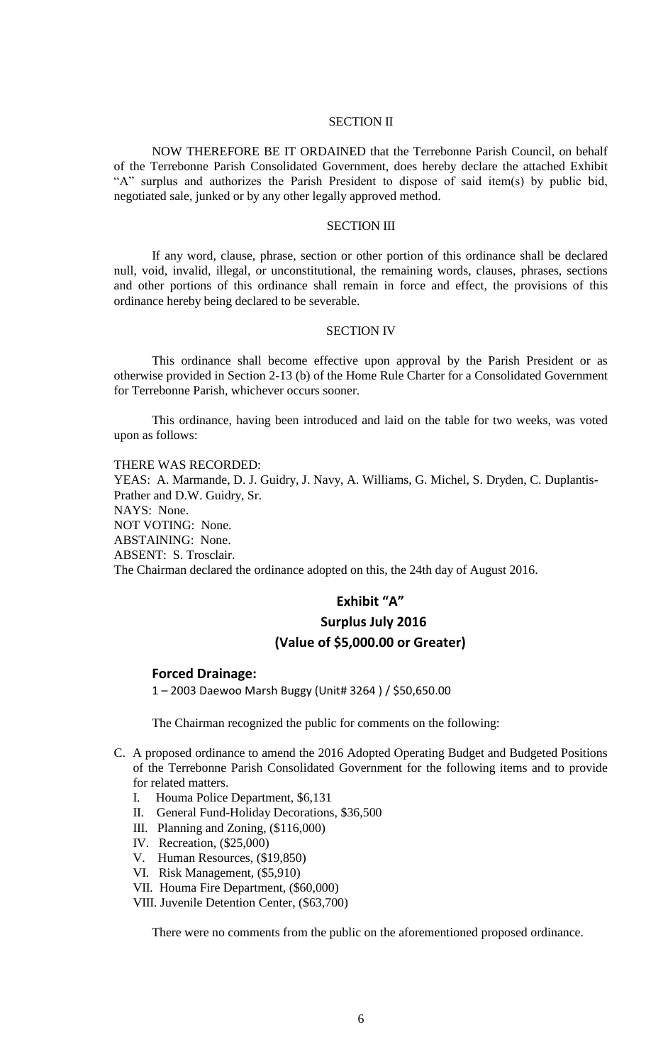SECTION II

NOW THEREFORE BE IT ORDAINED that the Terrebonne Parish Council, on behalf of the Terrebonne Parish Consolidated Government, does hereby declare the attached Exhibit "A" surplus and authorizes the Parish President to dispose of said item(s) by public bid, negotiated sale, junked or by any other legally approved method.

SECTION III

If any word, clause, phrase, section or other portion of this ordinance shall be declared null, void, invalid, illegal, or unconstitutional, the remaining words, clauses, phrases, sections and other portions of this ordinance shall remain in force and effect, the provisions of this ordinance hereby being declared to be severable.

SECTION IV

This ordinance shall become effective upon approval by the Parish President or as otherwise provided in Section 2-13 (b) of the Home Rule Charter for a Consolidated Government for Terrebonne Parish, whichever occurs sooner.

This ordinance, having been introduced and laid on the table for two weeks, was voted upon as follows:

THERE WAS RECORDED:
YEAS: A. Marmande, D. J. Guidry, J. Navy, A. Williams, G. Michel, S. Dryden, C. Duplantis-Prather and D.W. Guidry, Sr.
NAYS: None.
NOT VOTING: None.
ABSTAINING: None.
ABSENT: S. Trosclair.
The Chairman declared the ordinance adopted on this, the 24th day of August 2016.

**Exhibit "A"**

**Surplus July 2016**

**(Value of $5,000.00 or Greater)**

**Forced Drainage:**

1 – 2003 Daewoo Marsh Buggy (Unit# 3264 ) / $50,650.00

The Chairman recognized the public for comments on the following:

C. A proposed ordinance to amend the 2016 Adopted Operating Budget and Budgeted Positions of the Terrebonne Parish Consolidated Government for the following items and to provide for related matters.
   I. Houma Police Department, $6,131
   II. General Fund-Holiday Decorations, $36,500
   III. Planning and Zoning, ($116,000)
   IV. Recreation, ($25,000)
   V. Human Resources, ($19,850)
   VI. Risk Management, ($5,910)
   VII. Houma Fire Department, ($60,000)
   VIII. Juvenile Detention Center, ($63,700)

There were no comments from the public on the aforementioned proposed ordinance.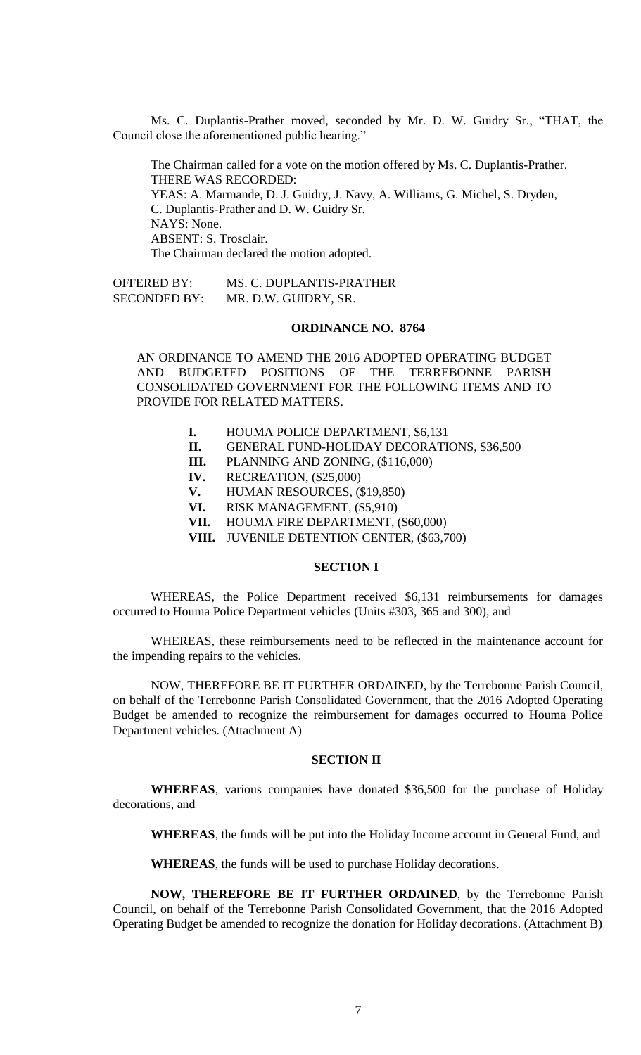Ms. C. Duplantis-Prather moved, seconded by Mr. D. W. Guidry Sr., "THAT, the Council close the aforementioned public hearing."

The Chairman called for a vote on the motion offered by Ms. C. Duplantis-Prather.
THERE WAS RECORDED:
YEAS: A. Marmande, D. J. Guidry, J. Navy, A. Williams, G. Michel, S. Dryden, C. Duplantis-Prather and D. W. Guidry Sr.
NAYS: None.
ABSENT: S. Trosclair.
The Chairman declared the motion adopted.

OFFERED BY: MS. C. DUPLANTIS-PRATHER
SECONDED BY: MR. D.W. GUIDRY, SR.

**ORDINANCE NO. 8764**

AN ORDINANCE TO AMEND THE 2016 ADOPTED OPERATING BUDGET AND BUDGETED POSITIONS OF THE TERREBONNE PARISH CONSOLIDATED GOVERNMENT FOR THE FOLLOWING ITEMS AND TO PROVIDE FOR RELATED MATTERS.

- **I.** HOUMA POLICE DEPARTMENT, $6,131
- **II.** GENERAL FUND-HOLIDAY DECORATIONS, $36,500
- **III.** PLANNING AND ZONING, ($116,000)
- **IV.** RECREATION, ($25,000)
- **V.** HUMAN RESOURCES, ($19,850)
- **VI.** RISK MANAGEMENT, ($5,910)
- **VII.** HOUMA FIRE DEPARTMENT, ($60,000)
- **VIII.** JUVENILE DETENTION CENTER, ($63,700)

**SECTION I**

WHEREAS, the Police Department received $6,131 reimbursements for damages occurred to Houma Police Department vehicles (Units #303, 365 and 300), and

WHEREAS, these reimbursements need to be reflected in the maintenance account for the impending repairs to the vehicles.

NOW, THEREFORE BE IT FURTHER ORDAINED, by the Terrebonne Parish Council, on behalf of the Terrebonne Parish Consolidated Government, that the 2016 Adopted Operating Budget be amended to recognize the reimbursement for damages occurred to Houma Police Department vehicles. (Attachment A)

**SECTION II**

**WHEREAS**, various companies have donated $36,500 for the purchase of Holiday decorations, and

**WHEREAS**, the funds will be put into the Holiday Income account in General Fund, and

**WHEREAS**, the funds will be used to purchase Holiday decorations.

**NOW, THEREFORE BE IT FURTHER ORDAINED**, by the Terrebonne Parish Council, on behalf of the Terrebonne Parish Consolidated Government, that the 2016 Adopted Operating Budget be amended to recognize the donation for Holiday decorations. (Attachment B)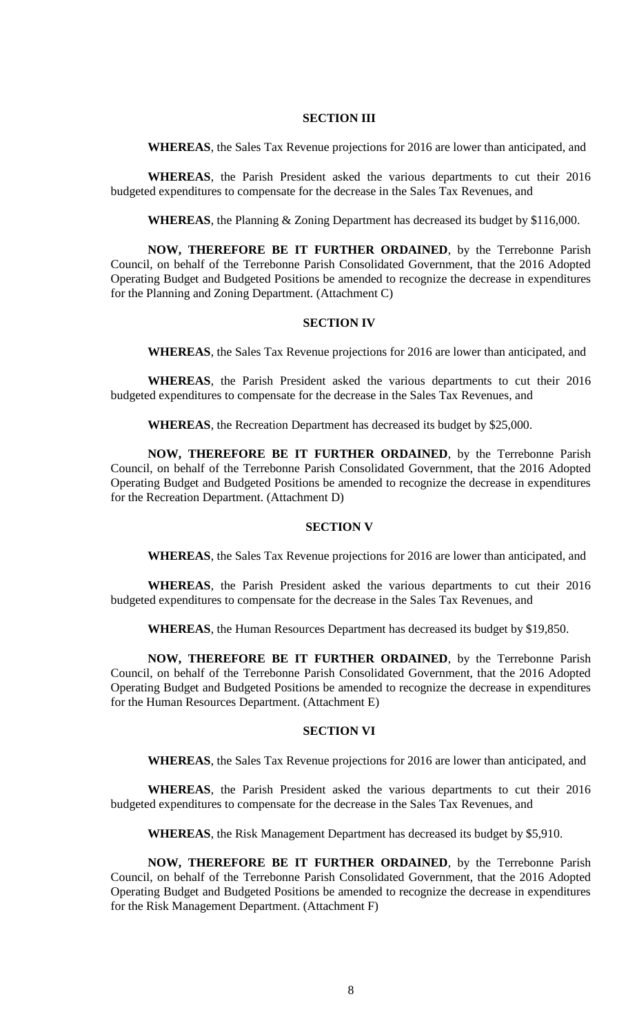## SECTION III

**WHEREAS**, the Sales Tax Revenue projections for 2016 are lower than anticipated, and

**WHEREAS**, the Parish President asked the various departments to cut their 2016 budgeted expenditures to compensate for the decrease in the Sales Tax Revenues, and

**WHEREAS**, the Planning & Zoning Department has decreased its budget by $116,000.

**NOW, THEREFORE BE IT FURTHER ORDAINED**, by the Terrebonne Parish Council, on behalf of the Terrebonne Parish Consolidated Government, that the 2016 Adopted Operating Budget and Budgeted Positions be amended to recognize the decrease in expenditures for the Planning and Zoning Department. (Attachment C)

## SECTION IV

**WHEREAS**, the Sales Tax Revenue projections for 2016 are lower than anticipated, and

**WHEREAS**, the Parish President asked the various departments to cut their 2016 budgeted expenditures to compensate for the decrease in the Sales Tax Revenues, and

**WHEREAS**, the Recreation Department has decreased its budget by $25,000.

**NOW, THEREFORE BE IT FURTHER ORDAINED**, by the Terrebonne Parish Council, on behalf of the Terrebonne Parish Consolidated Government, that the 2016 Adopted Operating Budget and Budgeted Positions be amended to recognize the decrease in expenditures for the Recreation Department. (Attachment D)

## SECTION V

**WHEREAS**, the Sales Tax Revenue projections for 2016 are lower than anticipated, and

**WHEREAS**, the Parish President asked the various departments to cut their 2016 budgeted expenditures to compensate for the decrease in the Sales Tax Revenues, and

**WHEREAS**, the Human Resources Department has decreased its budget by $19,850.

**NOW, THEREFORE BE IT FURTHER ORDAINED**, by the Terrebonne Parish Council, on behalf of the Terrebonne Parish Consolidated Government, that the 2016 Adopted Operating Budget and Budgeted Positions be amended to recognize the decrease in expenditures for the Human Resources Department. (Attachment E)

## SECTION VI

**WHEREAS**, the Sales Tax Revenue projections for 2016 are lower than anticipated, and

**WHEREAS**, the Parish President asked the various departments to cut their 2016 budgeted expenditures to compensate for the decrease in the Sales Tax Revenues, and

**WHEREAS**, the Risk Management Department has decreased its budget by $5,910.

**NOW, THEREFORE BE IT FURTHER ORDAINED**, by the Terrebonne Parish Council, on behalf of the Terrebonne Parish Consolidated Government, that the 2016 Adopted Operating Budget and Budgeted Positions be amended to recognize the decrease in expenditures for the Risk Management Department. (Attachment F)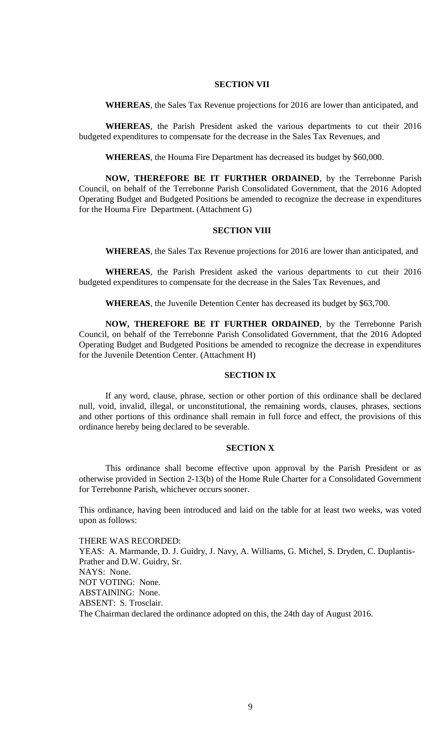### SECTION VII

**WHEREAS**, the Sales Tax Revenue projections for 2016 are lower than anticipated, and

**WHEREAS**, the Parish President asked the various departments to cut their 2016 budgeted expenditures to compensate for the decrease in the Sales Tax Revenues, and

**WHEREAS**, the Houma Fire Department has decreased its budget by $60,000.

**NOW, THEREFORE BE IT FURTHER ORDAINED**, by the Terrebonne Parish Council, on behalf of the Terrebonne Parish Consolidated Government, that the 2016 Adopted Operating Budget and Budgeted Positions be amended to recognize the decrease in expenditures for the Houma Fire Department. (Attachment G)

### SECTION VIII

**WHEREAS**, the Sales Tax Revenue projections for 2016 are lower than anticipated, and

**WHEREAS**, the Parish President asked the various departments to cut their 2016 budgeted expenditures to compensate for the decrease in the Sales Tax Revenues, and

**WHEREAS**, the Juvenile Detention Center has decreased its budget by $63,700.

**NOW, THEREFORE BE IT FURTHER ORDAINED**, by the Terrebonne Parish Council, on behalf of the Terrebonne Parish Consolidated Government, that the 2016 Adopted Operating Budget and Budgeted Positions be amended to recognize the decrease in expenditures for the Juvenile Detention Center. (Attachment H)

### SECTION IX

If any word, clause, phrase, section or other portion of this ordinance shall be declared null, void, invalid, illegal, or unconstitutional, the remaining words, clauses, phrases, sections and other portions of this ordinance shall remain in full force and effect, the provisions of this ordinance hereby being declared to be severable.

### SECTION X

This ordinance shall become effective upon approval by the Parish President or as otherwise provided in Section 2-13(b) of the Home Rule Charter for a Consolidated Government for Terrebonne Parish, whichever occurs sooner.

This ordinance, having been introduced and laid on the table for at least two weeks, was voted upon as follows:

THERE WAS RECORDED:
YEAS: A. Marmande, D. J. Guidry, J. Navy, A. Williams, G. Michel, S. Dryden, C. Duplantis-Prather and D.W. Guidry, Sr.
NAYS: None.
NOT VOTING: None.
ABSTAINING: None.
ABSENT: S. Trosclair.
The Chairman declared the ordinance adopted on this, the 24th day of August 2016.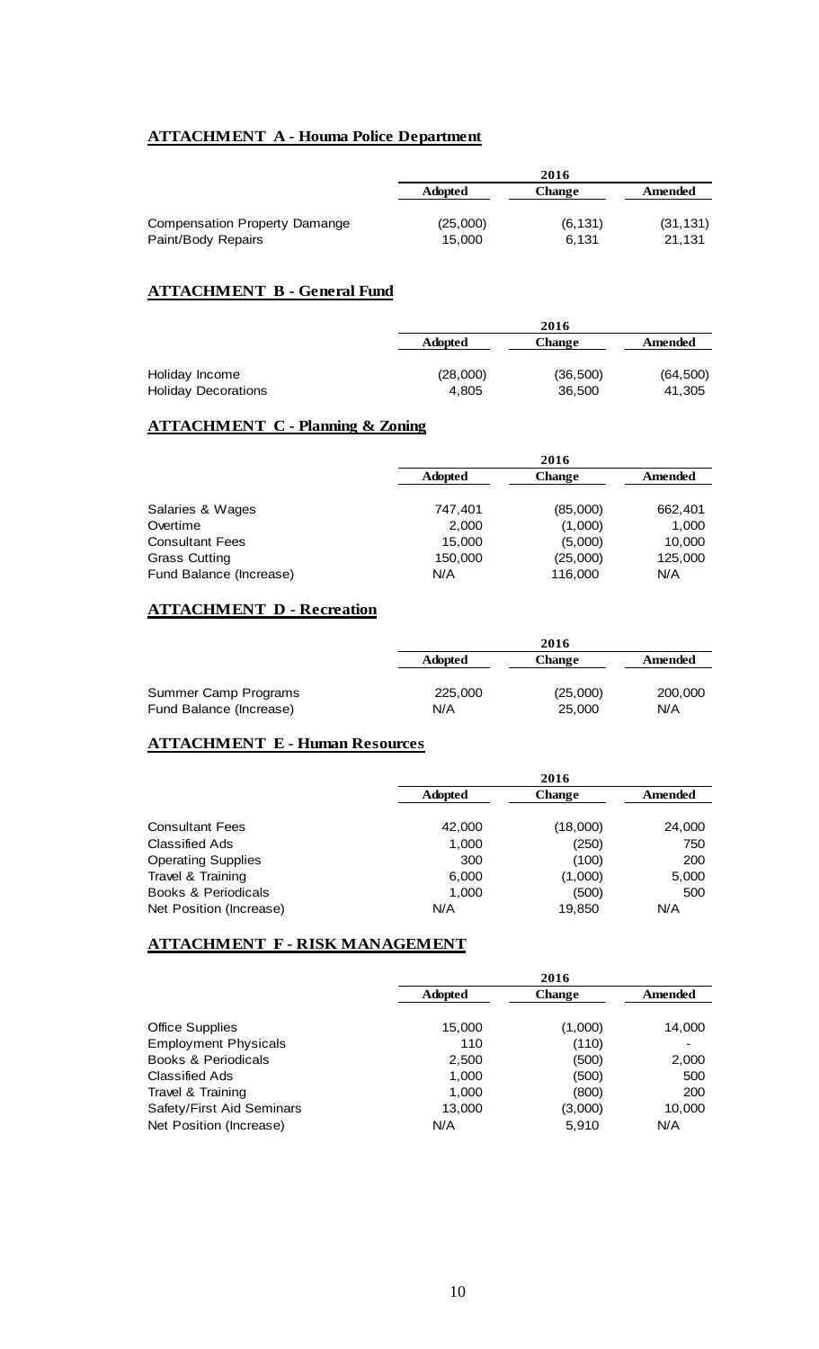## ATTACHMENT A - Houma Police Department

| | 2016 | | |
|---|---|---|---|
| | Adopted | Change | Amended |
| Compensation Property Damange | (25,000) | (6,131) | (31,131) |
| Paint/Body Repairs | 15,000 | 6,131 | 21,131 |

## ATTACHMENT B - General Fund

| | 2016 | | |
|---|---|---|---|
| | Adopted | Change | Amended |
| Holiday Income | (28,000) | (36,500) | (64,500) |
| Holiday Decorations | 4,805 | 36,500 | 41,305 |

## ATTACHMENT C - Planning & Zoning

| | 2016 | | |
|---|---|---|---|
| | Adopted | Change | Amended |
| Salaries & Wages | 747,401 | (85,000) | 662,401 |
| Overtime | 2,000 | (1,000) | 1,000 |
| Consultant Fees | 15,000 | (5,000) | 10,000 |
| Grass Cutting | 150,000 | (25,000) | 125,000 |
| Fund Balance (Increase) | N/A | 116,000 | N/A |

## ATTACHMENT D - Recreation

| | 2016 | | |
|---|---|---|---|
| | Adopted | Change | Amended |
| Summer Camp Programs | 225,000 | (25,000) | 200,000 |
| Fund Balance (Increase) | N/A | 25,000 | N/A |

## ATTACHMENT E - Human Resources

| | 2016 | | |
|---|---|---|---|
| | Adopted | Change | Amended |
| Consultant Fees | 42,000 | (18,000) | 24,000 |
| Classified Ads | 1,000 | (250) | 750 |
| Operating Supplies | 300 | (100) | 200 |
| Travel & Training | 6,000 | (1,000) | 5,000 |
| Books & Periodicals | 1,000 | (500) | 500 |
| Net Position (Increase) | N/A | 19,850 | N/A |

## ATTACHMENT F - RISK MANAGEMENT

| | 2016 | | |
|---|---|---|---|
| | Adopted | Change | Amended |
| Office Supplies | 15,000 | (1,000) | 14,000 |
| Employment Physicals | 110 | (110) | - |
| Books & Periodicals | 2,500 | (500) | 2,000 |
| Classified Ads | 1,000 | (500) | 500 |
| Travel & Training | 1,000 | (800) | 200 |
| Safety/First Aid Seminars | 13,000 | (3,000) | 10,000 |
| Net Position (Increase) | N/A | 5,910 | N/A |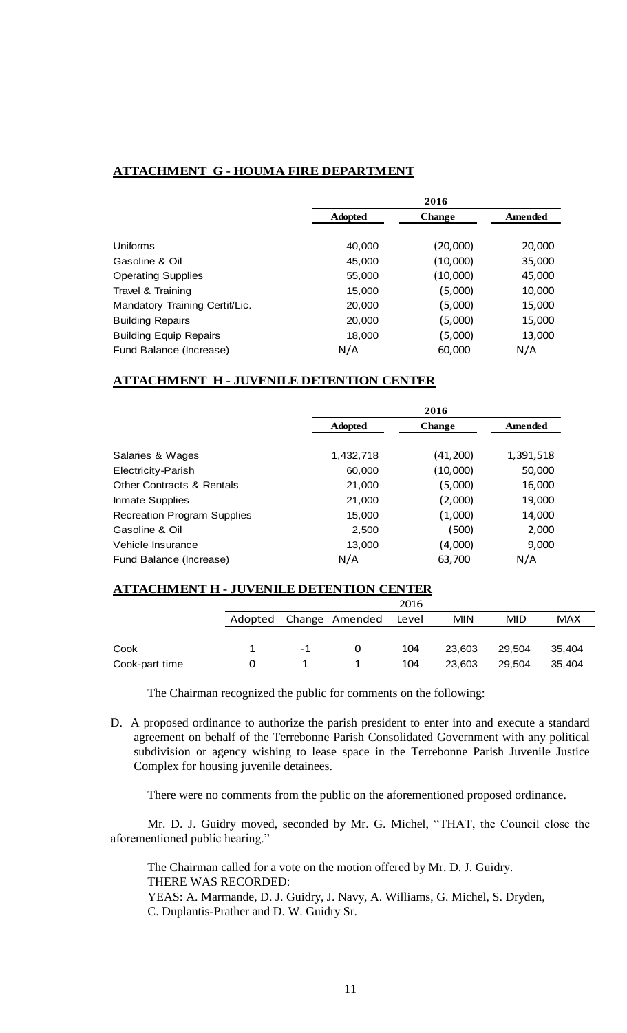**ATTACHMENT G - HOUMA FIRE DEPARTMENT**

| | 2016 | | |
|---|---|---|---|
| | **Adopted** | **Change** | **Amended** |
| Uniforms | 40,000 | (20,000) | 20,000 |
| Gasoline & Oil | 45,000 | (10,000) | 35,000 |
| Operating Supplies | 55,000 | (10,000) | 45,000 |
| Travel & Training | 15,000 | (5,000) | 10,000 |
| Mandatory Training Certif/Lic. | 20,000 | (5,000) | 15,000 |
| Building Repairs | 20,000 | (5,000) | 15,000 |
| Building Equip Repairs | 18,000 | (5,000) | 13,000 |
| Fund Balance (Increase) | N/A | 60,000 | N/A |

**ATTACHMENT H - JUVENILE DETENTION CENTER**

| | 2016 | | |
|---|---|---|---|
| | **Adopted** | **Change** | **Amended** |
| Salaries & Wages | 1,432,718 | (41,200) | 1,391,518 |
| Electricity-Parish | 60,000 | (10,000) | 50,000 |
| Other Contracts & Rentals | 21,000 | (5,000) | 16,000 |
| Inmate Supplies | 21,000 | (2,000) | 19,000 |
| Recreation Program Supplies | 15,000 | (1,000) | 14,000 |
| Gasoline & Oil | 2,500 | (500) | 2,000 |
| Vehicle Insurance | 13,000 | (4,000) | 9,000 |
| Fund Balance (Increase) | N/A | 63,700 | N/A |

**ATTACHMENT H - JUVENILE DETENTION CENTER**

| | | | | 2016 | | | |
|---|---|---|---|---|---|---|---|
| | Adopted | Change | Amended | Level | MIN | MID | MAX |
| Cook | 1 | -1 | 0 | 104 | 23,603 | 29,504 | 35,404 |
| Cook-part time | 0 | 1 | 1 | 104 | 23,603 | 29,504 | 35,404 |

The Chairman recognized the public for comments on the following:

D. A proposed ordinance to authorize the parish president to enter into and execute a standard agreement on behalf of the Terrebonne Parish Consolidated Government with any political subdivision or agency wishing to lease space in the Terrebonne Parish Juvenile Justice Complex for housing juvenile detainees.

There were no comments from the public on the aforementioned proposed ordinance.

Mr. D. J. Guidry moved, seconded by Mr. G. Michel, "THAT, the Council close the aforementioned public hearing."

The Chairman called for a vote on the motion offered by Mr. D. J. Guidry.
THERE WAS RECORDED:
YEAS: A. Marmande, D. J. Guidry, J. Navy, A. Williams, G. Michel, S. Dryden, C. Duplantis-Prather and D. W. Guidry Sr.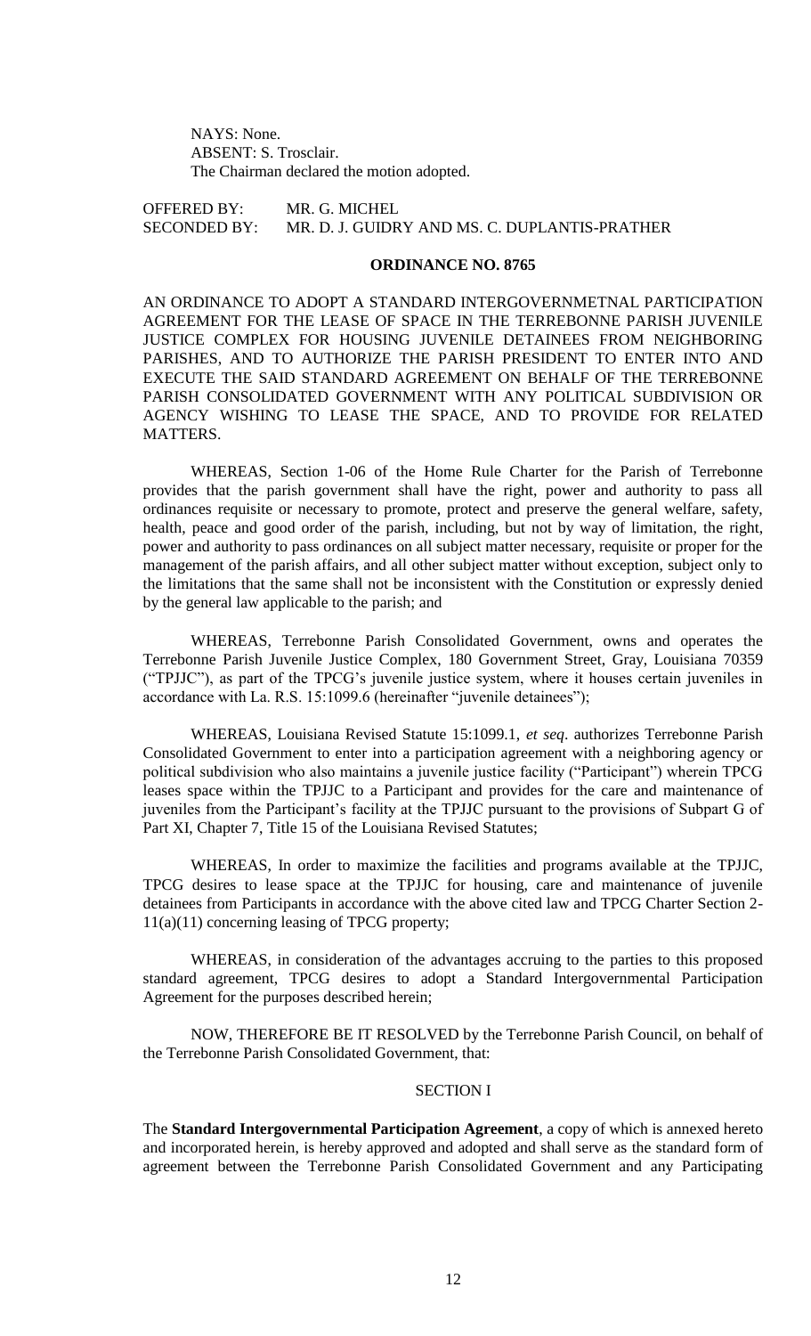NAYS: None.
ABSENT: S. Trosclair.
The Chairman declared the motion adopted.

OFFERED BY: MR. G. MICHEL
SECONDED BY: MR. D. J. GUIDRY AND MS. C. DUPLANTIS-PRATHER

## ORDINANCE NO. 8765

AN ORDINANCE TO ADOPT A STANDARD INTERGOVERNMETNAL PARTICIPATION AGREEMENT FOR THE LEASE OF SPACE IN THE TERREBONNE PARISH JUVENILE JUSTICE COMPLEX FOR HOUSING JUVENILE DETAINEES FROM NEIGHBORING PARISHES, AND TO AUTHORIZE THE PARISH PRESIDENT TO ENTER INTO AND EXECUTE THE SAID STANDARD AGREEMENT ON BEHALF OF THE TERREBONNE PARISH CONSOLIDATED GOVERNMENT WITH ANY POLITICAL SUBDIVISION OR AGENCY WISHING TO LEASE THE SPACE, AND TO PROVIDE FOR RELATED MATTERS.

WHEREAS, Section 1-06 of the Home Rule Charter for the Parish of Terrebonne provides that the parish government shall have the right, power and authority to pass all ordinances requisite or necessary to promote, protect and preserve the general welfare, safety, health, peace and good order of the parish, including, but not by way of limitation, the right, power and authority to pass ordinances on all subject matter necessary, requisite or proper for the management of the parish affairs, and all other subject matter without exception, subject only to the limitations that the same shall not be inconsistent with the Constitution or expressly denied by the general law applicable to the parish; and

WHEREAS, Terrebonne Parish Consolidated Government, owns and operates the Terrebonne Parish Juvenile Justice Complex, 180 Government Street, Gray, Louisiana 70359 ("TPJJC"), as part of the TPCG's juvenile justice system, where it houses certain juveniles in accordance with La. R.S. 15:1099.6 (hereinafter "juvenile detainees");

WHEREAS, Louisiana Revised Statute 15:1099.1, *et seq*. authorizes Terrebonne Parish Consolidated Government to enter into a participation agreement with a neighboring agency or political subdivision who also maintains a juvenile justice facility ("Participant") wherein TPCG leases space within the TPJJC to a Participant and provides for the care and maintenance of juveniles from the Participant's facility at the TPJJC pursuant to the provisions of Subpart G of Part XI, Chapter 7, Title 15 of the Louisiana Revised Statutes;

WHEREAS, In order to maximize the facilities and programs available at the TPJJC, TPCG desires to lease space at the TPJJC for housing, care and maintenance of juvenile detainees from Participants in accordance with the above cited law and TPCG Charter Section 2-11(a)(11) concerning leasing of TPCG property;

WHEREAS, in consideration of the advantages accruing to the parties to this proposed standard agreement, TPCG desires to adopt a Standard Intergovernmental Participation Agreement for the purposes described herein;

NOW, THEREFORE BE IT RESOLVED by the Terrebonne Parish Council, on behalf of the Terrebonne Parish Consolidated Government, that:

### SECTION I

The **Standard Intergovernmental Participation Agreement**, a copy of which is annexed hereto and incorporated herein, is hereby approved and adopted and shall serve as the standard form of agreement between the Terrebonne Parish Consolidated Government and any Participating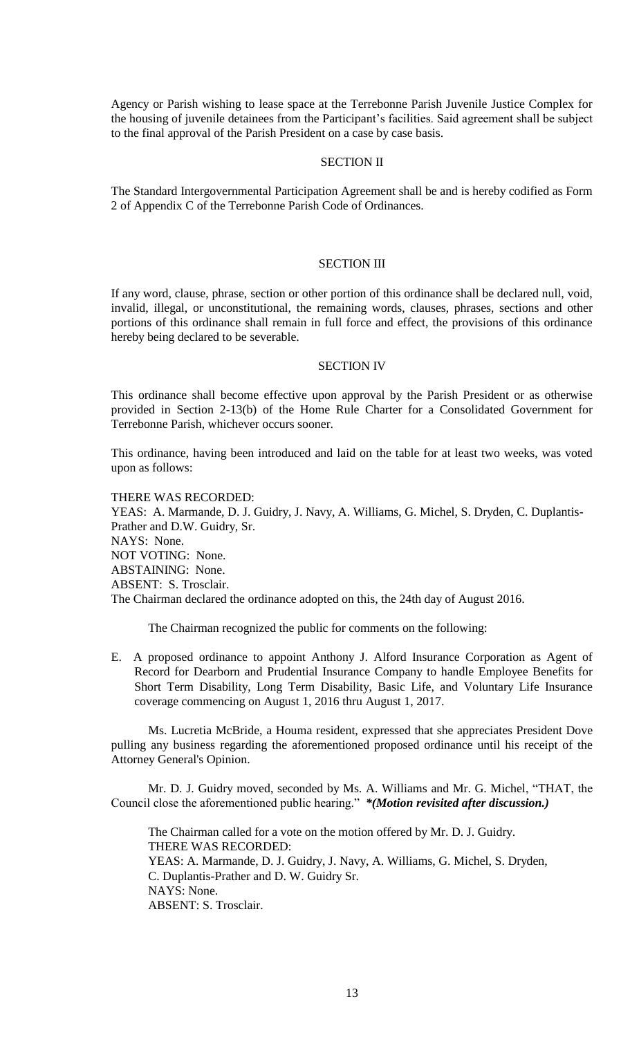Agency or Parish wishing to lease space at the Terrebonne Parish Juvenile Justice Complex for the housing of juvenile detainees from the Participant's facilities. Said agreement shall be subject to the final approval of the Parish President on a case by case basis.

SECTION II

The Standard Intergovernmental Participation Agreement shall be and is hereby codified as Form 2 of Appendix C of the Terrebonne Parish Code of Ordinances.

SECTION III

If any word, clause, phrase, section or other portion of this ordinance shall be declared null, void, invalid, illegal, or unconstitutional, the remaining words, clauses, phrases, sections and other portions of this ordinance shall remain in full force and effect, the provisions of this ordinance hereby being declared to be severable.

SECTION IV

This ordinance shall become effective upon approval by the Parish President or as otherwise provided in Section 2-13(b) of the Home Rule Charter for a Consolidated Government for Terrebonne Parish, whichever occurs sooner.

This ordinance, having been introduced and laid on the table for at least two weeks, was voted upon as follows:

THERE WAS RECORDED:
YEAS: A. Marmande, D. J. Guidry, J. Navy, A. Williams, G. Michel, S. Dryden, C. Duplantis-Prather and D.W. Guidry, Sr.
NAYS: None.
NOT VOTING: None.
ABSTAINING: None.
ABSENT: S. Trosclair.
The Chairman declared the ordinance adopted on this, the 24th day of August 2016.

The Chairman recognized the public for comments on the following:

E. A proposed ordinance to appoint Anthony J. Alford Insurance Corporation as Agent of Record for Dearborn and Prudential Insurance Company to handle Employee Benefits for Short Term Disability, Long Term Disability, Basic Life, and Voluntary Life Insurance coverage commencing on August 1, 2016 thru August 1, 2017.

Ms. Lucretia McBride, a Houma resident, expressed that she appreciates President Dove pulling any business regarding the aforementioned proposed ordinance until his receipt of the Attorney General's Opinion.

Mr. D. J. Guidry moved, seconded by Ms. A. Williams and Mr. G. Michel, "THAT, the Council close the aforementioned public hearing." ***(Motion revisited after discussion.)***

The Chairman called for a vote on the motion offered by Mr. D. J. Guidry.
THERE WAS RECORDED:
YEAS: A. Marmande, D. J. Guidry, J. Navy, A. Williams, G. Michel, S. Dryden, C. Duplantis-Prather and D. W. Guidry Sr.
NAYS: None.
ABSENT: S. Trosclair.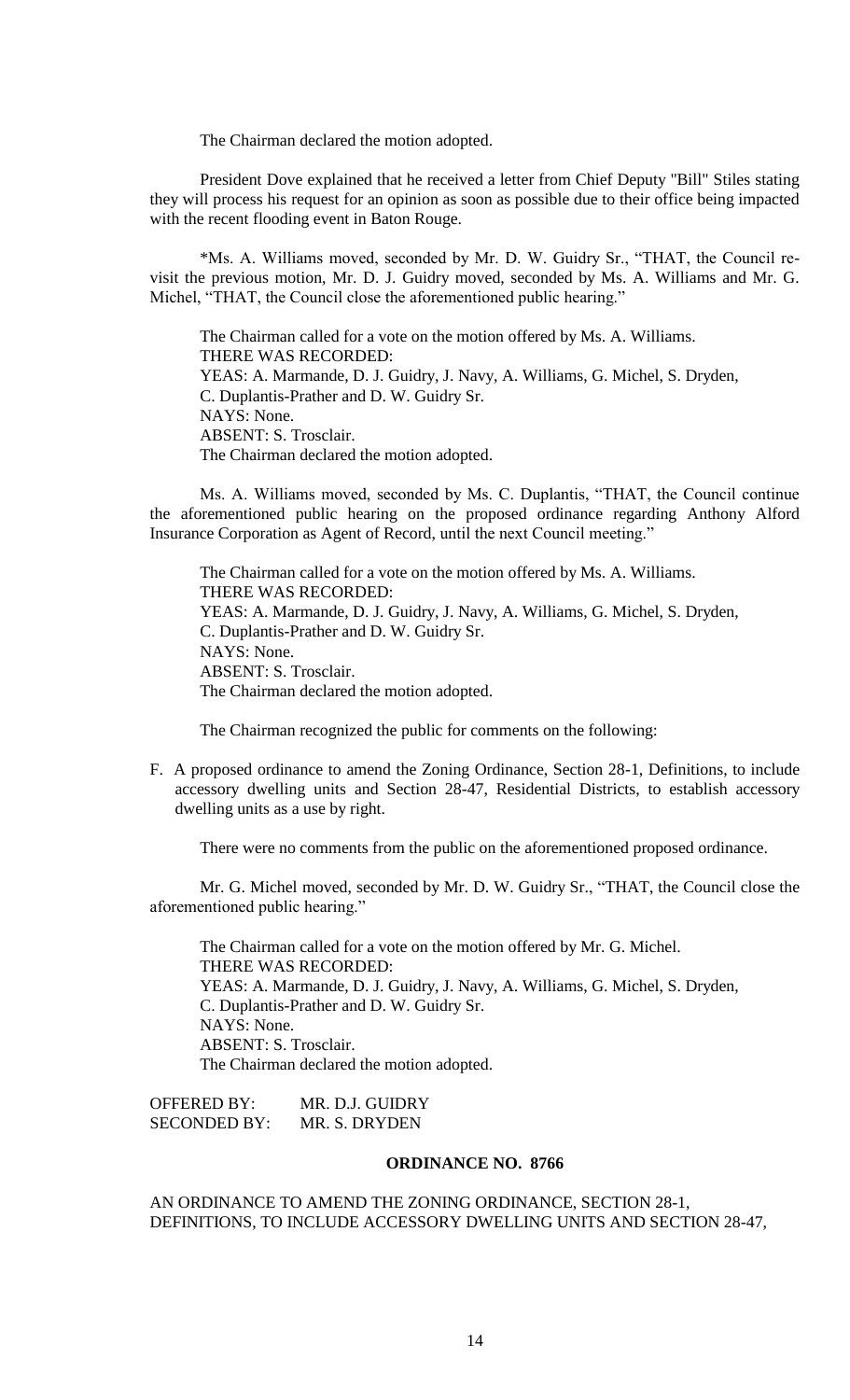The Chairman declared the motion adopted.

President Dove explained that he received a letter from Chief Deputy "Bill" Stiles stating they will process his request for an opinion as soon as possible due to their office being impacted with the recent flooding event in Baton Rouge.

*Ms. A. Williams moved, seconded by Mr. D. W. Guidry Sr., "THAT, the Council re-visit the previous motion, Mr. D. J. Guidry moved, seconded by Ms. A. Williams and Mr. G. Michel, "THAT, the Council close the aforementioned public hearing."

The Chairman called for a vote on the motion offered by Ms. A. Williams.
THERE WAS RECORDED:
YEAS: A. Marmande, D. J. Guidry, J. Navy, A. Williams, G. Michel, S. Dryden, C. Duplantis-Prather and D. W. Guidry Sr.
NAYS: None.
ABSENT: S. Trosclair.
The Chairman declared the motion adopted.

Ms. A. Williams moved, seconded by Ms. C. Duplantis, "THAT, the Council continue the aforementioned public hearing on the proposed ordinance regarding Anthony Alford Insurance Corporation as Agent of Record, until the next Council meeting."

The Chairman called for a vote on the motion offered by Ms. A. Williams.
THERE WAS RECORDED:
YEAS: A. Marmande, D. J. Guidry, J. Navy, A. Williams, G. Michel, S. Dryden, C. Duplantis-Prather and D. W. Guidry Sr.
NAYS: None.
ABSENT: S. Trosclair.
The Chairman declared the motion adopted.

The Chairman recognized the public for comments on the following:

F. A proposed ordinance to amend the Zoning Ordinance, Section 28-1, Definitions, to include accessory dwelling units and Section 28-47, Residential Districts, to establish accessory dwelling units as a use by right.

There were no comments from the public on the aforementioned proposed ordinance.

Mr. G. Michel moved, seconded by Mr. D. W. Guidry Sr., "THAT, the Council close the aforementioned public hearing."

The Chairman called for a vote on the motion offered by Mr. G. Michel.
THERE WAS RECORDED:
YEAS: A. Marmande, D. J. Guidry, J. Navy, A. Williams, G. Michel, S. Dryden, C. Duplantis-Prather and D. W. Guidry Sr.
NAYS: None.
ABSENT: S. Trosclair.
The Chairman declared the motion adopted.

OFFERED BY: MR. D.J. GUIDRY
SECONDED BY: MR. S. DRYDEN

**ORDINANCE NO. 8766**

AN ORDINANCE TO AMEND THE ZONING ORDINANCE, SECTION 28-1, DEFINITIONS, TO INCLUDE ACCESSORY DWELLING UNITS AND SECTION 28-47,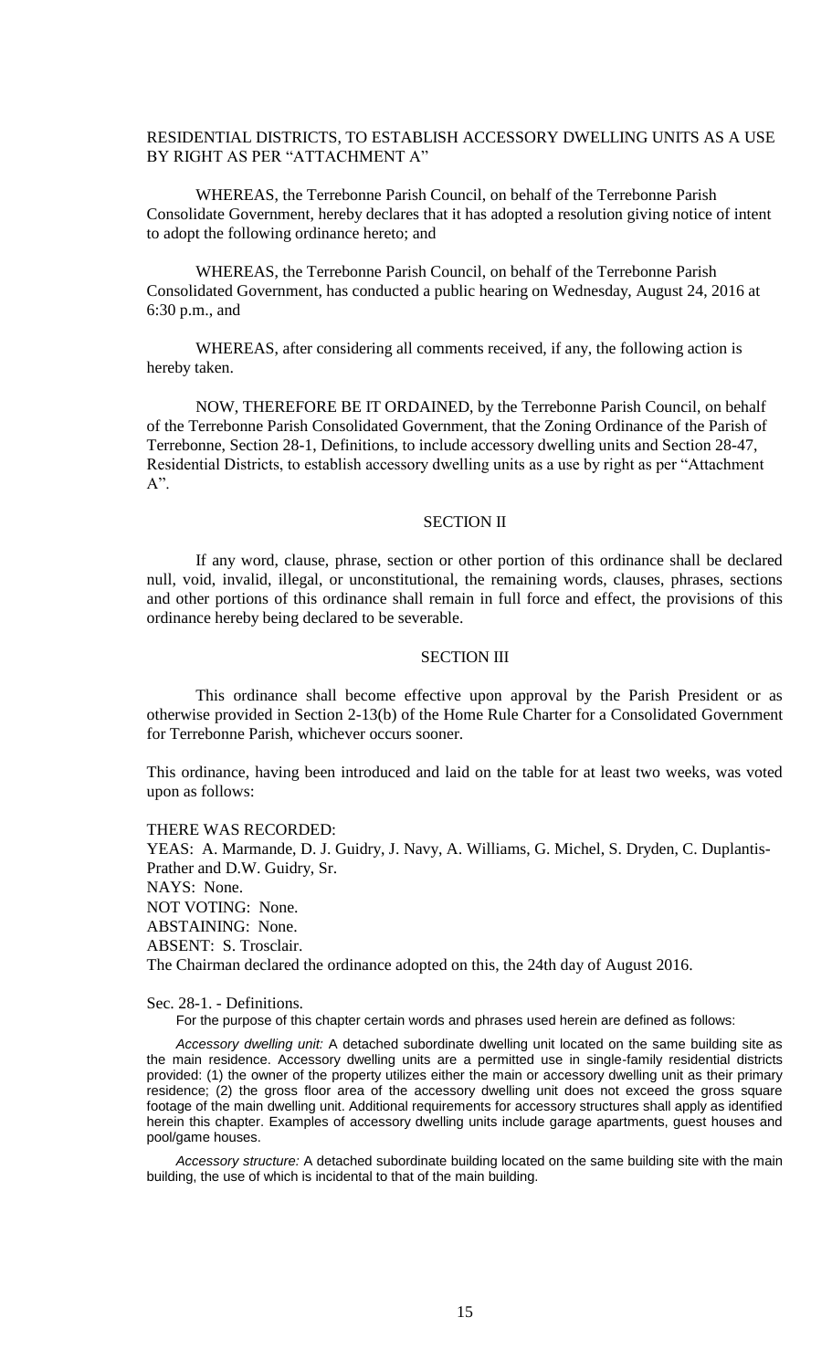RESIDENTIAL DISTRICTS, TO ESTABLISH ACCESSORY DWELLING UNITS AS A USE BY RIGHT AS PER "ATTACHMENT A"

WHEREAS, the Terrebonne Parish Council, on behalf of the Terrebonne Parish Consolidate Government, hereby declares that it has adopted a resolution giving notice of intent to adopt the following ordinance hereto; and

WHEREAS, the Terrebonne Parish Council, on behalf of the Terrebonne Parish Consolidated Government, has conducted a public hearing on Wednesday, August 24, 2016 at 6:30 p.m., and

WHEREAS, after considering all comments received, if any, the following action is hereby taken.

NOW, THEREFORE BE IT ORDAINED, by the Terrebonne Parish Council, on behalf of the Terrebonne Parish Consolidated Government, that the Zoning Ordinance of the Parish of Terrebonne, Section 28-1, Definitions, to include accessory dwelling units and Section 28-47, Residential Districts, to establish accessory dwelling units as a use by right as per "Attachment A".

## SECTION II

If any word, clause, phrase, section or other portion of this ordinance shall be declared null, void, invalid, illegal, or unconstitutional, the remaining words, clauses, phrases, sections and other portions of this ordinance shall remain in full force and effect, the provisions of this ordinance hereby being declared to be severable.

## SECTION III

This ordinance shall become effective upon approval by the Parish President or as otherwise provided in Section 2-13(b) of the Home Rule Charter for a Consolidated Government for Terrebonne Parish, whichever occurs sooner.

This ordinance, having been introduced and laid on the table for at least two weeks, was voted upon as follows:

THERE WAS RECORDED:
YEAS: A. Marmande, D. J. Guidry, J. Navy, A. Williams, G. Michel, S. Dryden, C. Duplantis-Prather and D.W. Guidry, Sr.
NAYS: None.
NOT VOTING: None.
ABSTAINING: None.
ABSENT: S. Trosclair.
The Chairman declared the ordinance adopted on this, the 24th day of August 2016.

Sec. 28-1. - Definitions.

For the purpose of this chapter certain words and phrases used herein are defined as follows:

*Accessory dwelling unit:* A detached subordinate dwelling unit located on the same building site as the main residence. Accessory dwelling units are a permitted use in single-family residential districts provided: (1) the owner of the property utilizes either the main or accessory dwelling unit as their primary residence; (2) the gross floor area of the accessory dwelling unit does not exceed the gross square footage of the main dwelling unit. Additional requirements for accessory structures shall apply as identified herein this chapter. Examples of accessory dwelling units include garage apartments, guest houses and pool/game houses.

*Accessory structure:* A detached subordinate building located on the same building site with the main building, the use of which is incidental to that of the main building.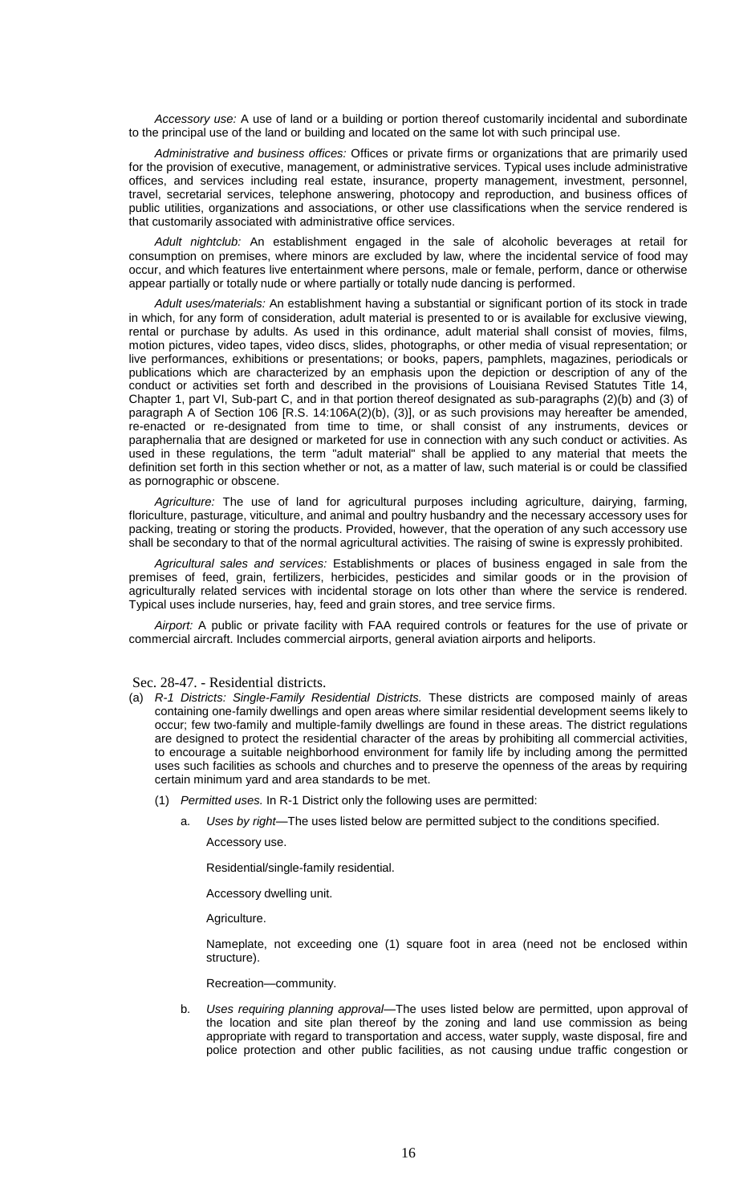*Accessory use:* A use of land or a building or portion thereof customarily incidental and subordinate to the principal use of the land or building and located on the same lot with such principal use.

*Administrative and business offices:* Offices or private firms or organizations that are primarily used for the provision of executive, management, or administrative services. Typical uses include administrative offices, and services including real estate, insurance, property management, investment, personnel, travel, secretarial services, telephone answering, photocopy and reproduction, and business offices of public utilities, organizations and associations, or other use classifications when the service rendered is that customarily associated with administrative office services.

*Adult nightclub:* An establishment engaged in the sale of alcoholic beverages at retail for consumption on premises, where minors are excluded by law, where the incidental service of food may occur, and which features live entertainment where persons, male or female, perform, dance or otherwise appear partially or totally nude or where partially or totally nude dancing is performed.

*Adult uses/materials:* An establishment having a substantial or significant portion of its stock in trade in which, for any form of consideration, adult material is presented to or is available for exclusive viewing, rental or purchase by adults. As used in this ordinance, adult material shall consist of movies, films, motion pictures, video tapes, video discs, slides, photographs, or other media of visual representation; or live performances, exhibitions or presentations; or books, papers, pamphlets, magazines, periodicals or publications which are characterized by an emphasis upon the depiction or description of any of the conduct or activities set forth and described in the provisions of Louisiana Revised Statutes Title 14, Chapter 1, part VI, Sub-part C, and in that portion thereof designated as sub-paragraphs (2)(b) and (3) of paragraph A of Section 106 [R.S. 14:106A(2)(b), (3)], or as such provisions may hereafter be amended, re-enacted or re-designated from time to time, or shall consist of any instruments, devices or paraphernalia that are designed or marketed for use in connection with any such conduct or activities. As used in these regulations, the term "adult material" shall be applied to any material that meets the definition set forth in this section whether or not, as a matter of law, such material is or could be classified as pornographic or obscene.

*Agriculture:* The use of land for agricultural purposes including agriculture, dairying, farming, floriculture, pasturage, viticulture, and animal and poultry husbandry and the necessary accessory uses for packing, treating or storing the products. Provided, however, that the operation of any such accessory use shall be secondary to that of the normal agricultural activities. The raising of swine is expressly prohibited.

*Agricultural sales and services:* Establishments or places of business engaged in sale from the premises of feed, grain, fertilizers, herbicides, pesticides and similar goods or in the provision of agriculturally related services with incidental storage on lots other than where the service is rendered. Typical uses include nurseries, hay, feed and grain stores, and tree service firms.

*Airport:* A public or private facility with FAA required controls or features for the use of private or commercial aircraft. Includes commercial airports, general aviation airports and heliports.

## Sec. 28-47. - Residential districts.

(a) *R-1 Districts: Single-Family Residential Districts.* These districts are composed mainly of areas containing one-family dwellings and open areas where similar residential development seems likely to occur; few two-family and multiple-family dwellings are found in these areas. The district regulations are designed to protect the residential character of the areas by prohibiting all commercial activities, to encourage a suitable neighborhood environment for family life by including among the permitted uses such facilities as schools and churches and to preserve the openness of the areas by requiring certain minimum yard and area standards to be met.

(1) *Permitted uses.* In R-1 District only the following uses are permitted:

a. *Uses by right*—The uses listed below are permitted subject to the conditions specified.

Accessory use.

Residential/single-family residential.

Accessory dwelling unit.

Agriculture.

Nameplate, not exceeding one (1) square foot in area (need not be enclosed within structure).

Recreation—community.

b. *Uses requiring planning approval*—The uses listed below are permitted, upon approval of the location and site plan thereof by the zoning and land use commission as being appropriate with regard to transportation and access, water supply, waste disposal, fire and police protection and other public facilities, as not causing undue traffic congestion or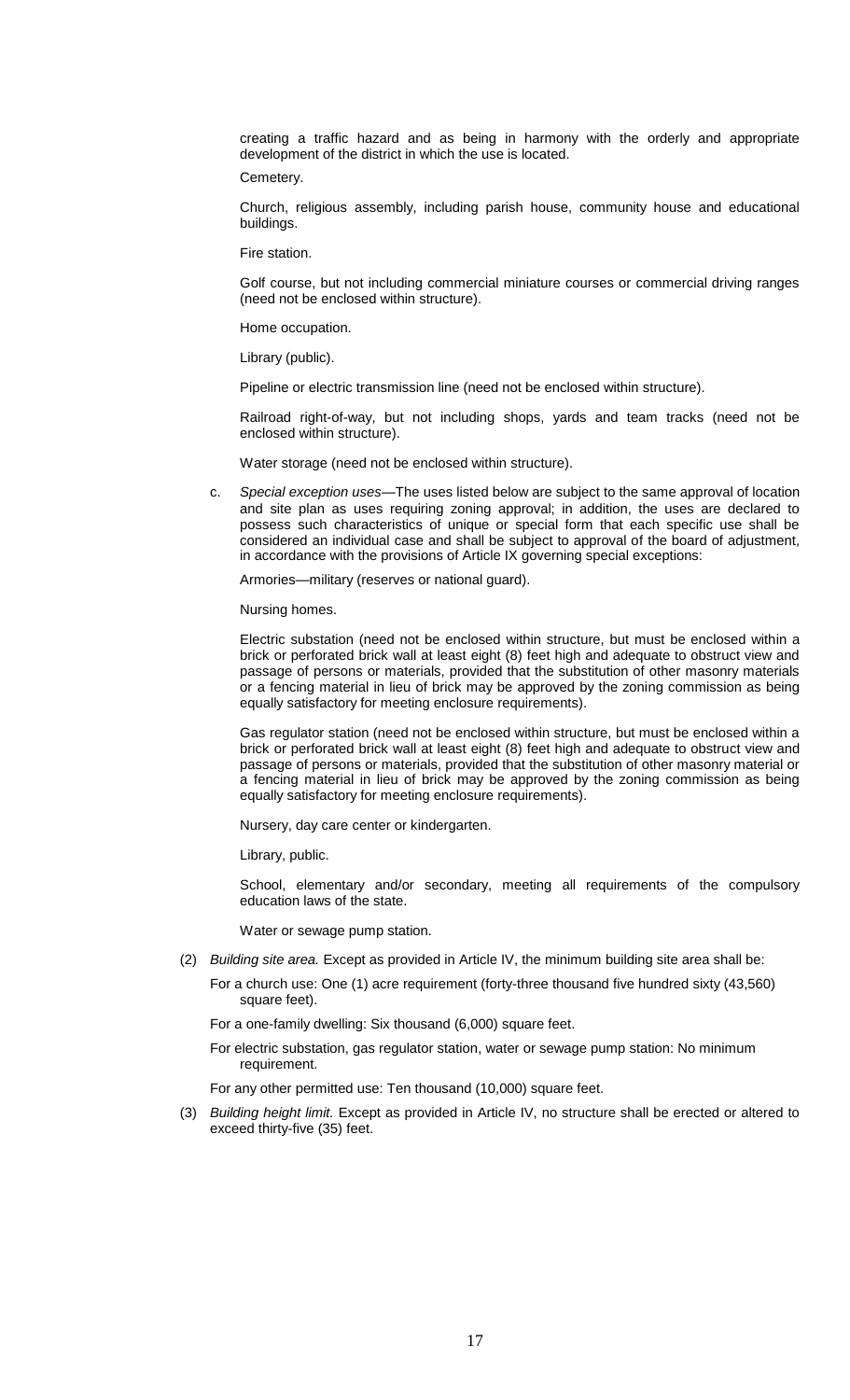creating a traffic hazard and as being in harmony with the orderly and appropriate development of the district in which the use is located.

Cemetery.

Church, religious assembly, including parish house, community house and educational buildings.

Fire station.

Golf course, but not including commercial miniature courses or commercial driving ranges (need not be enclosed within structure).

Home occupation.

Library (public).

Pipeline or electric transmission line (need not be enclosed within structure).

Railroad right-of-way, but not including shops, yards and team tracks (need not be enclosed within structure).

Water storage (need not be enclosed within structure).

c. *Special exception uses*—The uses listed below are subject to the same approval of location and site plan as uses requiring zoning approval; in addition, the uses are declared to possess such characteristics of unique or special form that each specific use shall be considered an individual case and shall be subject to approval of the board of adjustment, in accordance with the provisions of Article IX governing special exceptions:

Armories—military (reserves or national guard).

Nursing homes.

Electric substation (need not be enclosed within structure, but must be enclosed within a brick or perforated brick wall at least eight (8) feet high and adequate to obstruct view and passage of persons or materials, provided that the substitution of other masonry materials or a fencing material in lieu of brick may be approved by the zoning commission as being equally satisfactory for meeting enclosure requirements).

Gas regulator station (need not be enclosed within structure, but must be enclosed within a brick or perforated brick wall at least eight (8) feet high and adequate to obstruct view and passage of persons or materials, provided that the substitution of other masonry material or a fencing material in lieu of brick may be approved by the zoning commission as being equally satisfactory for meeting enclosure requirements).

Nursery, day care center or kindergarten.

Library, public.

School, elementary and/or secondary, meeting all requirements of the compulsory education laws of the state.

Water or sewage pump station.

(2) *Building site area.* Except as provided in Article IV, the minimum building site area shall be:

For a church use: One (1) acre requirement (forty-three thousand five hundred sixty (43,560) square feet).

For a one-family dwelling: Six thousand (6,000) square feet.

For electric substation, gas regulator station, water or sewage pump station: No minimum requirement.

For any other permitted use: Ten thousand (10,000) square feet.

(3) *Building height limit.* Except as provided in Article IV, no structure shall be erected or altered to exceed thirty-five (35) feet.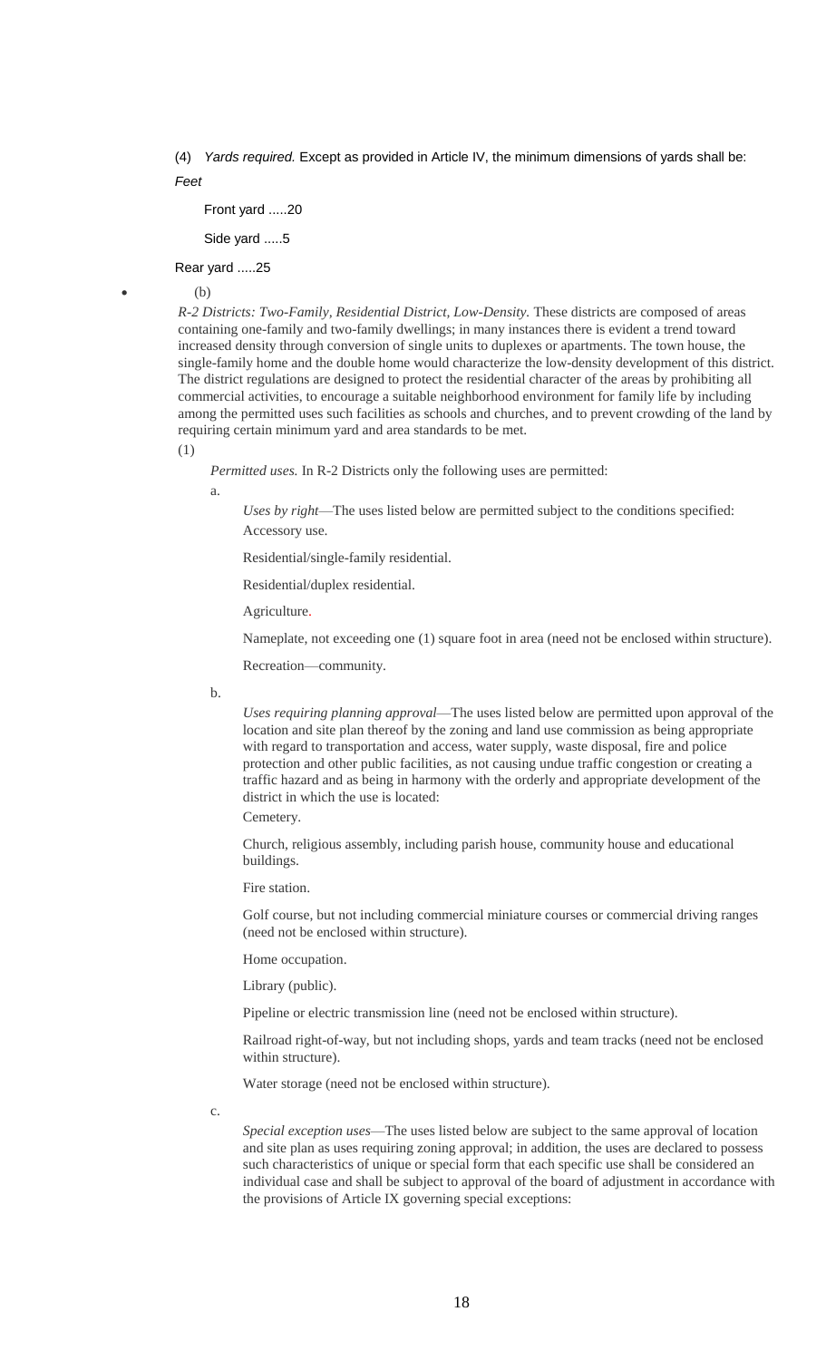(4) *Yards required.* Except as provided in Article IV, the minimum dimensions of yards shall be:

*Feet*

Front yard .....20

Side yard .....5

Rear yard .....25

(b)

*R-2 Districts: Two-Family, Residential District, Low-Density.* These districts are composed of areas containing one-family and two-family dwellings; in many instances there is evident a trend toward increased density through conversion of single units to duplexes or apartments. The town house, the single-family home and the double home would characterize the low-density development of this district. The district regulations are designed to protect the residential character of the areas by prohibiting all commercial activities, to encourage a suitable neighborhood environment for family life by including among the permitted uses such facilities as schools and churches, and to prevent crowding of the land by requiring certain minimum yard and area standards to be met.

(1)

*Permitted uses.* In R-2 Districts only the following uses are permitted:

a.

*Uses by right*—The uses listed below are permitted subject to the conditions specified:

Accessory use.

Residential/single-family residential.

Residential/duplex residential.

Agriculture.

Nameplate, not exceeding one (1) square foot in area (need not be enclosed within structure).

Recreation—community.

b.

*Uses requiring planning approval*—The uses listed below are permitted upon approval of the location and site plan thereof by the zoning and land use commission as being appropriate with regard to transportation and access, water supply, waste disposal, fire and police protection and other public facilities, as not causing undue traffic congestion or creating a traffic hazard and as being in harmony with the orderly and appropriate development of the district in which the use is located:

Cemetery.

Church, religious assembly, including parish house, community house and educational buildings.

Fire station.

Golf course, but not including commercial miniature courses or commercial driving ranges (need not be enclosed within structure).

Home occupation.

Library (public).

Pipeline or electric transmission line (need not be enclosed within structure).

Railroad right-of-way, but not including shops, yards and team tracks (need not be enclosed within structure).

Water storage (need not be enclosed within structure).

c.

*Special exception uses*—The uses listed below are subject to the same approval of location and site plan as uses requiring zoning approval; in addition, the uses are declared to possess such characteristics of unique or special form that each specific use shall be considered an individual case and shall be subject to approval of the board of adjustment in accordance with the provisions of Article IX governing special exceptions: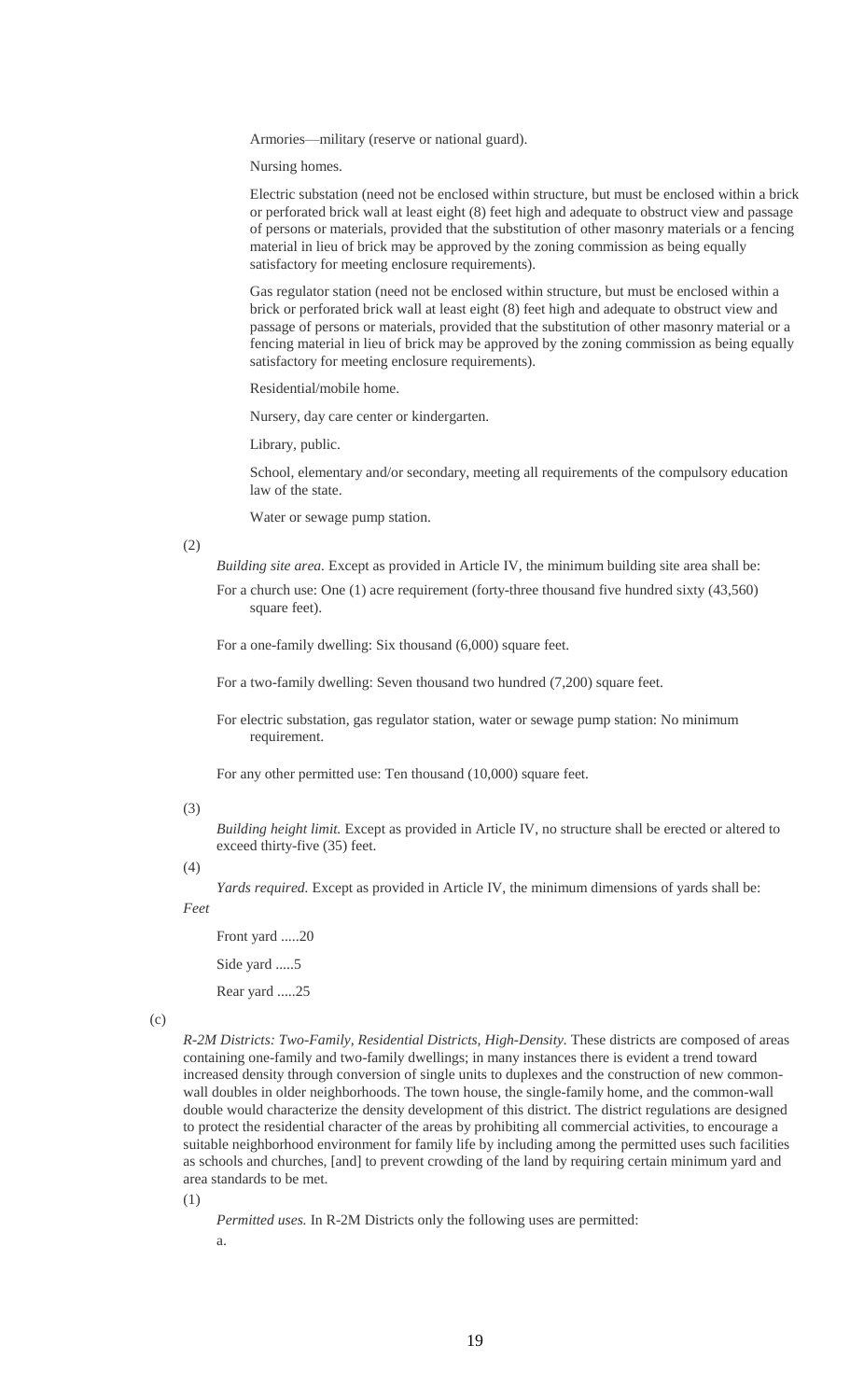Armories—military (reserve or national guard).

Nursing homes.

Electric substation (need not be enclosed within structure, but must be enclosed within a brick or perforated brick wall at least eight (8) feet high and adequate to obstruct view and passage of persons or materials, provided that the substitution of other masonry materials or a fencing material in lieu of brick may be approved by the zoning commission as being equally satisfactory for meeting enclosure requirements).

Gas regulator station (need not be enclosed within structure, but must be enclosed within a brick or perforated brick wall at least eight (8) feet high and adequate to obstruct view and passage of persons or materials, provided that the substitution of other masonry material or a fencing material in lieu of brick may be approved by the zoning commission as being equally satisfactory for meeting enclosure requirements).

Residential/mobile home.

Nursery, day care center or kindergarten.

Library, public.

School, elementary and/or secondary, meeting all requirements of the compulsory education law of the state.

Water or sewage pump station.

(2)

*Building site area.* Except as provided in Article IV, the minimum building site area shall be:

For a church use: One (1) acre requirement (forty-three thousand five hundred sixty (43,560) square feet).

For a one-family dwelling: Six thousand (6,000) square feet.

For a two-family dwelling: Seven thousand two hundred (7,200) square feet.

For electric substation, gas regulator station, water or sewage pump station: No minimum requirement.

For any other permitted use: Ten thousand (10,000) square feet.

(3)

*Building height limit.* Except as provided in Article IV, no structure shall be erected or altered to exceed thirty-five (35) feet.

(4)

*Yards required.* Except as provided in Article IV, the minimum dimensions of yards shall be:

*Feet*

Front yard .....20

Side yard .....5

Rear yard .....25

(c)

*R-2M Districts: Two-Family, Residential Districts, High-Density.* These districts are composed of areas containing one-family and two-family dwellings; in many instances there is evident a trend toward increased density through conversion of single units to duplexes and the construction of new common-wall doubles in older neighborhoods. The town house, the single-family home, and the common-wall double would characterize the density development of this district. The district regulations are designed to protect the residential character of the areas by prohibiting all commercial activities, to encourage a suitable neighborhood environment for family life by including among the permitted uses such facilities as schools and churches, [and] to prevent crowding of the land by requiring certain minimum yard and area standards to be met.

(1)

*Permitted uses.* In R-2M Districts only the following uses are permitted:

a.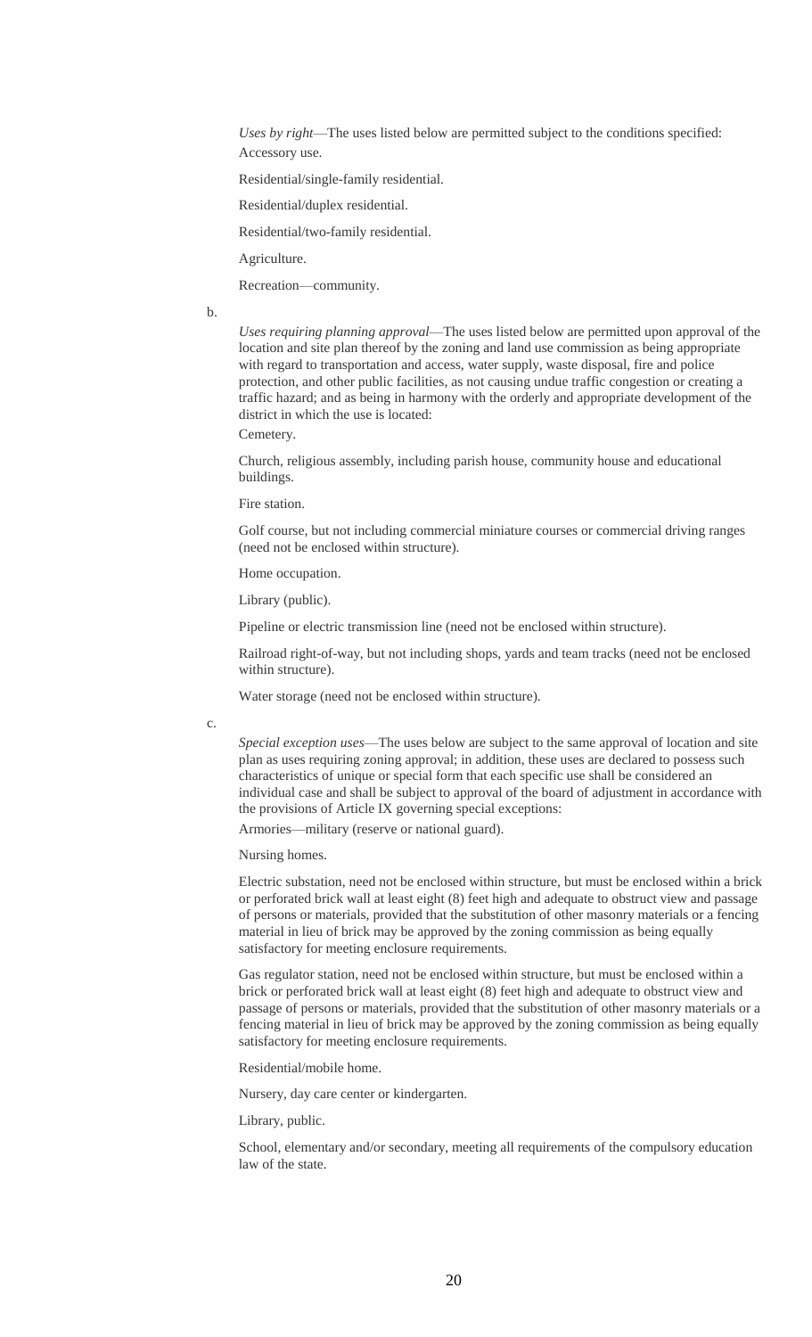*Uses by right*—The uses listed below are permitted subject to the conditions specified:

Accessory use.

Residential/single-family residential.

Residential/duplex residential.

Residential/two-family residential.

Agriculture.

Recreation—community.

b.

*Uses requiring planning approval*—The uses listed below are permitted upon approval of the location and site plan thereof by the zoning and land use commission as being appropriate with regard to transportation and access, water supply, waste disposal, fire and police protection, and other public facilities, as not causing undue traffic congestion or creating a traffic hazard; and as being in harmony with the orderly and appropriate development of the district in which the use is located:

Cemetery.

Church, religious assembly, including parish house, community house and educational buildings.

Fire station.

Golf course, but not including commercial miniature courses or commercial driving ranges (need not be enclosed within structure).

Home occupation.

Library (public).

Pipeline or electric transmission line (need not be enclosed within structure).

Railroad right-of-way, but not including shops, yards and team tracks (need not be enclosed within structure).

Water storage (need not be enclosed within structure).

c.

*Special exception uses*—The uses below are subject to the same approval of location and site plan as uses requiring zoning approval; in addition, these uses are declared to possess such characteristics of unique or special form that each specific use shall be considered an individual case and shall be subject to approval of the board of adjustment in accordance with the provisions of Article IX governing special exceptions:

Armories—military (reserve or national guard).

Nursing homes.

Electric substation, need not be enclosed within structure, but must be enclosed within a brick or perforated brick wall at least eight (8) feet high and adequate to obstruct view and passage of persons or materials, provided that the substitution of other masonry materials or a fencing material in lieu of brick may be approved by the zoning commission as being equally satisfactory for meeting enclosure requirements.

Gas regulator station, need not be enclosed within structure, but must be enclosed within a brick or perforated brick wall at least eight (8) feet high and adequate to obstruct view and passage of persons or materials, provided that the substitution of other masonry materials or a fencing material in lieu of brick may be approved by the zoning commission as being equally satisfactory for meeting enclosure requirements.

Residential/mobile home.

Nursery, day care center or kindergarten.

Library, public.

School, elementary and/or secondary, meeting all requirements of the compulsory education law of the state.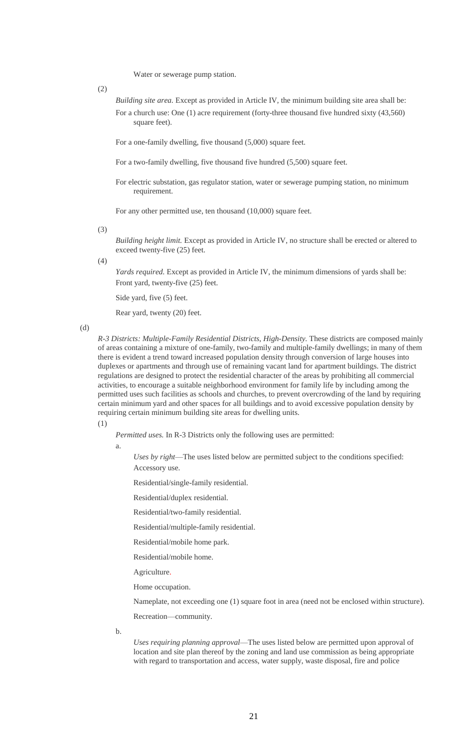Water or sewerage pump station.

(2)

*Building site area.* Except as provided in Article IV, the minimum building site area shall be:

For a church use: One (1) acre requirement (forty-three thousand five hundred sixty (43,560) square feet).

For a one-family dwelling, five thousand (5,000) square feet.

For a two-family dwelling, five thousand five hundred (5,500) square feet.

For electric substation, gas regulator station, water or sewerage pumping station, no minimum requirement.

For any other permitted use, ten thousand (10,000) square feet.

(3)

*Building height limit.* Except as provided in Article IV, no structure shall be erected or altered to exceed twenty-five (25) feet.

(4)

*Yards required.* Except as provided in Article IV, the minimum dimensions of yards shall be:

Front yard, twenty-five (25) feet.

Side yard, five (5) feet.

Rear yard, twenty (20) feet.

(d)

*R-3 Districts: Multiple-Family Residential Districts, High-Density.* These districts are composed mainly of areas containing a mixture of one-family, two-family and multiple-family dwellings; in many of them there is evident a trend toward increased population density through conversion of large houses into duplexes or apartments and through use of remaining vacant land for apartment buildings. The district regulations are designed to protect the residential character of the areas by prohibiting all commercial activities, to encourage a suitable neighborhood environment for family life by including among the permitted uses such facilities as schools and churches, to prevent overcrowding of the land by requiring certain minimum yard and other spaces for all buildings and to avoid excessive population density by requiring certain minimum building site areas for dwelling units.

(1)

*Permitted uses.* In R-3 Districts only the following uses are permitted:

a.

*Uses by right*—The uses listed below are permitted subject to the conditions specified:

Accessory use.

Residential/single-family residential.

Residential/duplex residential.

Residential/two-family residential.

Residential/multiple-family residential.

Residential/mobile home park.

Residential/mobile home.

Agriculture.

Home occupation.

Nameplate, not exceeding one (1) square foot in area (need not be enclosed within structure).

Recreation—community.

b.

*Uses requiring planning approval*—The uses listed below are permitted upon approval of location and site plan thereof by the zoning and land use commission as being appropriate with regard to transportation and access, water supply, waste disposal, fire and police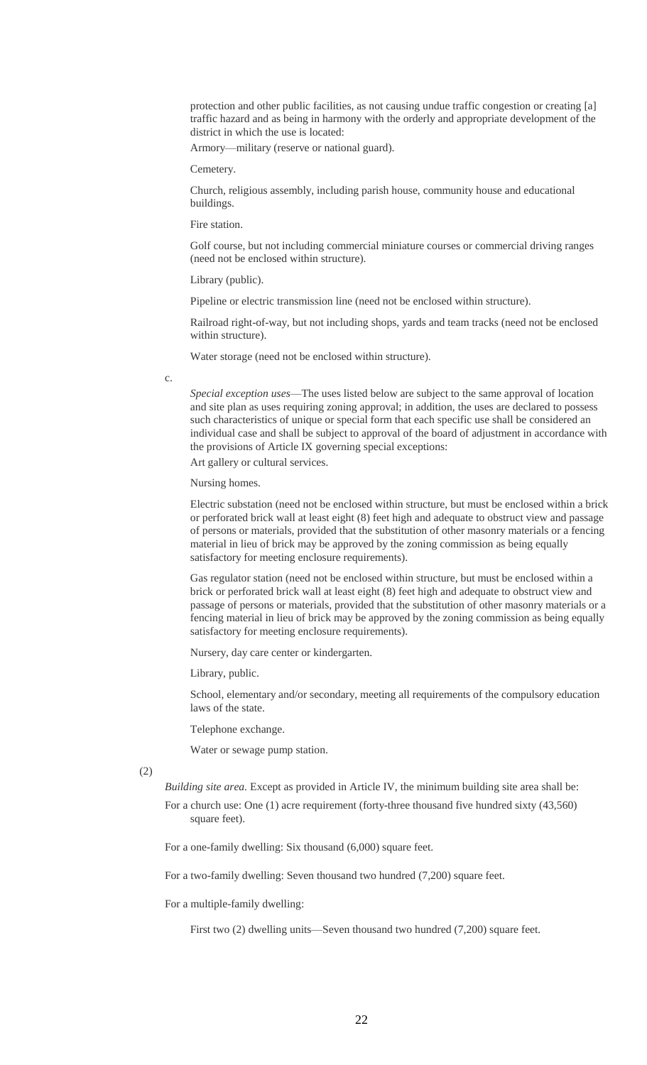protection and other public facilities, as not causing undue traffic congestion or creating [a] traffic hazard and as being in harmony with the orderly and appropriate development of the district in which the use is located:

Armory—military (reserve or national guard).

Cemetery.

Church, religious assembly, including parish house, community house and educational buildings.

Fire station.

Golf course, but not including commercial miniature courses or commercial driving ranges (need not be enclosed within structure).

Library (public).

Pipeline or electric transmission line (need not be enclosed within structure).

Railroad right-of-way, but not including shops, yards and team tracks (need not be enclosed within structure).

Water storage (need not be enclosed within structure).

c.

*Special exception uses*—The uses listed below are subject to the same approval of location and site plan as uses requiring zoning approval; in addition, the uses are declared to possess such characteristics of unique or special form that each specific use shall be considered an individual case and shall be subject to approval of the board of adjustment in accordance with the provisions of Article IX governing special exceptions:

Art gallery or cultural services.

Nursing homes.

Electric substation (need not be enclosed within structure, but must be enclosed within a brick or perforated brick wall at least eight (8) feet high and adequate to obstruct view and passage of persons or materials, provided that the substitution of other masonry materials or a fencing material in lieu of brick may be approved by the zoning commission as being equally satisfactory for meeting enclosure requirements).

Gas regulator station (need not be enclosed within structure, but must be enclosed within a brick or perforated brick wall at least eight (8) feet high and adequate to obstruct view and passage of persons or materials, provided that the substitution of other masonry materials or a fencing material in lieu of brick may be approved by the zoning commission as being equally satisfactory for meeting enclosure requirements).

Nursery, day care center or kindergarten.

Library, public.

School, elementary and/or secondary, meeting all requirements of the compulsory education laws of the state.

Telephone exchange.

Water or sewage pump station.

(2)

*Building site area.* Except as provided in Article IV, the minimum building site area shall be:

For a church use: One (1) acre requirement (forty-three thousand five hundred sixty (43,560) square feet).

For a one-family dwelling: Six thousand (6,000) square feet.

For a two-family dwelling: Seven thousand two hundred (7,200) square feet.

For a multiple-family dwelling:

First two (2) dwelling units—Seven thousand two hundred (7,200) square feet.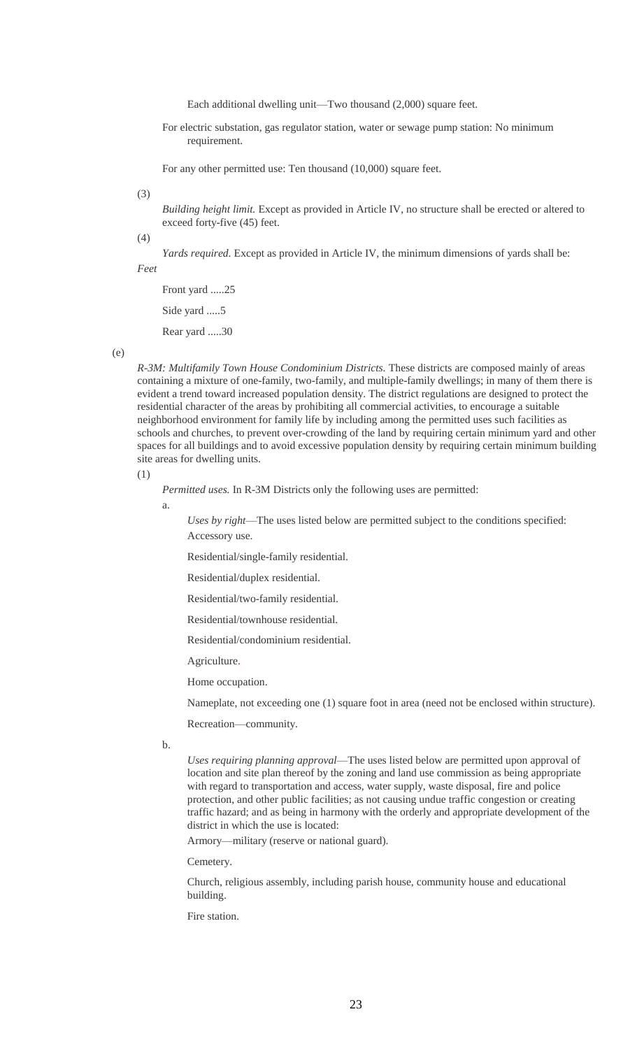Each additional dwelling unit—Two thousand (2,000) square feet.

For electric substation, gas regulator station, water or sewage pump station: No minimum requirement.

For any other permitted use: Ten thousand (10,000) square feet.

(3)

*Building height limit.* Except as provided in Article IV, no structure shall be erected or altered to exceed forty-five (45) feet.

(4)

*Yards required.* Except as provided in Article IV, the minimum dimensions of yards shall be:

*Feet*

Front yard .....25

Side yard .....5

Rear yard .....30

(e)

*R-3M: Multifamily Town House Condominium Districts.* These districts are composed mainly of areas containing a mixture of one-family, two-family, and multiple-family dwellings; in many of them there is evident a trend toward increased population density. The district regulations are designed to protect the residential character of the areas by prohibiting all commercial activities, to encourage a suitable neighborhood environment for family life by including among the permitted uses such facilities as schools and churches, to prevent over-crowding of the land by requiring certain minimum yard and other spaces for all buildings and to avoid excessive population density by requiring certain minimum building site areas for dwelling units.

(1)

*Permitted uses.* In R-3M Districts only the following uses are permitted:

a.

*Uses by right*—The uses listed below are permitted subject to the conditions specified:

Accessory use.

Residential/single-family residential.

Residential/duplex residential.

Residential/two-family residential.

Residential/townhouse residential.

Residential/condominium residential.

Agriculture.

Home occupation.

Nameplate, not exceeding one (1) square foot in area (need not be enclosed within structure).

Recreation—community.

b.

*Uses requiring planning approval*—The uses listed below are permitted upon approval of location and site plan thereof by the zoning and land use commission as being appropriate with regard to transportation and access, water supply, waste disposal, fire and police protection, and other public facilities; as not causing undue traffic congestion or creating traffic hazard; and as being in harmony with the orderly and appropriate development of the district in which the use is located:

Armory—military (reserve or national guard).

Cemetery.

Church, religious assembly, including parish house, community house and educational building.

Fire station.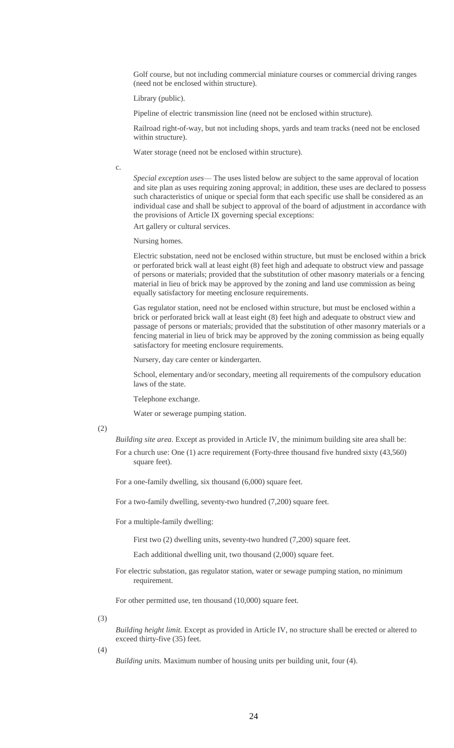Golf course, but not including commercial miniature courses or commercial driving ranges (need not be enclosed within structure).

Library (public).

Pipeline of electric transmission line (need not be enclosed within structure).

Railroad right-of-way, but not including shops, yards and team tracks (need not be enclosed within structure).

Water storage (need not be enclosed within structure).

c.

*Special exception uses*— The uses listed below are subject to the same approval of location and site plan as uses requiring zoning approval; in addition, these uses are declared to possess such characteristics of unique or special form that each specific use shall be considered as an individual case and shall be subject to approval of the board of adjustment in accordance with the provisions of Article IX governing special exceptions:

Art gallery or cultural services.

Nursing homes.

Electric substation, need not be enclosed within structure, but must be enclosed within a brick or perforated brick wall at least eight (8) feet high and adequate to obstruct view and passage of persons or materials; provided that the substitution of other masonry materials or a fencing material in lieu of brick may be approved by the zoning and land use commission as being equally satisfactory for meeting enclosure requirements.

Gas regulator station, need not be enclosed within structure, but must be enclosed within a brick or perforated brick wall at least eight (8) feet high and adequate to obstruct view and passage of persons or materials; provided that the substitution of other masonry materials or a fencing material in lieu of brick may be approved by the zoning commission as being equally satisfactory for meeting enclosure requirements.

Nursery, day care center or kindergarten.

School, elementary and/or secondary, meeting all requirements of the compulsory education laws of the state.

Telephone exchange.

Water or sewerage pumping station.

(2)

*Building site area.* Except as provided in Article IV, the minimum building site area shall be:

For a church use: One (1) acre requirement (Forty-three thousand five hundred sixty (43,560) square feet).

For a one-family dwelling, six thousand (6,000) square feet.

For a two-family dwelling, seventy-two hundred (7,200) square feet.

For a multiple-family dwelling:

First two (2) dwelling units, seventy-two hundred (7,200) square feet.

Each additional dwelling unit, two thousand (2,000) square feet.

For electric substation, gas regulator station, water or sewage pumping station, no minimum requirement.

For other permitted use, ten thousand (10,000) square feet.

(3)

*Building height limit.* Except as provided in Article IV, no structure shall be erected or altered to exceed thirty-five (35) feet.

(4)

*Building units.* Maximum number of housing units per building unit, four (4).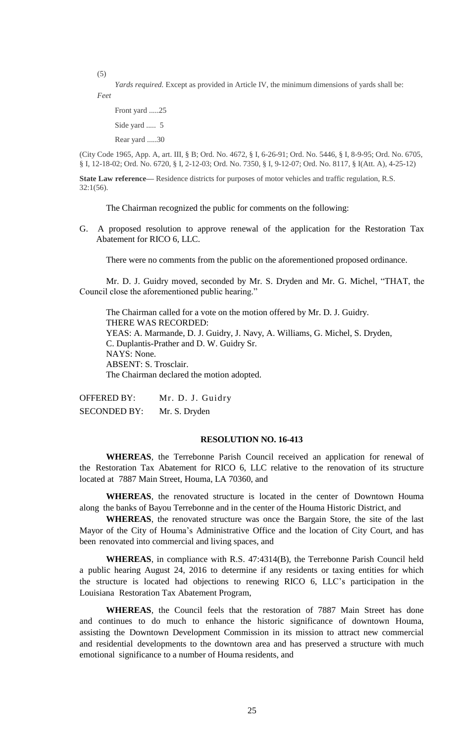(5)

*Yards required.* Except as provided in Article IV, the minimum dimensions of yards shall be:

*Feet*

Front yard .....25

Side yard ..... 5

Rear yard .....30

(City Code 1965, App. A, art. III, § B; Ord. No. 4672, § I, 6-26-91; Ord. No. 5446, § I, 8-9-95; Ord. No. 6705, § I, 12-18-02; Ord. No. 6720, § I, 2-12-03; Ord. No. 7350, § I, 9-12-07; Ord. No. 8117, § I(Att. A), 4-25-12)

**State Law reference**— Residence districts for purposes of motor vehicles and traffic regulation, R.S. 32:1(56).

The Chairman recognized the public for comments on the following:

G. A proposed resolution to approve renewal of the application for the Restoration Tax Abatement for RICO 6, LLC.

There were no comments from the public on the aforementioned proposed ordinance.

Mr. D. J. Guidry moved, seconded by Mr. S. Dryden and Mr. G. Michel, "THAT, the Council close the aforementioned public hearing."

The Chairman called for a vote on the motion offered by Mr. D. J. Guidry.
THERE WAS RECORDED:
YEAS: A. Marmande, D. J. Guidry, J. Navy, A. Williams, G. Michel, S. Dryden, C. Duplantis-Prather and D. W. Guidry Sr.
NAYS: None.
ABSENT: S. Trosclair.
The Chairman declared the motion adopted.

OFFERED BY: Mr. D. J. Guidry
SECONDED BY: Mr. S. Dryden

**RESOLUTION NO. 16-413**

**WHEREAS**, the Terrebonne Parish Council received an application for renewal of the Restoration Tax Abatement for RICO 6, LLC relative to the renovation of its structure located at 7887 Main Street, Houma, LA 70360, and

**WHEREAS**, the renovated structure is located in the center of Downtown Houma along the banks of Bayou Terrebonne and in the center of the Houma Historic District, and

**WHEREAS**, the renovated structure was once the Bargain Store, the site of the last Mayor of the City of Houma's Administrative Office and the location of City Court, and has been renovated into commercial and living spaces, and

**WHEREAS**, in compliance with R.S. 47:4314(B), the Terrebonne Parish Council held a public hearing August 24, 2016 to determine if any residents or taxing entities for which the structure is located had objections to renewing RICO 6, LLC's participation in the Louisiana Restoration Tax Abatement Program,

**WHEREAS**, the Council feels that the restoration of 7887 Main Street has done and continues to do much to enhance the historic significance of downtown Houma, assisting the Downtown Development Commission in its mission to attract new commercial and residential developments to the downtown area and has preserved a structure with much emotional significance to a number of Houma residents, and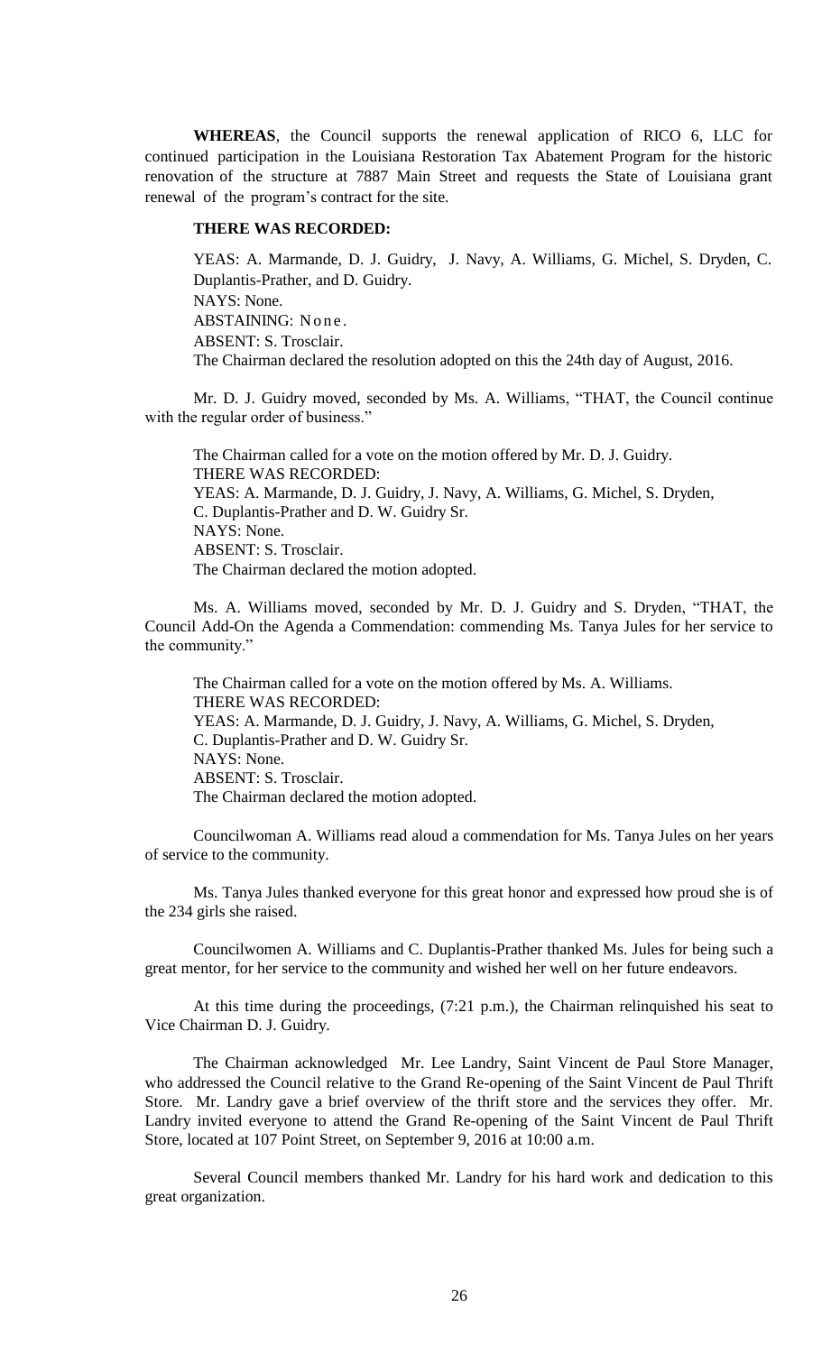**WHEREAS**, the Council supports the renewal application of RICO 6, LLC for continued participation in the Louisiana Restoration Tax Abatement Program for the historic renovation of the structure at 7887 Main Street and requests the State of Louisiana grant renewal of the program's contract for the site.

**THERE WAS RECORDED:**

YEAS: A. Marmande, D. J. Guidry, J. Navy, A. Williams, G. Michel, S. Dryden, C. Duplantis-Prather, and D. Guidry.
NAYS: None.
ABSTAINING: None.
ABSENT: S. Trosclair.
The Chairman declared the resolution adopted on this the 24th day of August, 2016.

Mr. D. J. Guidry moved, seconded by Ms. A. Williams, "THAT, the Council continue with the regular order of business."

The Chairman called for a vote on the motion offered by Mr. D. J. Guidry.
THERE WAS RECORDED:
YEAS: A. Marmande, D. J. Guidry, J. Navy, A. Williams, G. Michel, S. Dryden, C. Duplantis-Prather and D. W. Guidry Sr.
NAYS: None.
ABSENT: S. Trosclair.
The Chairman declared the motion adopted.

Ms. A. Williams moved, seconded by Mr. D. J. Guidry and S. Dryden, "THAT, the Council Add-On the Agenda a Commendation: commending Ms. Tanya Jules for her service to the community."

The Chairman called for a vote on the motion offered by Ms. A. Williams.
THERE WAS RECORDED:
YEAS: A. Marmande, D. J. Guidry, J. Navy, A. Williams, G. Michel, S. Dryden, C. Duplantis-Prather and D. W. Guidry Sr.
NAYS: None.
ABSENT: S. Trosclair.
The Chairman declared the motion adopted.

Councilwoman A. Williams read aloud a commendation for Ms. Tanya Jules on her years of service to the community.

Ms. Tanya Jules thanked everyone for this great honor and expressed how proud she is of the 234 girls she raised.

Councilwomen A. Williams and C. Duplantis-Prather thanked Ms. Jules for being such a great mentor, for her service to the community and wished her well on her future endeavors.

At this time during the proceedings, (7:21 p.m.), the Chairman relinquished his seat to Vice Chairman D. J. Guidry.

The Chairman acknowledged Mr. Lee Landry, Saint Vincent de Paul Store Manager, who addressed the Council relative to the Grand Re-opening of the Saint Vincent de Paul Thrift Store. Mr. Landry gave a brief overview of the thrift store and the services they offer. Mr. Landry invited everyone to attend the Grand Re-opening of the Saint Vincent de Paul Thrift Store, located at 107 Point Street, on September 9, 2016 at 10:00 a.m.

Several Council members thanked Mr. Landry for his hard work and dedication to this great organization.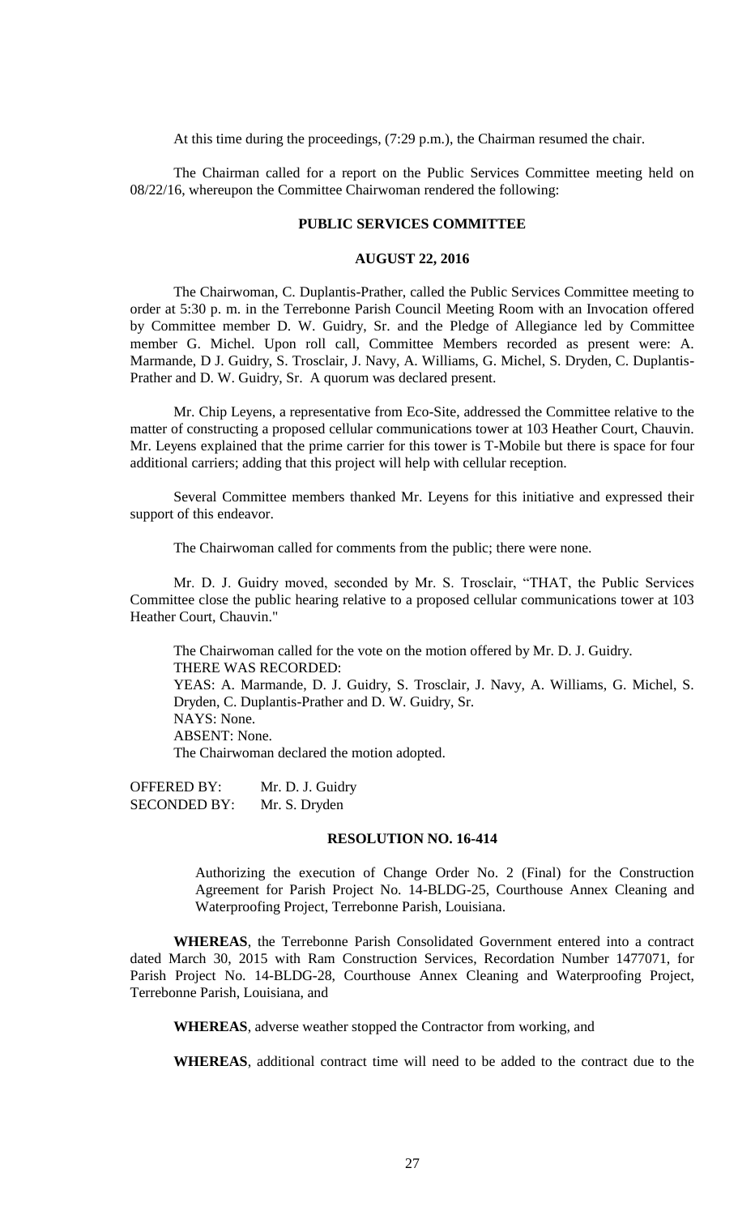At this time during the proceedings, (7:29 p.m.), the Chairman resumed the chair.

The Chairman called for a report on the Public Services Committee meeting held on 08/22/16, whereupon the Committee Chairwoman rendered the following:

**PUBLIC SERVICES COMMITTEE**

**AUGUST 22, 2016**

The Chairwoman, C. Duplantis-Prather, called the Public Services Committee meeting to order at 5:30 p. m. in the Terrebonne Parish Council Meeting Room with an Invocation offered by Committee member D. W. Guidry, Sr. and the Pledge of Allegiance led by Committee member G. Michel. Upon roll call, Committee Members recorded as present were: A. Marmande, D J. Guidry, S. Trosclair, J. Navy, A. Williams, G. Michel, S. Dryden, C. Duplantis-Prather and D. W. Guidry, Sr. A quorum was declared present.

Mr. Chip Leyens, a representative from Eco-Site, addressed the Committee relative to the matter of constructing a proposed cellular communications tower at 103 Heather Court, Chauvin. Mr. Leyens explained that the prime carrier for this tower is T-Mobile but there is space for four additional carriers; adding that this project will help with cellular reception.

Several Committee members thanked Mr. Leyens for this initiative and expressed their support of this endeavor.

The Chairwoman called for comments from the public; there were none.

Mr. D. J. Guidry moved, seconded by Mr. S. Trosclair, "THAT, the Public Services Committee close the public hearing relative to a proposed cellular communications tower at 103 Heather Court, Chauvin."

The Chairwoman called for the vote on the motion offered by Mr. D. J. Guidry.
THERE WAS RECORDED:
YEAS: A. Marmande, D. J. Guidry, S. Trosclair, J. Navy, A. Williams, G. Michel, S. Dryden, C. Duplantis-Prather and D. W. Guidry, Sr.
NAYS: None.
ABSENT: None.
The Chairwoman declared the motion adopted.

OFFERED BY: Mr. D. J. Guidry
SECONDED BY: Mr. S. Dryden

**RESOLUTION NO. 16-414**

Authorizing the execution of Change Order No. 2 (Final) for the Construction Agreement for Parish Project No. 14-BLDG-25, Courthouse Annex Cleaning and Waterproofing Project, Terrebonne Parish, Louisiana.

**WHEREAS**, the Terrebonne Parish Consolidated Government entered into a contract dated March 30, 2015 with Ram Construction Services, Recordation Number 1477071, for Parish Project No. 14-BLDG-28, Courthouse Annex Cleaning and Waterproofing Project, Terrebonne Parish, Louisiana, and

**WHEREAS**, adverse weather stopped the Contractor from working, and

**WHEREAS**, additional contract time will need to be added to the contract due to the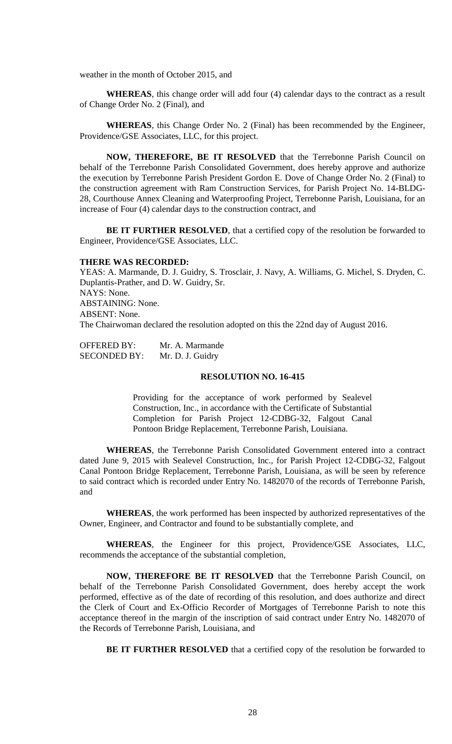weather in the month of October 2015, and

**WHEREAS**, this change order will add four (4) calendar days to the contract as a result of Change Order No. 2 (Final), and

**WHEREAS**, this Change Order No. 2 (Final) has been recommended by the Engineer, Providence/GSE Associates, LLC, for this project.

**NOW, THEREFORE, BE IT RESOLVED** that the Terrebonne Parish Council on behalf of the Terrebonne Parish Consolidated Government, does hereby approve and authorize the execution by Terrebonne Parish President Gordon E. Dove of Change Order No. 2 (Final) to the construction agreement with Ram Construction Services, for Parish Project No. 14-BLDG-28, Courthouse Annex Cleaning and Waterproofing Project, Terrebonne Parish, Louisiana, for an increase of Four (4) calendar days to the construction contract, and

**BE IT FURTHER RESOLVED**, that a certified copy of the resolution be forwarded to Engineer, Providence/GSE Associates, LLC.

**THERE WAS RECORDED:**

YEAS: A. Marmande, D. J. Guidry, S. Trosclair, J. Navy, A. Williams, G. Michel, S. Dryden, C. Duplantis-Prather, and D. W. Guidry, Sr.
NAYS: None.
ABSTAINING: None.
ABSENT: None.
The Chairwoman declared the resolution adopted on this the 22nd day of August 2016.

OFFERED BY: Mr. A. Marmande
SECONDED BY: Mr. D. J. Guidry

**RESOLUTION NO. 16-415**

Providing for the acceptance of work performed by Sealevel Construction, Inc., in accordance with the Certificate of Substantial Completion for Parish Project 12-CDBG-32, Falgout Canal Pontoon Bridge Replacement, Terrebonne Parish, Louisiana.

**WHEREAS**, the Terrebonne Parish Consolidated Government entered into a contract dated June 9, 2015 with Sealevel Construction, Inc., for Parish Project 12-CDBG-32, Falgout Canal Pontoon Bridge Replacement, Terrebonne Parish, Louisiana, as will be seen by reference to said contract which is recorded under Entry No. 1482070 of the records of Terrebonne Parish, and

**WHEREAS**, the work performed has been inspected by authorized representatives of the Owner, Engineer, and Contractor and found to be substantially complete, and

**WHEREAS**, the Engineer for this project, Providence/GSE Associates, LLC, recommends the acceptance of the substantial completion,

**NOW, THEREFORE BE IT RESOLVED** that the Terrebonne Parish Council, on behalf of the Terrebonne Parish Consolidated Government, does hereby accept the work performed, effective as of the date of recording of this resolution, and does authorize and direct the Clerk of Court and Ex-Officio Recorder of Mortgages of Terrebonne Parish to note this acceptance thereof in the margin of the inscription of said contract under Entry No. 1482070 of the Records of Terrebonne Parish, Louisiana, and

**BE IT FURTHER RESOLVED** that a certified copy of the resolution be forwarded to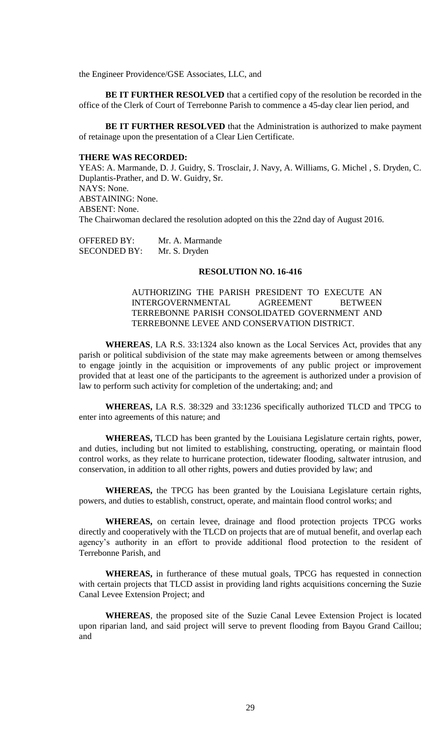the Engineer Providence/GSE Associates, LLC, and

**BE IT FURTHER RESOLVED** that a certified copy of the resolution be recorded in the office of the Clerk of Court of Terrebonne Parish to commence a 45-day clear lien period, and

**BE IT FURTHER RESOLVED** that the Administration is authorized to make payment of retainage upon the presentation of a Clear Lien Certificate.

**THERE WAS RECORDED:**

YEAS: A. Marmande, D. J. Guidry, S. Trosclair, J. Navy, A. Williams, G. Michel , S. Dryden, C. Duplantis-Prather, and D. W. Guidry, Sr.
NAYS: None.
ABSTAINING: None.
ABSENT: None.
The Chairwoman declared the resolution adopted on this the 22nd day of August 2016.

OFFERED BY: Mr. A. Marmande
SECONDED BY: Mr. S. Dryden

**RESOLUTION NO. 16-416**

AUTHORIZING THE PARISH PRESIDENT TO EXECUTE AN INTERGOVERNMENTAL AGREEMENT BETWEEN TERREBONNE PARISH CONSOLIDATED GOVERNMENT AND TERREBONNE LEVEE AND CONSERVATION DISTRICT.

**WHEREAS**, LA R.S. 33:1324 also known as the Local Services Act, provides that any parish or political subdivision of the state may make agreements between or among themselves to engage jointly in the acquisition or improvements of any public project or improvement provided that at least one of the participants to the agreement is authorized under a provision of law to perform such activity for completion of the undertaking; and; and

**WHEREAS,** LA R.S. 38:329 and 33:1236 specifically authorized TLCD and TPCG to enter into agreements of this nature; and

**WHEREAS,** TLCD has been granted by the Louisiana Legislature certain rights, power, and duties, including but not limited to establishing, constructing, operating, or maintain flood control works, as they relate to hurricane protection, tidewater flooding, saltwater intrusion, and conservation, in addition to all other rights, powers and duties provided by law; and

**WHEREAS,** the TPCG has been granted by the Louisiana Legislature certain rights, powers, and duties to establish, construct, operate, and maintain flood control works; and

**WHEREAS,** on certain levee, drainage and flood protection projects TPCG works directly and cooperatively with the TLCD on projects that are of mutual benefit, and overlap each agency's authority in an effort to provide additional flood protection to the resident of Terrebonne Parish, and

**WHEREAS,** in furtherance of these mutual goals, TPCG has requested in connection with certain projects that TLCD assist in providing land rights acquisitions concerning the Suzie Canal Levee Extension Project; and

**WHEREAS**, the proposed site of the Suzie Canal Levee Extension Project is located upon riparian land, and said project will serve to prevent flooding from Bayou Grand Caillou; and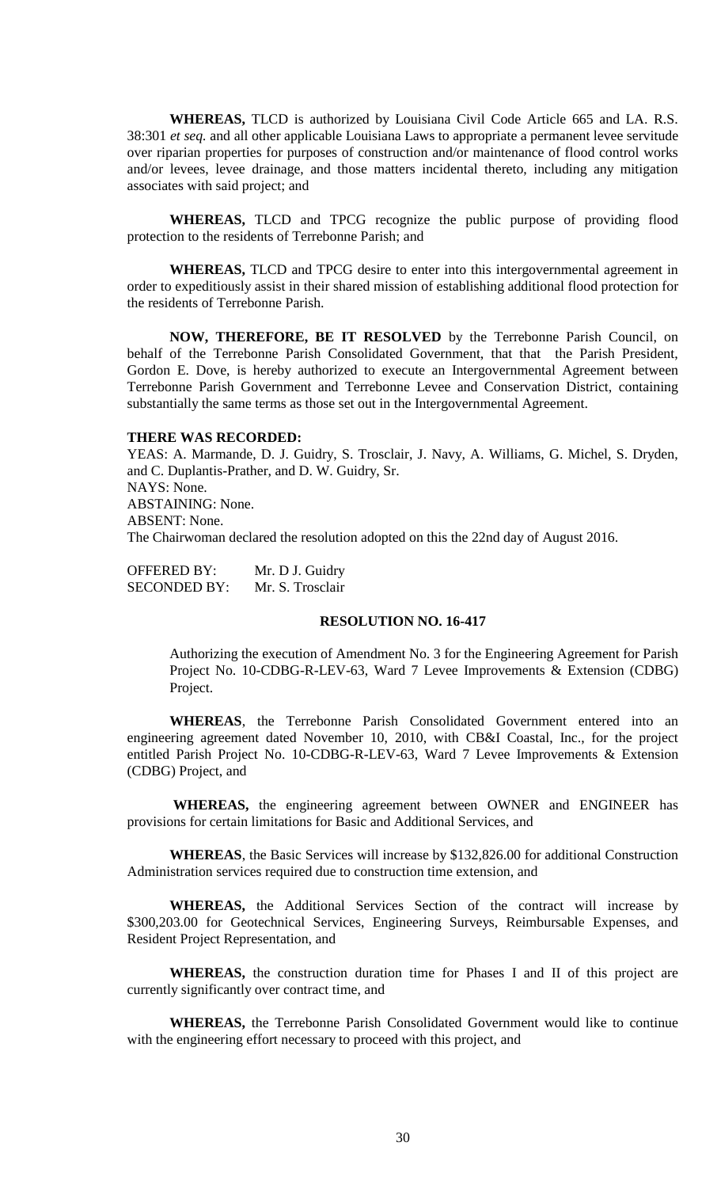**WHEREAS,** TLCD is authorized by Louisiana Civil Code Article 665 and LA. R.S. 38:301 *et seq.* and all other applicable Louisiana Laws to appropriate a permanent levee servitude over riparian properties for purposes of construction and/or maintenance of flood control works and/or levees, levee drainage, and those matters incidental thereto, including any mitigation associates with said project; and

**WHEREAS,** TLCD and TPCG recognize the public purpose of providing flood protection to the residents of Terrebonne Parish; and

**WHEREAS,** TLCD and TPCG desire to enter into this intergovernmental agreement in order to expeditiously assist in their shared mission of establishing additional flood protection for the residents of Terrebonne Parish.

**NOW, THEREFORE, BE IT RESOLVED** by the Terrebonne Parish Council, on behalf of the Terrebonne Parish Consolidated Government, that that the Parish President, Gordon E. Dove, is hereby authorized to execute an Intergovernmental Agreement between Terrebonne Parish Government and Terrebonne Levee and Conservation District, containing substantially the same terms as those set out in the Intergovernmental Agreement.

**THERE WAS RECORDED:**

YEAS: A. Marmande, D. J. Guidry, S. Trosclair, J. Navy, A. Williams, G. Michel, S. Dryden, and C. Duplantis-Prather, and D. W. Guidry, Sr.
NAYS: None.
ABSTAINING: None.
ABSENT: None.
The Chairwoman declared the resolution adopted on this the 22nd day of August 2016.

OFFERED BY: Mr. D J. Guidry
SECONDED BY: Mr. S. Trosclair

## RESOLUTION NO. 16-417

Authorizing the execution of Amendment No. 3 for the Engineering Agreement for Parish Project No. 10-CDBG-R-LEV-63, Ward 7 Levee Improvements & Extension (CDBG) Project.

**WHEREAS**, the Terrebonne Parish Consolidated Government entered into an engineering agreement dated November 10, 2010, with CB&I Coastal, Inc., for the project entitled Parish Project No. 10-CDBG-R-LEV-63, Ward 7 Levee Improvements & Extension (CDBG) Project, and

**WHEREAS,** the engineering agreement between OWNER and ENGINEER has provisions for certain limitations for Basic and Additional Services, and

**WHEREAS**, the Basic Services will increase by $132,826.00 for additional Construction Administration services required due to construction time extension, and

**WHEREAS,** the Additional Services Section of the contract will increase by $300,203.00 for Geotechnical Services, Engineering Surveys, Reimbursable Expenses, and Resident Project Representation, and

**WHEREAS,** the construction duration time for Phases I and II of this project are currently significantly over contract time, and

**WHEREAS,** the Terrebonne Parish Consolidated Government would like to continue with the engineering effort necessary to proceed with this project, and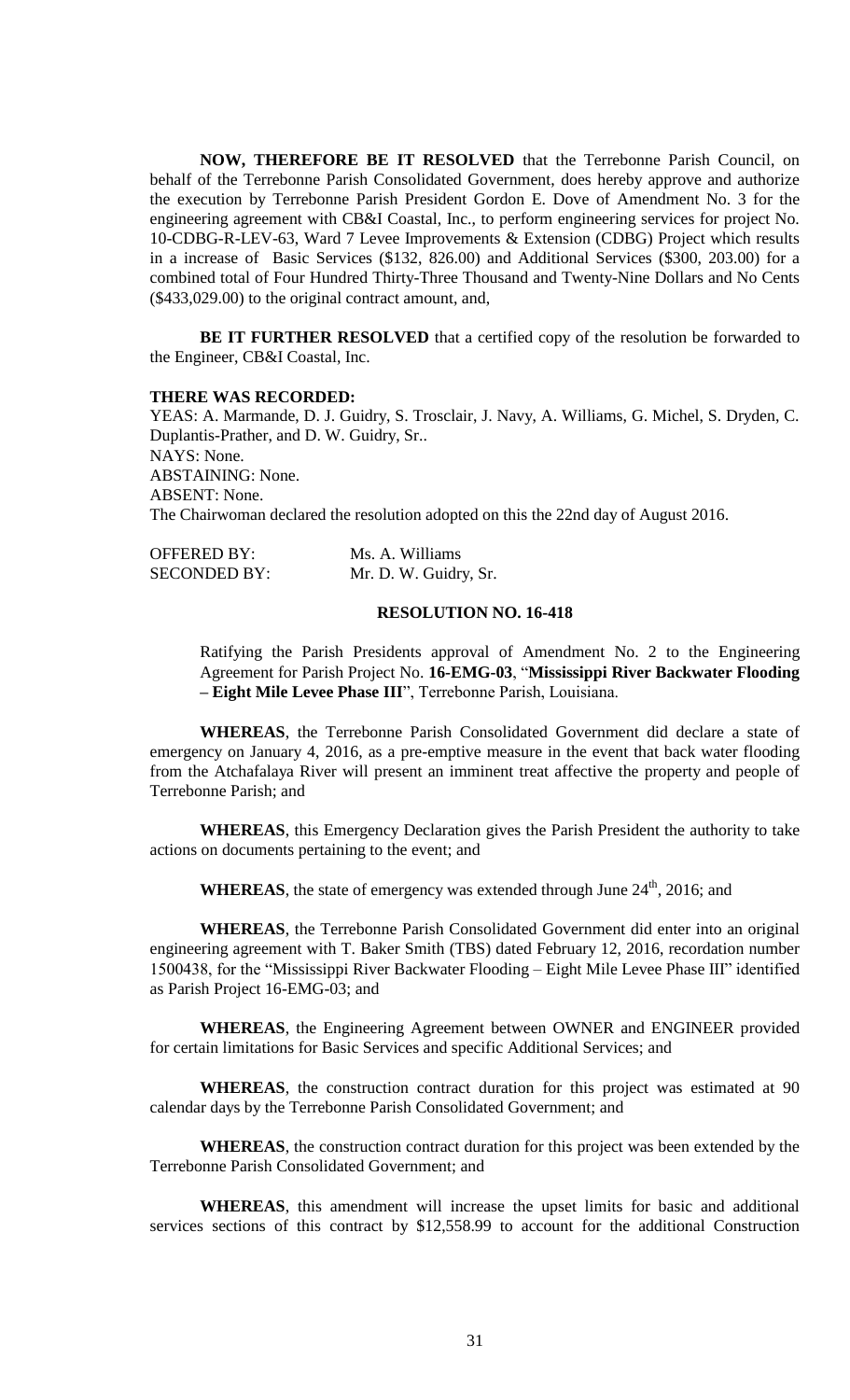**NOW, THEREFORE BE IT RESOLVED** that the Terrebonne Parish Council, on behalf of the Terrebonne Parish Consolidated Government, does hereby approve and authorize the execution by Terrebonne Parish President Gordon E. Dove of Amendment No. 3 for the engineering agreement with CB&I Coastal, Inc., to perform engineering services for project No. 10-CDBG-R-LEV-63, Ward 7 Levee Improvements & Extension (CDBG) Project which results in a increase of Basic Services ($132, 826.00) and Additional Services ($300, 203.00) for a combined total of Four Hundred Thirty-Three Thousand and Twenty-Nine Dollars and No Cents ($433,029.00) to the original contract amount, and,

**BE IT FURTHER RESOLVED** that a certified copy of the resolution be forwarded to the Engineer, CB&I Coastal, Inc.

**THERE WAS RECORDED:**

YEAS: A. Marmande, D. J. Guidry, S. Trosclair, J. Navy, A. Williams, G. Michel, S. Dryden, C. Duplantis-Prather, and D. W. Guidry, Sr..
NAYS: None.
ABSTAINING: None.
ABSENT: None.
The Chairwoman declared the resolution adopted on this the 22nd day of August 2016.

OFFERED BY: Ms. A. Williams
SECONDED BY: Mr. D. W. Guidry, Sr.

**RESOLUTION NO. 16-418**

Ratifying the Parish Presidents approval of Amendment No. 2 to the Engineering Agreement for Parish Project No. **16-EMG-03**, "**Mississippi River Backwater Flooding – Eight Mile Levee Phase III**", Terrebonne Parish, Louisiana.

**WHEREAS**, the Terrebonne Parish Consolidated Government did declare a state of emergency on January 4, 2016, as a pre-emptive measure in the event that back water flooding from the Atchafalaya River will present an imminent treat affective the property and people of Terrebonne Parish; and

**WHEREAS**, this Emergency Declaration gives the Parish President the authority to take actions on documents pertaining to the event; and

**WHEREAS**, the state of emergency was extended through June 24th, 2016; and

**WHEREAS**, the Terrebonne Parish Consolidated Government did enter into an original engineering agreement with T. Baker Smith (TBS) dated February 12, 2016, recordation number 1500438, for the "Mississippi River Backwater Flooding – Eight Mile Levee Phase III" identified as Parish Project 16-EMG-03; and

**WHEREAS**, the Engineering Agreement between OWNER and ENGINEER provided for certain limitations for Basic Services and specific Additional Services; and

**WHEREAS**, the construction contract duration for this project was estimated at 90 calendar days by the Terrebonne Parish Consolidated Government; and

**WHEREAS**, the construction contract duration for this project was been extended by the Terrebonne Parish Consolidated Government; and

**WHEREAS**, this amendment will increase the upset limits for basic and additional services sections of this contract by $12,558.99 to account for the additional Construction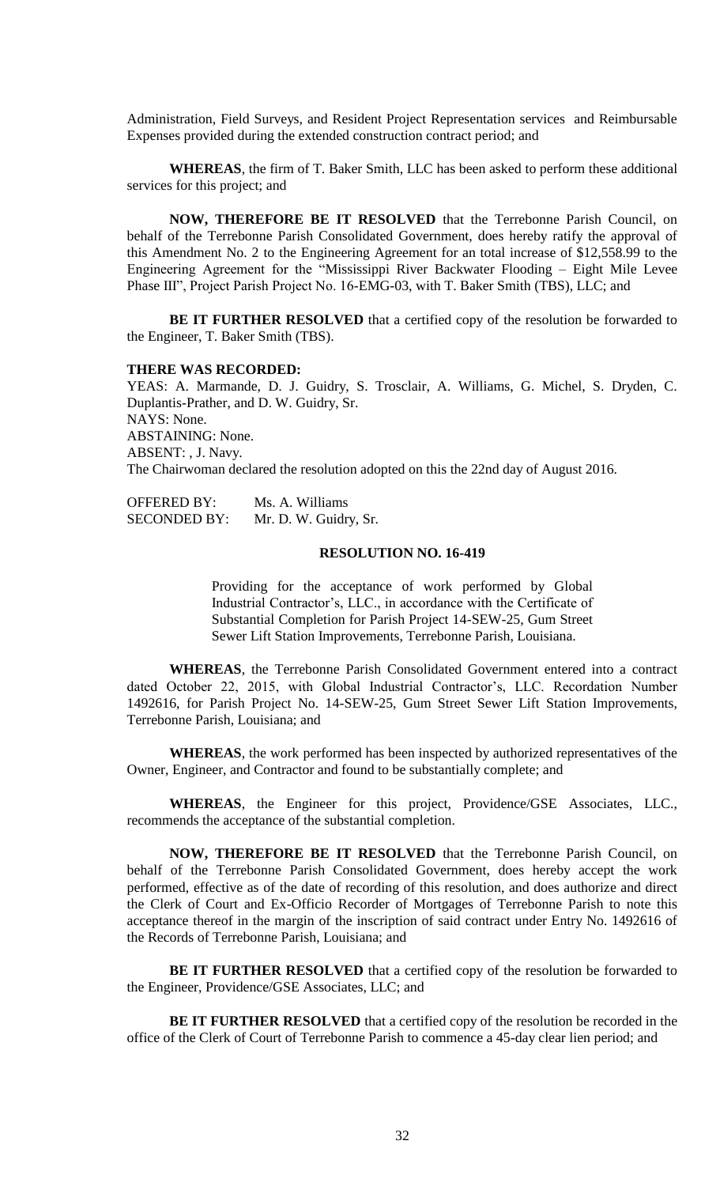Administration, Field Surveys, and Resident Project Representation services and Reimbursable Expenses provided during the extended construction contract period; and

**WHEREAS**, the firm of T. Baker Smith, LLC has been asked to perform these additional services for this project; and

**NOW, THEREFORE BE IT RESOLVED** that the Terrebonne Parish Council, on behalf of the Terrebonne Parish Consolidated Government, does hereby ratify the approval of this Amendment No. 2 to the Engineering Agreement for an total increase of $12,558.99 to the Engineering Agreement for the "Mississippi River Backwater Flooding – Eight Mile Levee Phase III", Project Parish Project No. 16-EMG-03, with T. Baker Smith (TBS), LLC; and

**BE IT FURTHER RESOLVED** that a certified copy of the resolution be forwarded to the Engineer, T. Baker Smith (TBS).

**THERE WAS RECORDED:**

YEAS: A. Marmande, D. J. Guidry, S. Trosclair, A. Williams, G. Michel, S. Dryden, C. Duplantis-Prather, and D. W. Guidry, Sr.
NAYS: None.
ABSTAINING: None.
ABSENT: , J. Navy.
The Chairwoman declared the resolution adopted on this the 22nd day of August 2016.

OFFERED BY: Ms. A. Williams
SECONDED BY: Mr. D. W. Guidry, Sr.

**RESOLUTION NO. 16-419**

Providing for the acceptance of work performed by Global Industrial Contractor's, LLC., in accordance with the Certificate of Substantial Completion for Parish Project 14-SEW-25, Gum Street Sewer Lift Station Improvements, Terrebonne Parish, Louisiana.

**WHEREAS**, the Terrebonne Parish Consolidated Government entered into a contract dated October 22, 2015, with Global Industrial Contractor's, LLC. Recordation Number 1492616, for Parish Project No. 14-SEW-25, Gum Street Sewer Lift Station Improvements, Terrebonne Parish, Louisiana; and

**WHEREAS**, the work performed has been inspected by authorized representatives of the Owner, Engineer, and Contractor and found to be substantially complete; and

**WHEREAS**, the Engineer for this project, Providence/GSE Associates, LLC., recommends the acceptance of the substantial completion.

**NOW, THEREFORE BE IT RESOLVED** that the Terrebonne Parish Council, on behalf of the Terrebonne Parish Consolidated Government, does hereby accept the work performed, effective as of the date of recording of this resolution, and does authorize and direct the Clerk of Court and Ex-Officio Recorder of Mortgages of Terrebonne Parish to note this acceptance thereof in the margin of the inscription of said contract under Entry No. 1492616 of the Records of Terrebonne Parish, Louisiana; and

**BE IT FURTHER RESOLVED** that a certified copy of the resolution be forwarded to the Engineer, Providence/GSE Associates, LLC; and

**BE IT FURTHER RESOLVED** that a certified copy of the resolution be recorded in the office of the Clerk of Court of Terrebonne Parish to commence a 45-day clear lien period; and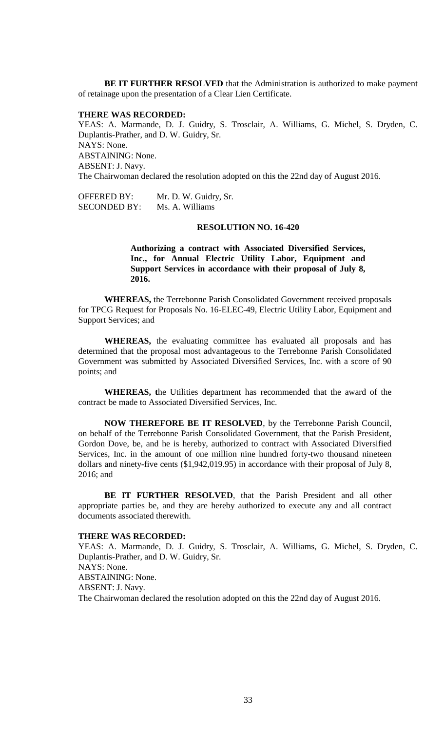**BE IT FURTHER RESOLVED** that the Administration is authorized to make payment of retainage upon the presentation of a Clear Lien Certificate.

**THERE WAS RECORDED:**

YEAS: A. Marmande, D. J. Guidry, S. Trosclair, A. Williams, G. Michel, S. Dryden, C. Duplantis-Prather, and D. W. Guidry, Sr.
NAYS: None.
ABSTAINING: None.
ABSENT: J. Navy.
The Chairwoman declared the resolution adopted on this the 22nd day of August 2016.

OFFERED BY: Mr. D. W. Guidry, Sr.
SECONDED BY: Ms. A. Williams

**RESOLUTION NO. 16-420**

**Authorizing a contract with Associated Diversified Services, Inc., for Annual Electric Utility Labor, Equipment and Support Services in accordance with their proposal of July 8, 2016.**

**WHEREAS,** the Terrebonne Parish Consolidated Government received proposals for TPCG Request for Proposals No. 16-ELEC-49, Electric Utility Labor, Equipment and Support Services; and

**WHEREAS,** the evaluating committee has evaluated all proposals and has determined that the proposal most advantageous to the Terrebonne Parish Consolidated Government was submitted by Associated Diversified Services, Inc. with a score of 90 points; and

**WHEREAS, t**he Utilities department has recommended that the award of the contract be made to Associated Diversified Services, Inc.

**NOW THEREFORE BE IT RESOLVED**, by the Terrebonne Parish Council, on behalf of the Terrebonne Parish Consolidated Government, that the Parish President, Gordon Dove, be, and he is hereby, authorized to contract with Associated Diversified Services, Inc. in the amount of one million nine hundred forty-two thousand nineteen dollars and ninety-five cents ($1,942,019.95) in accordance with their proposal of July 8, 2016; and

**BE IT FURTHER RESOLVED**, that the Parish President and all other appropriate parties be, and they are hereby authorized to execute any and all contract documents associated therewith.

**THERE WAS RECORDED:**

YEAS: A. Marmande, D. J. Guidry, S. Trosclair, A. Williams, G. Michel, S. Dryden, C. Duplantis-Prather, and D. W. Guidry, Sr.
NAYS: None.
ABSTAINING: None.
ABSENT: J. Navy.
The Chairwoman declared the resolution adopted on this the 22nd day of August 2016.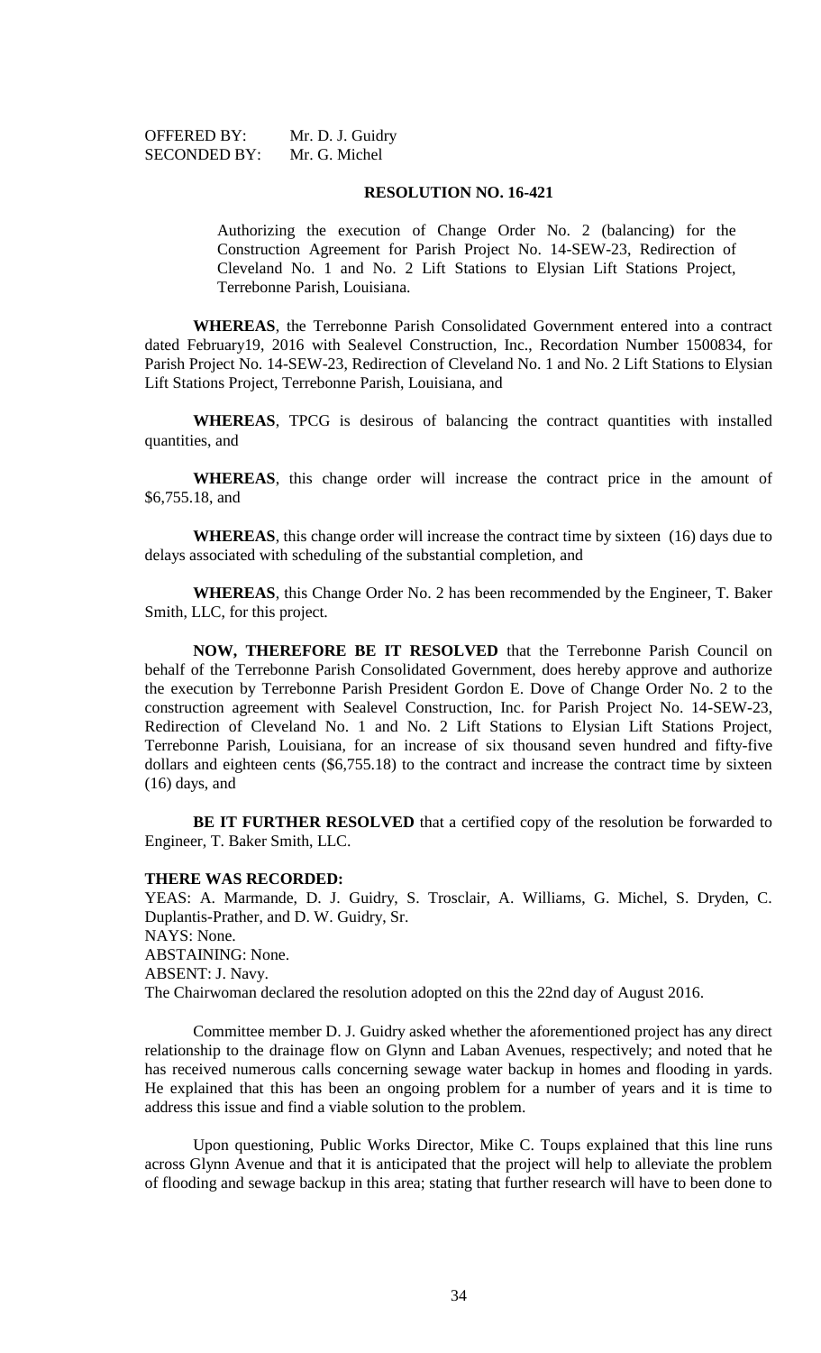OFFERED BY: Mr. D. J. Guidry
SECONDED BY: Mr. G. Michel

**RESOLUTION NO. 16-421**

Authorizing the execution of Change Order No. 2 (balancing) for the Construction Agreement for Parish Project No. 14-SEW-23, Redirection of Cleveland No. 1 and No. 2 Lift Stations to Elysian Lift Stations Project, Terrebonne Parish, Louisiana.

**WHEREAS**, the Terrebonne Parish Consolidated Government entered into a contract dated February19, 2016 with Sealevel Construction, Inc., Recordation Number 1500834, for Parish Project No. 14-SEW-23, Redirection of Cleveland No. 1 and No. 2 Lift Stations to Elysian Lift Stations Project, Terrebonne Parish, Louisiana, and

**WHEREAS**, TPCG is desirous of balancing the contract quantities with installed quantities, and

**WHEREAS**, this change order will increase the contract price in the amount of $6,755.18, and

**WHEREAS**, this change order will increase the contract time by sixteen (16) days due to delays associated with scheduling of the substantial completion, and

**WHEREAS**, this Change Order No. 2 has been recommended by the Engineer, T. Baker Smith, LLC, for this project.

**NOW, THEREFORE BE IT RESOLVED** that the Terrebonne Parish Council on behalf of the Terrebonne Parish Consolidated Government, does hereby approve and authorize the execution by Terrebonne Parish President Gordon E. Dove of Change Order No. 2 to the construction agreement with Sealevel Construction, Inc. for Parish Project No. 14-SEW-23, Redirection of Cleveland No. 1 and No. 2 Lift Stations to Elysian Lift Stations Project, Terrebonne Parish, Louisiana, for an increase of six thousand seven hundred and fifty-five dollars and eighteen cents ($6,755.18) to the contract and increase the contract time by sixteen (16) days, and

**BE IT FURTHER RESOLVED** that a certified copy of the resolution be forwarded to Engineer, T. Baker Smith, LLC.

**THERE WAS RECORDED:**

YEAS: A. Marmande, D. J. Guidry, S. Trosclair, A. Williams, G. Michel, S. Dryden, C. Duplantis-Prather, and D. W. Guidry, Sr.
NAYS: None.
ABSTAINING: None.
ABSENT: J. Navy.
The Chairwoman declared the resolution adopted on this the 22nd day of August 2016.

Committee member D. J. Guidry asked whether the aforementioned project has any direct relationship to the drainage flow on Glynn and Laban Avenues, respectively; and noted that he has received numerous calls concerning sewage water backup in homes and flooding in yards. He explained that this has been an ongoing problem for a number of years and it is time to address this issue and find a viable solution to the problem.

Upon questioning, Public Works Director, Mike C. Toups explained that this line runs across Glynn Avenue and that it is anticipated that the project will help to alleviate the problem of flooding and sewage backup in this area; stating that further research will have to been done to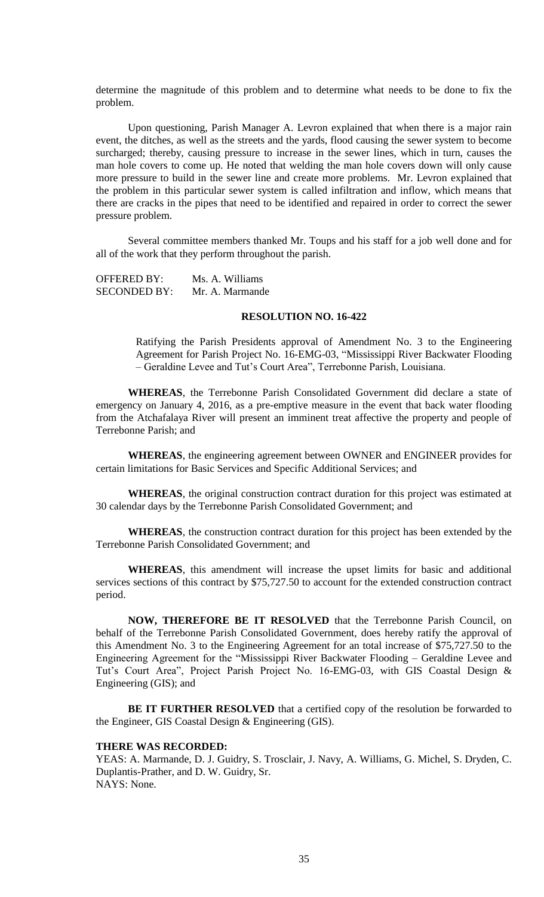determine the magnitude of this problem and to determine what needs to be done to fix the problem.

Upon questioning, Parish Manager A. Levron explained that when there is a major rain event, the ditches, as well as the streets and the yards, flood causing the sewer system to become surcharged; thereby, causing pressure to increase in the sewer lines, which in turn, causes the man hole covers to come up. He noted that welding the man hole covers down will only cause more pressure to build in the sewer line and create more problems. Mr. Levron explained that the problem in this particular sewer system is called infiltration and inflow, which means that there are cracks in the pipes that need to be identified and repaired in order to correct the sewer pressure problem.

Several committee members thanked Mr. Toups and his staff for a job well done and for all of the work that they perform throughout the parish.

OFFERED BY: Ms. A. Williams
SECONDED BY: Mr. A. Marmande

**RESOLUTION NO. 16-422**

Ratifying the Parish Presidents approval of Amendment No. 3 to the Engineering Agreement for Parish Project No. 16-EMG-03, "Mississippi River Backwater Flooding – Geraldine Levee and Tut's Court Area", Terrebonne Parish, Louisiana.

**WHEREAS**, the Terrebonne Parish Consolidated Government did declare a state of emergency on January 4, 2016, as a pre-emptive measure in the event that back water flooding from the Atchafalaya River will present an imminent treat affective the property and people of Terrebonne Parish; and

**WHEREAS**, the engineering agreement between OWNER and ENGINEER provides for certain limitations for Basic Services and Specific Additional Services; and

**WHEREAS**, the original construction contract duration for this project was estimated at 30 calendar days by the Terrebonne Parish Consolidated Government; and

**WHEREAS**, the construction contract duration for this project has been extended by the Terrebonne Parish Consolidated Government; and

**WHEREAS**, this amendment will increase the upset limits for basic and additional services sections of this contract by $75,727.50 to account for the extended construction contract period.

**NOW, THEREFORE BE IT RESOLVED** that the Terrebonne Parish Council, on behalf of the Terrebonne Parish Consolidated Government, does hereby ratify the approval of this Amendment No. 3 to the Engineering Agreement for an total increase of $75,727.50 to the Engineering Agreement for the "Mississippi River Backwater Flooding – Geraldine Levee and Tut's Court Area", Project Parish Project No. 16-EMG-03, with GIS Coastal Design & Engineering (GIS); and

**BE IT FURTHER RESOLVED** that a certified copy of the resolution be forwarded to the Engineer, GIS Coastal Design & Engineering (GIS).

**THERE WAS RECORDED:**
YEAS: A. Marmande, D. J. Guidry, S. Trosclair, J. Navy, A. Williams, G. Michel, S. Dryden, C. Duplantis-Prather, and D. W. Guidry, Sr.
NAYS: None.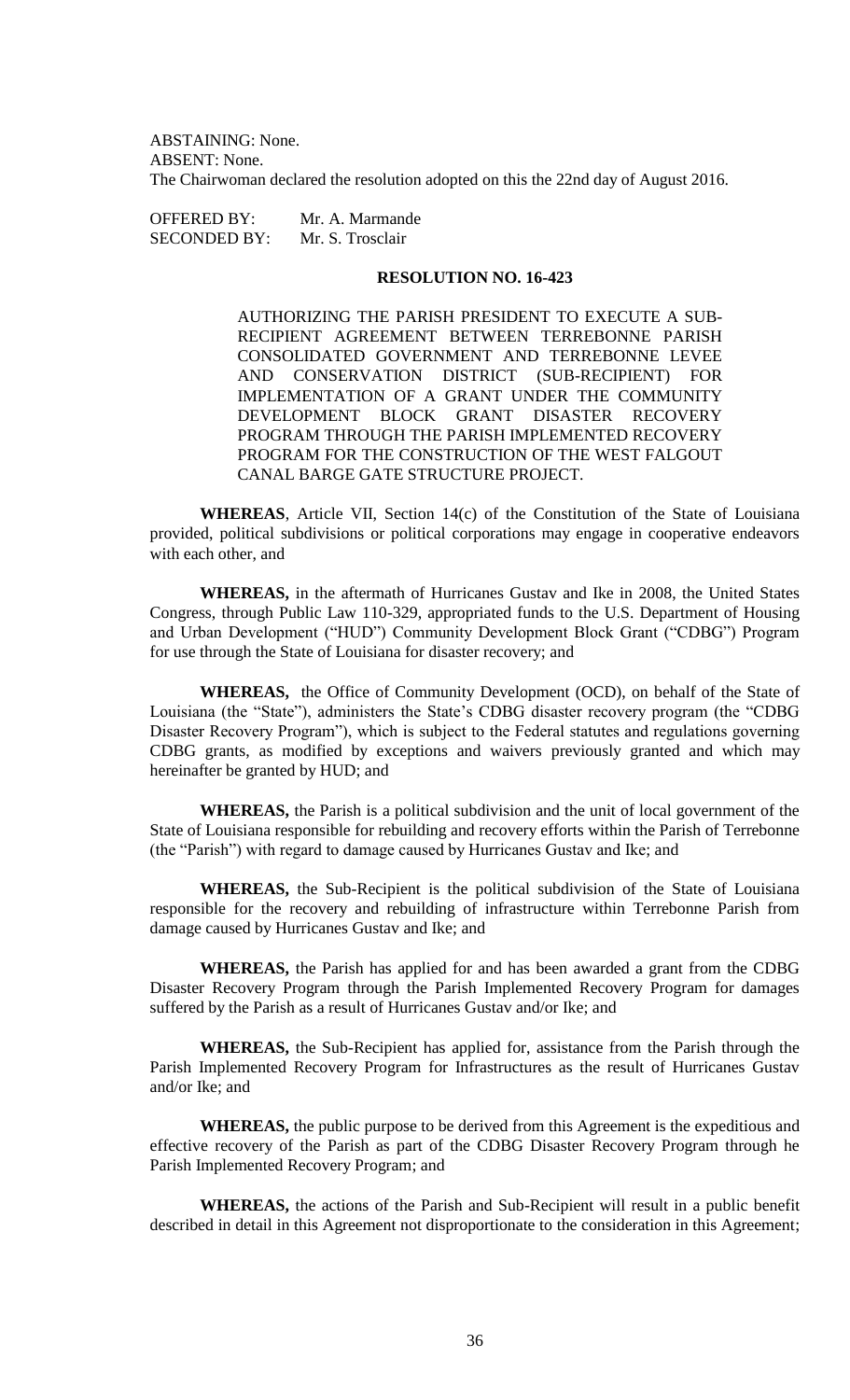ABSTAINING: None.
ABSENT: None.
The Chairwoman declared the resolution adopted on this the 22nd day of August 2016.

OFFERED BY: Mr. A. Marmande
SECONDED BY: Mr. S. Trosclair

**RESOLUTION NO. 16-423**

AUTHORIZING THE PARISH PRESIDENT TO EXECUTE A SUB-RECIPIENT AGREEMENT BETWEEN TERREBONNE PARISH CONSOLIDATED GOVERNMENT AND TERREBONNE LEVEE AND CONSERVATION DISTRICT (SUB-RECIPIENT) FOR IMPLEMENTATION OF A GRANT UNDER THE COMMUNITY DEVELOPMENT BLOCK GRANT DISASTER RECOVERY PROGRAM THROUGH THE PARISH IMPLEMENTED RECOVERY PROGRAM FOR THE CONSTRUCTION OF THE WEST FALGOUT CANAL BARGE GATE STRUCTURE PROJECT.

**WHEREAS**, Article VII, Section 14(c) of the Constitution of the State of Louisiana provided, political subdivisions or political corporations may engage in cooperative endeavors with each other, and

**WHEREAS,** in the aftermath of Hurricanes Gustav and Ike in 2008, the United States Congress, through Public Law 110-329, appropriated funds to the U.S. Department of Housing and Urban Development ("HUD") Community Development Block Grant ("CDBG") Program for use through the State of Louisiana for disaster recovery; and

**WHEREAS,** the Office of Community Development (OCD), on behalf of the State of Louisiana (the "State"), administers the State's CDBG disaster recovery program (the "CDBG Disaster Recovery Program"), which is subject to the Federal statutes and regulations governing CDBG grants, as modified by exceptions and waivers previously granted and which may hereinafter be granted by HUD; and

**WHEREAS,** the Parish is a political subdivision and the unit of local government of the State of Louisiana responsible for rebuilding and recovery efforts within the Parish of Terrebonne (the "Parish") with regard to damage caused by Hurricanes Gustav and Ike; and

**WHEREAS,** the Sub-Recipient is the political subdivision of the State of Louisiana responsible for the recovery and rebuilding of infrastructure within Terrebonne Parish from damage caused by Hurricanes Gustav and Ike; and

**WHEREAS,** the Parish has applied for and has been awarded a grant from the CDBG Disaster Recovery Program through the Parish Implemented Recovery Program for damages suffered by the Parish as a result of Hurricanes Gustav and/or Ike; and

**WHEREAS,** the Sub-Recipient has applied for, assistance from the Parish through the Parish Implemented Recovery Program for Infrastructures as the result of Hurricanes Gustav and/or Ike; and

**WHEREAS,** the public purpose to be derived from this Agreement is the expeditious and effective recovery of the Parish as part of the CDBG Disaster Recovery Program through he Parish Implemented Recovery Program; and

**WHEREAS,** the actions of the Parish and Sub-Recipient will result in a public benefit described in detail in this Agreement not disproportionate to the consideration in this Agreement;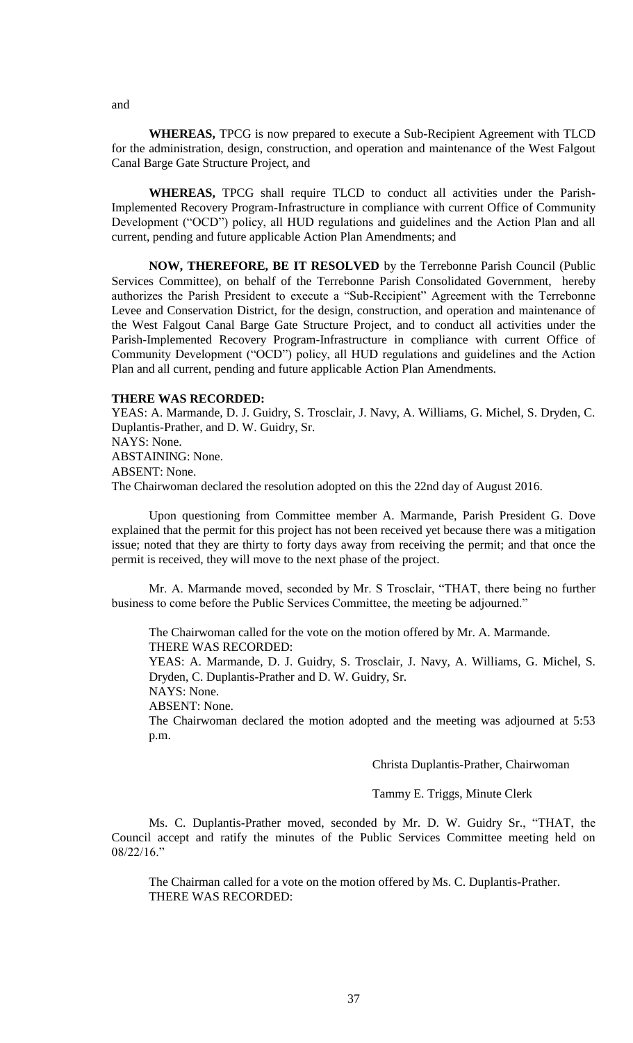and

**WHEREAS,** TPCG is now prepared to execute a Sub-Recipient Agreement with TLCD for the administration, design, construction, and operation and maintenance of the West Falgout Canal Barge Gate Structure Project, and

**WHEREAS,** TPCG shall require TLCD to conduct all activities under the Parish-Implemented Recovery Program-Infrastructure in compliance with current Office of Community Development ("OCD") policy, all HUD regulations and guidelines and the Action Plan and all current, pending and future applicable Action Plan Amendments; and

**NOW, THEREFORE, BE IT RESOLVED** by the Terrebonne Parish Council (Public Services Committee), on behalf of the Terrebonne Parish Consolidated Government, hereby authorizes the Parish President to execute a "Sub-Recipient" Agreement with the Terrebonne Levee and Conservation District, for the design, construction, and operation and maintenance of the West Falgout Canal Barge Gate Structure Project, and to conduct all activities under the Parish-Implemented Recovery Program-Infrastructure in compliance with current Office of Community Development ("OCD") policy, all HUD regulations and guidelines and the Action Plan and all current, pending and future applicable Action Plan Amendments.

**THERE WAS RECORDED:**

YEAS: A. Marmande, D. J. Guidry, S. Trosclair, J. Navy, A. Williams, G. Michel, S. Dryden, C. Duplantis-Prather, and D. W. Guidry, Sr.

NAYS: None.

ABSTAINING: None.

ABSENT: None.

The Chairwoman declared the resolution adopted on this the 22nd day of August 2016.

Upon questioning from Committee member A. Marmande, Parish President G. Dove explained that the permit for this project has not been received yet because there was a mitigation issue; noted that they are thirty to forty days away from receiving the permit; and that once the permit is received, they will move to the next phase of the project.

Mr. A. Marmande moved, seconded by Mr. S Trosclair, "THAT, there being no further business to come before the Public Services Committee, the meeting be adjourned."

The Chairwoman called for the vote on the motion offered by Mr. A. Marmande.

THERE WAS RECORDED:

YEAS: A. Marmande, D. J. Guidry, S. Trosclair, J. Navy, A. Williams, G. Michel, S. Dryden, C. Duplantis-Prather and D. W. Guidry, Sr.

NAYS: None.

ABSENT: None.

The Chairwoman declared the motion adopted and the meeting was adjourned at 5:53 p.m.

Christa Duplantis-Prather, Chairwoman

Tammy E. Triggs, Minute Clerk

Ms. C. Duplantis-Prather moved, seconded by Mr. D. W. Guidry Sr., "THAT, the Council accept and ratify the minutes of the Public Services Committee meeting held on 08/22/16."

The Chairman called for a vote on the motion offered by Ms. C. Duplantis-Prather.

THERE WAS RECORDED: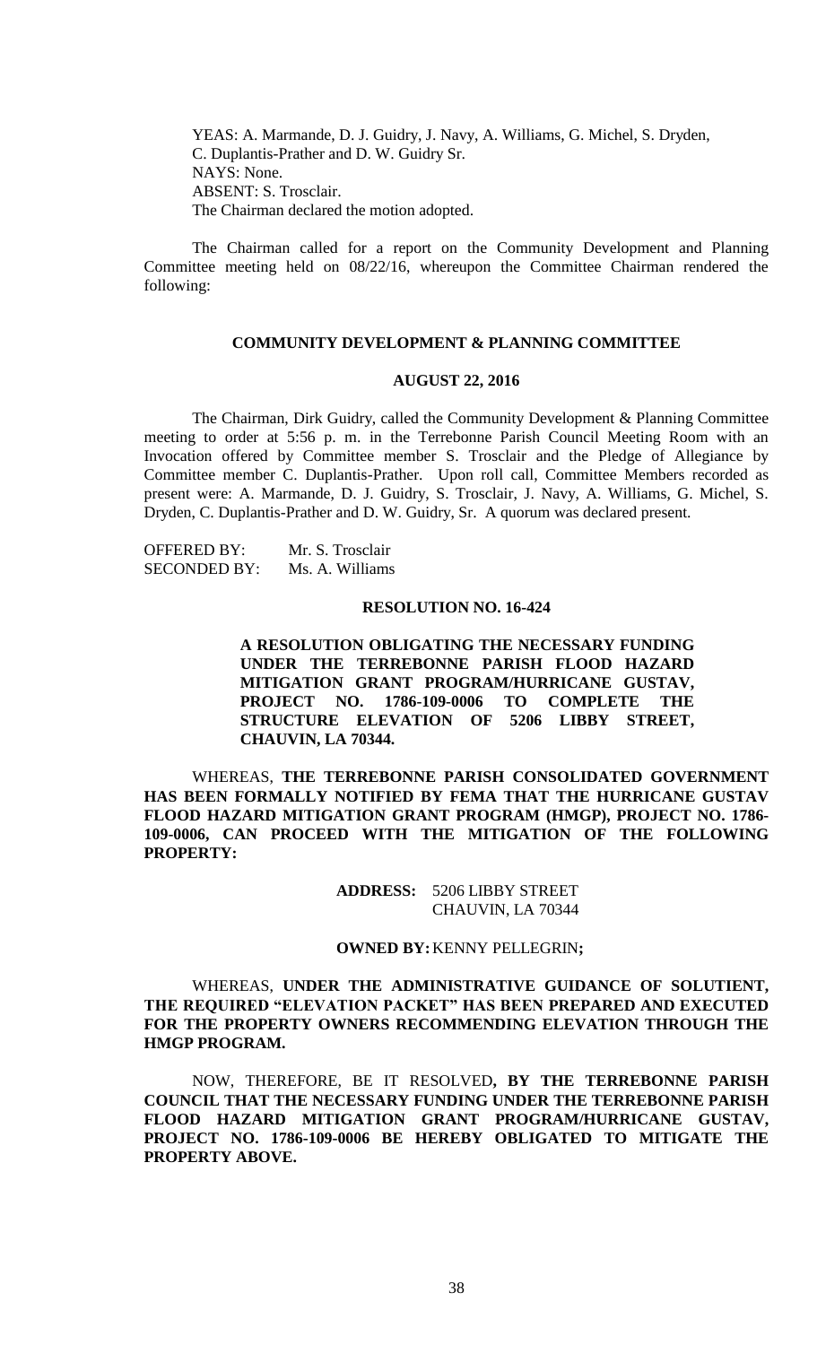YEAS: A. Marmande, D. J. Guidry, J. Navy, A. Williams, G. Michel, S. Dryden, C. Duplantis-Prather and D. W. Guidry Sr.
NAYS: None.
ABSENT: S. Trosclair.
The Chairman declared the motion adopted.

The Chairman called for a report on the Community Development and Planning Committee meeting held on 08/22/16, whereupon the Committee Chairman rendered the following:

**COMMUNITY DEVELOPMENT & PLANNING COMMITTEE**

**AUGUST 22, 2016**

The Chairman, Dirk Guidry, called the Community Development & Planning Committee meeting to order at 5:56 p. m. in the Terrebonne Parish Council Meeting Room with an Invocation offered by Committee member S. Trosclair and the Pledge of Allegiance by Committee member C. Duplantis-Prather. Upon roll call, Committee Members recorded as present were: A. Marmande, D. J. Guidry, S. Trosclair, J. Navy, A. Williams, G. Michel, S. Dryden, C. Duplantis-Prather and D. W. Guidry, Sr. A quorum was declared present.

OFFERED BY: Mr. S. Trosclair
SECONDED BY: Ms. A. Williams

**RESOLUTION NO. 16-424**

**A RESOLUTION OBLIGATING THE NECESSARY FUNDING UNDER THE TERREBONNE PARISH FLOOD HAZARD MITIGATION GRANT PROGRAM/HURRICANE GUSTAV, PROJECT NO. 1786-109-0006 TO COMPLETE THE STRUCTURE ELEVATION OF 5206 LIBBY STREET, CHAUVIN, LA 70344.**

WHEREAS, **THE TERREBONNE PARISH CONSOLIDATED GOVERNMENT HAS BEEN FORMALLY NOTIFIED BY FEMA THAT THE HURRICANE GUSTAV FLOOD HAZARD MITIGATION GRANT PROGRAM (HMGP), PROJECT NO. 1786-109-0006, CAN PROCEED WITH THE MITIGATION OF THE FOLLOWING PROPERTY:**

**ADDRESS:** 5206 LIBBY STREET
CHAUVIN, LA 70344

**OWNED BY:** KENNY PELLEGRIN**;**

WHEREAS, **UNDER THE ADMINISTRATIVE GUIDANCE OF SOLUTIENT, THE REQUIRED "ELEVATION PACKET" HAS BEEN PREPARED AND EXECUTED FOR THE PROPERTY OWNERS RECOMMENDING ELEVATION THROUGH THE HMGP PROGRAM.**

NOW, THEREFORE, BE IT RESOLVED**, BY THE TERREBONNE PARISH COUNCIL THAT THE NECESSARY FUNDING UNDER THE TERREBONNE PARISH FLOOD HAZARD MITIGATION GRANT PROGRAM/HURRICANE GUSTAV, PROJECT NO. 1786-109-0006 BE HEREBY OBLIGATED TO MITIGATE THE PROPERTY ABOVE.**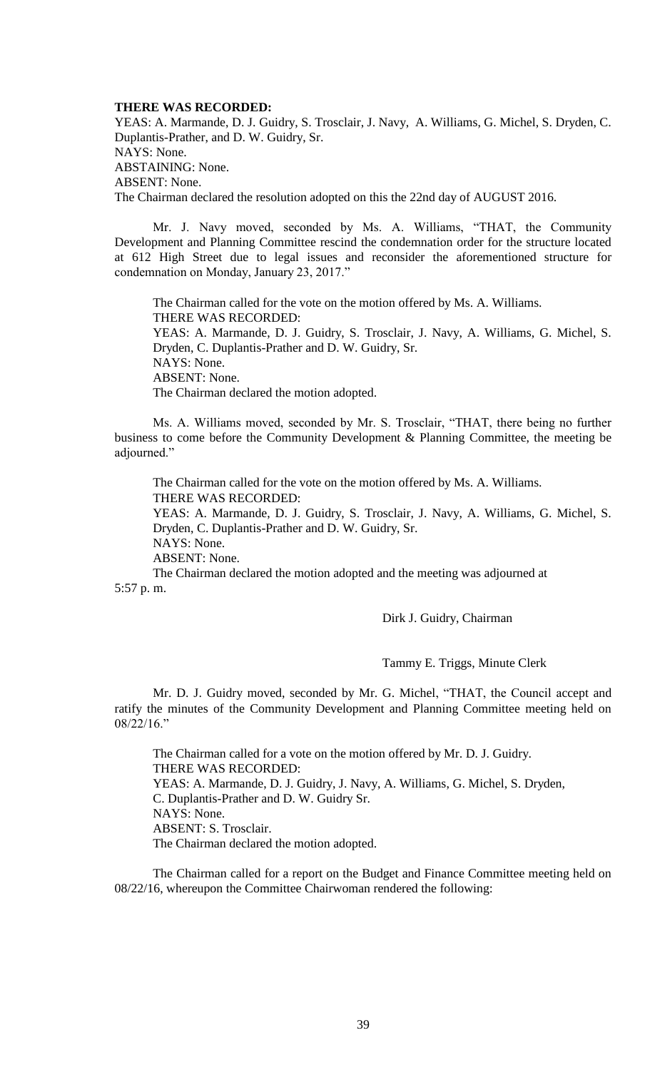**THERE WAS RECORDED:**
YEAS: A. Marmande, D. J. Guidry, S. Trosclair, J. Navy, A. Williams, G. Michel, S. Dryden, C. Duplantis-Prather, and D. W. Guidry, Sr.
NAYS: None.
ABSTAINING: None.
ABSENT: None.
The Chairman declared the resolution adopted on this the 22nd day of AUGUST 2016.

Mr. J. Navy moved, seconded by Ms. A. Williams, "THAT, the Community Development and Planning Committee rescind the condemnation order for the structure located at 612 High Street due to legal issues and reconsider the aforementioned structure for condemnation on Monday, January 23, 2017."

The Chairman called for the vote on the motion offered by Ms. A. Williams.
THERE WAS RECORDED:
YEAS: A. Marmande, D. J. Guidry, S. Trosclair, J. Navy, A. Williams, G. Michel, S. Dryden, C. Duplantis-Prather and D. W. Guidry, Sr.
NAYS: None.
ABSENT: None.
The Chairman declared the motion adopted.

Ms. A. Williams moved, seconded by Mr. S. Trosclair, "THAT, there being no further business to come before the Community Development & Planning Committee, the meeting be adjourned."

The Chairman called for the vote on the motion offered by Ms. A. Williams.
THERE WAS RECORDED:
YEAS: A. Marmande, D. J. Guidry, S. Trosclair, J. Navy, A. Williams, G. Michel, S. Dryden, C. Duplantis-Prather and D. W. Guidry, Sr.
NAYS: None.
ABSENT: None.
The Chairman declared the motion adopted and the meeting was adjourned at 5:57 p. m.

Dirk J. Guidry, Chairman

Tammy E. Triggs, Minute Clerk

Mr. D. J. Guidry moved, seconded by Mr. G. Michel, "THAT, the Council accept and ratify the minutes of the Community Development and Planning Committee meeting held on 08/22/16."

The Chairman called for a vote on the motion offered by Mr. D. J. Guidry.
THERE WAS RECORDED:
YEAS: A. Marmande, D. J. Guidry, J. Navy, A. Williams, G. Michel, S. Dryden, C. Duplantis-Prather and D. W. Guidry Sr.
NAYS: None.
ABSENT: S. Trosclair.
The Chairman declared the motion adopted.

The Chairman called for a report on the Budget and Finance Committee meeting held on 08/22/16, whereupon the Committee Chairwoman rendered the following: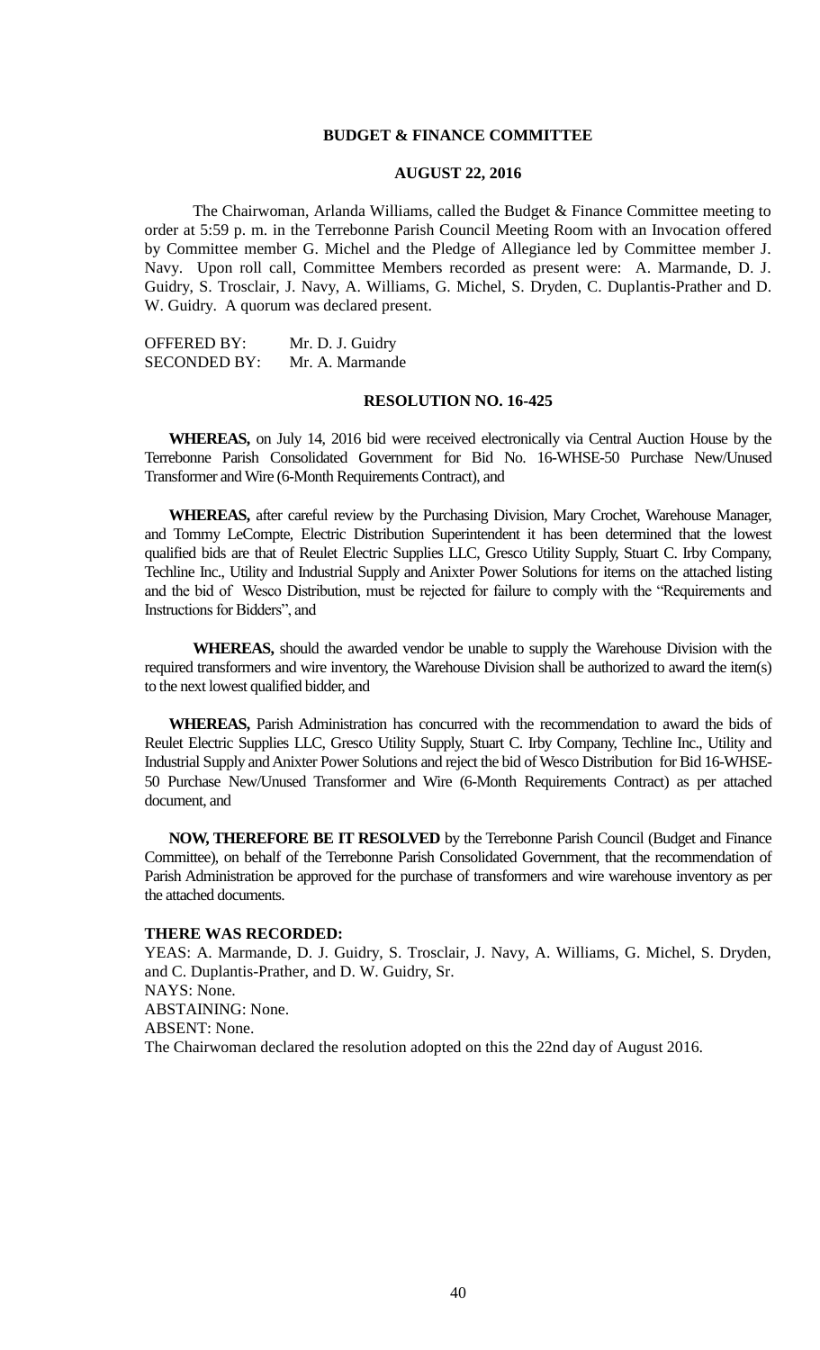## BUDGET & FINANCE COMMITTEE

## AUGUST 22, 2016

The Chairwoman, Arlanda Williams, called the Budget & Finance Committee meeting to order at 5:59 p. m. in the Terrebonne Parish Council Meeting Room with an Invocation offered by Committee member G. Michel and the Pledge of Allegiance led by Committee member J. Navy. Upon roll call, Committee Members recorded as present were: A. Marmande, D. J. Guidry, S. Trosclair, J. Navy, A. Williams, G. Michel, S. Dryden, C. Duplantis-Prather and D. W. Guidry. A quorum was declared present.

OFFERED BY: Mr. D. J. Guidry
SECONDED BY: Mr. A. Marmande

### RESOLUTION NO. 16-425

**WHEREAS,** on July 14, 2016 bid were received electronically via Central Auction House by the Terrebonne Parish Consolidated Government for Bid No. 16-WHSE-50 Purchase New/Unused Transformer and Wire (6-Month Requirements Contract), and

**WHEREAS,** after careful review by the Purchasing Division, Mary Crochet, Warehouse Manager, and Tommy LeCompte, Electric Distribution Superintendent it has been determined that the lowest qualified bids are that of Reulet Electric Supplies LLC, Gresco Utility Supply, Stuart C. Irby Company, Techline Inc., Utility and Industrial Supply and Anixter Power Solutions for items on the attached listing and the bid of Wesco Distribution, must be rejected for failure to comply with the "Requirements and Instructions for Bidders", and

**WHEREAS,** should the awarded vendor be unable to supply the Warehouse Division with the required transformers and wire inventory, the Warehouse Division shall be authorized to award the item(s) to the next lowest qualified bidder, and

**WHEREAS,** Parish Administration has concurred with the recommendation to award the bids of Reulet Electric Supplies LLC, Gresco Utility Supply, Stuart C. Irby Company, Techline Inc., Utility and Industrial Supply and Anixter Power Solutions and reject the bid of Wesco Distribution for Bid 16-WHSE-50 Purchase New/Unused Transformer and Wire (6-Month Requirements Contract) as per attached document, and

**NOW, THEREFORE BE IT RESOLVED** by the Terrebonne Parish Council (Budget and Finance Committee), on behalf of the Terrebonne Parish Consolidated Government, that the recommendation of Parish Administration be approved for the purchase of transformers and wire warehouse inventory as per the attached documents.

**THERE WAS RECORDED:**
YEAS: A. Marmande, D. J. Guidry, S. Trosclair, J. Navy, A. Williams, G. Michel, S. Dryden, and C. Duplantis-Prather, and D. W. Guidry, Sr.
NAYS: None.
ABSTAINING: None.
ABSENT: None.
The Chairwoman declared the resolution adopted on this the 22nd day of August 2016.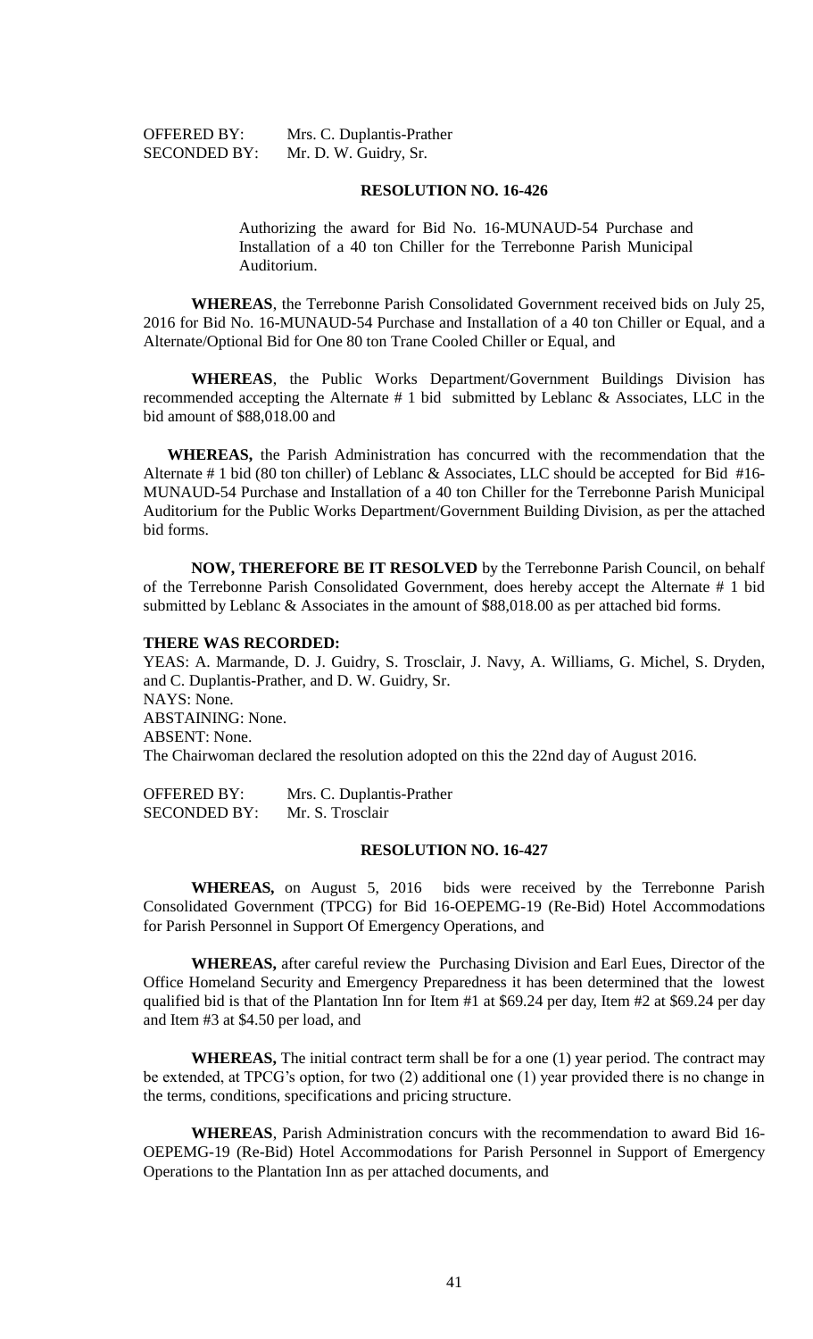OFFERED BY: Mrs. C. Duplantis-Prather
SECONDED BY: Mr. D. W. Guidry, Sr.

**RESOLUTION NO. 16-426**

Authorizing the award for Bid No. 16-MUNAUD-54 Purchase and Installation of a 40 ton Chiller for the Terrebonne Parish Municipal Auditorium.

**WHEREAS**, the Terrebonne Parish Consolidated Government received bids on July 25, 2016 for Bid No. 16-MUNAUD-54 Purchase and Installation of a 40 ton Chiller or Equal, and a Alternate/Optional Bid for One 80 ton Trane Cooled Chiller or Equal, and

**WHEREAS**, the Public Works Department/Government Buildings Division has recommended accepting the Alternate # 1 bid submitted by Leblanc & Associates, LLC in the bid amount of $88,018.00 and

**WHEREAS,** the Parish Administration has concurred with the recommendation that the Alternate # 1 bid (80 ton chiller) of Leblanc & Associates, LLC should be accepted for Bid #16-MUNAUD-54 Purchase and Installation of a 40 ton Chiller for the Terrebonne Parish Municipal Auditorium for the Public Works Department/Government Building Division, as per the attached bid forms.

**NOW, THEREFORE BE IT RESOLVED** by the Terrebonne Parish Council, on behalf of the Terrebonne Parish Consolidated Government, does hereby accept the Alternate # 1 bid submitted by Leblanc & Associates in the amount of $88,018.00 as per attached bid forms.

**THERE WAS RECORDED:**

YEAS: A. Marmande, D. J. Guidry, S. Trosclair, J. Navy, A. Williams, G. Michel, S. Dryden, and C. Duplantis-Prather, and D. W. Guidry, Sr.
NAYS: None.
ABSTAINING: None.
ABSENT: None.
The Chairwoman declared the resolution adopted on this the 22nd day of August 2016.

OFFERED BY: Mrs. C. Duplantis-Prather
SECONDED BY: Mr. S. Trosclair

**RESOLUTION NO. 16-427**

**WHEREAS,** on August 5, 2016 bids were received by the Terrebonne Parish Consolidated Government (TPCG) for Bid 16-OEPEMG-19 (Re-Bid) Hotel Accommodations for Parish Personnel in Support Of Emergency Operations, and

**WHEREAS,** after careful review the Purchasing Division and Earl Eues, Director of the Office Homeland Security and Emergency Preparedness it has been determined that the lowest qualified bid is that of the Plantation Inn for Item #1 at $69.24 per day, Item #2 at $69.24 per day and Item #3 at $4.50 per load, and

**WHEREAS,** The initial contract term shall be for a one (1) year period. The contract may be extended, at TPCG's option, for two (2) additional one (1) year provided there is no change in the terms, conditions, specifications and pricing structure.

**WHEREAS**, Parish Administration concurs with the recommendation to award Bid 16-OEPEMG-19 (Re-Bid) Hotel Accommodations for Parish Personnel in Support of Emergency Operations to the Plantation Inn as per attached documents, and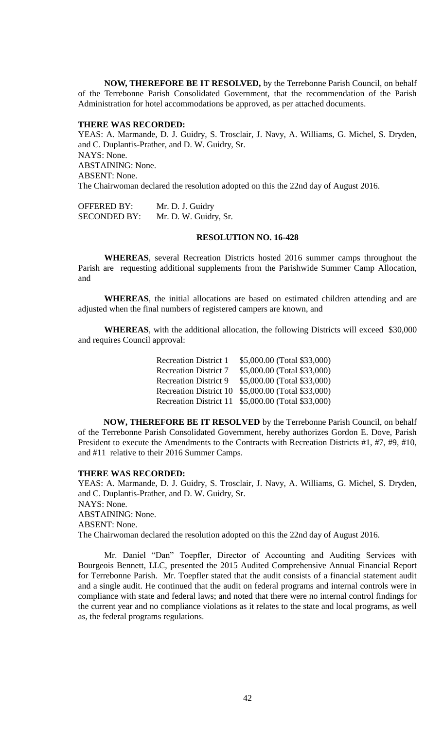**NOW, THEREFORE BE IT RESOLVED,** by the Terrebonne Parish Council, on behalf of the Terrebonne Parish Consolidated Government, that the recommendation of the Parish Administration for hotel accommodations be approved, as per attached documents.

**THERE WAS RECORDED:**
YEAS: A. Marmande, D. J. Guidry, S. Trosclair, J. Navy, A. Williams, G. Michel, S. Dryden, and C. Duplantis-Prather, and D. W. Guidry, Sr.
NAYS: None.
ABSTAINING: None.
ABSENT: None.
The Chairwoman declared the resolution adopted on this the 22nd day of August 2016.

OFFERED BY: Mr. D. J. Guidry
SECONDED BY: Mr. D. W. Guidry, Sr.

**RESOLUTION NO. 16-428**

**WHEREAS**, several Recreation Districts hosted 2016 summer camps throughout the Parish are requesting additional supplements from the Parishwide Summer Camp Allocation, and

**WHEREAS**, the initial allocations are based on estimated children attending and are adjusted when the final numbers of registered campers are known, and

**WHEREAS**, with the additional allocation, the following Districts will exceed $30,000 and requires Council approval:

| | |
|---|---|
| Recreation District 1 | $5,000.00 (Total $33,000) |
| Recreation District 7 | $5,000.00 (Total $33,000) |
| Recreation District 9 | $5,000.00 (Total $33,000) |
| Recreation District 10 | $5,000.00 (Total $33,000) |
| Recreation District 11 | $5,000.00 (Total $33,000) |

**NOW, THEREFORE BE IT RESOLVED** by the Terrebonne Parish Council, on behalf of the Terrebonne Parish Consolidated Government, hereby authorizes Gordon E. Dove, Parish President to execute the Amendments to the Contracts with Recreation Districts #1, #7, #9, #10, and #11 relative to their 2016 Summer Camps.

**THERE WAS RECORDED:**
YEAS: A. Marmande, D. J. Guidry, S. Trosclair, J. Navy, A. Williams, G. Michel, S. Dryden, and C. Duplantis-Prather, and D. W. Guidry, Sr.
NAYS: None.
ABSTAINING: None.
ABSENT: None.
The Chairwoman declared the resolution adopted on this the 22nd day of August 2016.

Mr. Daniel "Dan" Toepfler, Director of Accounting and Auditing Services with Bourgeois Bennett, LLC, presented the 2015 Audited Comprehensive Annual Financial Report for Terrebonne Parish. Mr. Toepfler stated that the audit consists of a financial statement audit and a single audit. He continued that the audit on federal programs and internal controls were in compliance with state and federal laws; and noted that there were no internal control findings for the current year and no compliance violations as it relates to the state and local programs, as well as, the federal programs regulations.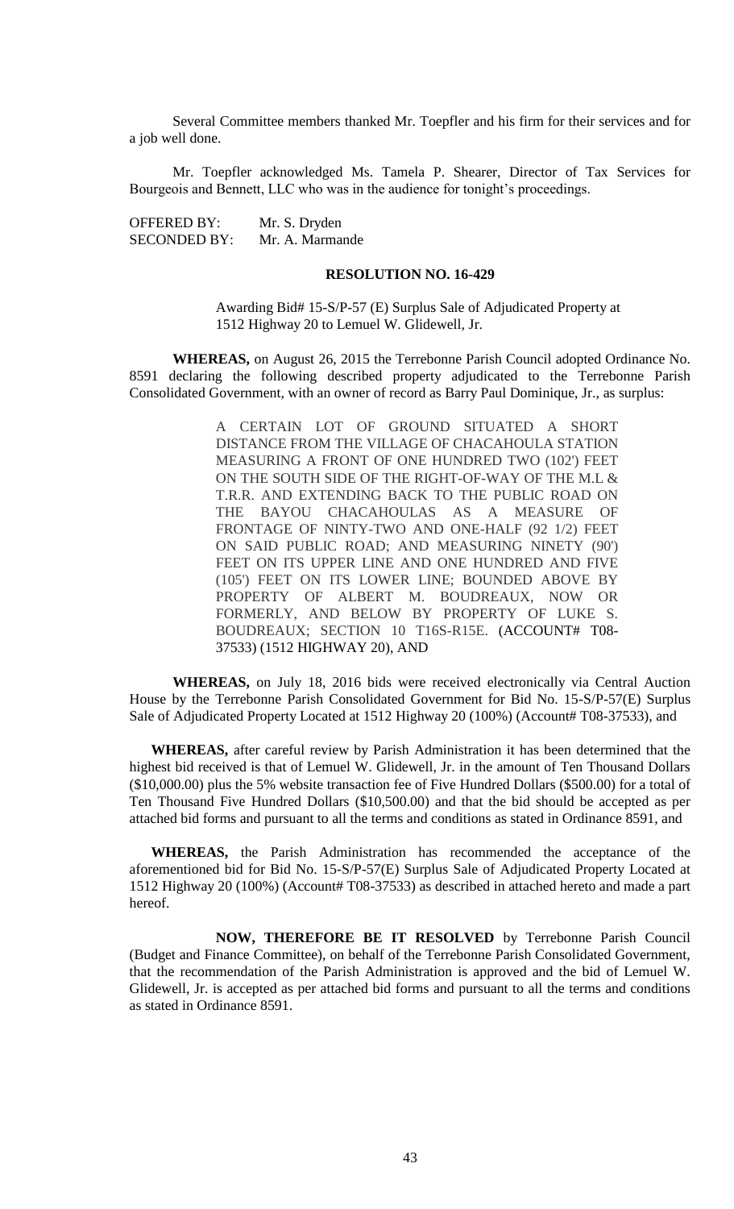Several Committee members thanked Mr. Toepfler and his firm for their services and for a job well done.

Mr. Toepfler acknowledged Ms. Tamela P. Shearer, Director of Tax Services for Bourgeois and Bennett, LLC who was in the audience for tonight's proceedings.

OFFERED BY: Mr. S. Dryden
SECONDED BY: Mr. A. Marmande

**RESOLUTION NO. 16-429**

Awarding Bid# 15-S/P-57 (E) Surplus Sale of Adjudicated Property at 1512 Highway 20 to Lemuel W. Glidewell, Jr.

**WHEREAS,** on August 26, 2015 the Terrebonne Parish Council adopted Ordinance No. 8591 declaring the following described property adjudicated to the Terrebonne Parish Consolidated Government, with an owner of record as Barry Paul Dominique, Jr., as surplus:

> A CERTAIN LOT OF GROUND SITUATED A SHORT DISTANCE FROM THE VILLAGE OF CHACAHOULA STATION MEASURING A FRONT OF ONE HUNDRED TWO (102') FEET ON THE SOUTH SIDE OF THE RIGHT-OF-WAY OF THE M.L & T.R.R. AND EXTENDING BACK TO THE PUBLIC ROAD ON THE BAYOU CHACAHOULAS AS A MEASURE OF FRONTAGE OF NINTY-TWO AND ONE-HALF (92 1/2) FEET ON SAID PUBLIC ROAD; AND MEASURING NINETY (90') FEET ON ITS UPPER LINE AND ONE HUNDRED AND FIVE (105') FEET ON ITS LOWER LINE; BOUNDED ABOVE BY PROPERTY OF ALBERT M. BOUDREAUX, NOW OR FORMERLY, AND BELOW BY PROPERTY OF LUKE S. BOUDREAUX; SECTION 10 T16S-R15E. (ACCOUNT# T08-37533) (1512 HIGHWAY 20), AND

**WHEREAS,** on July 18, 2016 bids were received electronically via Central Auction House by the Terrebonne Parish Consolidated Government for Bid No. 15-S/P-57(E) Surplus Sale of Adjudicated Property Located at 1512 Highway 20 (100%) (Account# T08-37533), and

**WHEREAS,** after careful review by Parish Administration it has been determined that the highest bid received is that of Lemuel W. Glidewell, Jr. in the amount of Ten Thousand Dollars ($10,000.00) plus the 5% website transaction fee of Five Hundred Dollars ($500.00) for a total of Ten Thousand Five Hundred Dollars ($10,500.00) and that the bid should be accepted as per attached bid forms and pursuant to all the terms and conditions as stated in Ordinance 8591, and

**WHEREAS,** the Parish Administration has recommended the acceptance of the aforementioned bid for Bid No. 15-S/P-57(E) Surplus Sale of Adjudicated Property Located at 1512 Highway 20 (100%) (Account# T08-37533) as described in attached hereto and made a part hereof.

**NOW, THEREFORE BE IT RESOLVED** by Terrebonne Parish Council (Budget and Finance Committee), on behalf of the Terrebonne Parish Consolidated Government, that the recommendation of the Parish Administration is approved and the bid of Lemuel W. Glidewell, Jr. is accepted as per attached bid forms and pursuant to all the terms and conditions as stated in Ordinance 8591.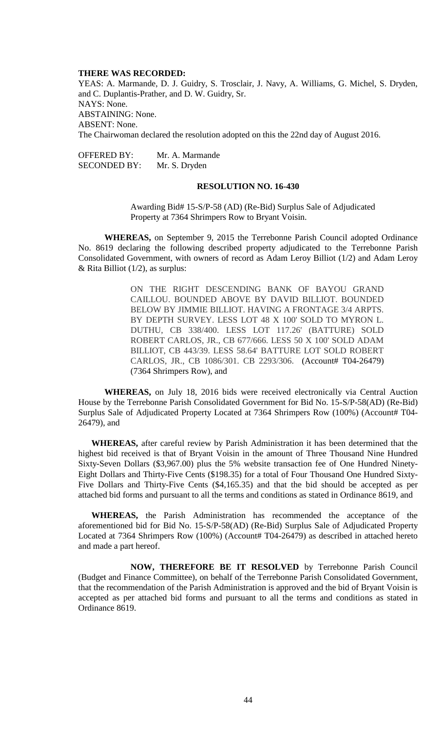**THERE WAS RECORDED:**

YEAS: A. Marmande, D. J. Guidry, S. Trosclair, J. Navy, A. Williams, G. Michel, S. Dryden, and C. Duplantis-Prather, and D. W. Guidry, Sr.

NAYS: None.

ABSTAINING: None.

ABSENT: None.

The Chairwoman declared the resolution adopted on this the 22nd day of August 2016.

OFFERED BY: Mr. A. Marmande
SECONDED BY: Mr. S. Dryden

**RESOLUTION NO. 16-430**

Awarding Bid# 15-S/P-58 (AD) (Re-Bid) Surplus Sale of Adjudicated Property at 7364 Shrimpers Row to Bryant Voisin.

**WHEREAS,** on September 9, 2015 the Terrebonne Parish Council adopted Ordinance No. 8619 declaring the following described property adjudicated to the Terrebonne Parish Consolidated Government, with owners of record as Adam Leroy Billiot (1/2) and Adam Leroy & Rita Billiot (1/2), as surplus:

> ON THE RIGHT DESCENDING BANK OF BAYOU GRAND CAILLOU. BOUNDED ABOVE BY DAVID BILLIOT. BOUNDED BELOW BY JIMMIE BILLIOT. HAVING A FRONTAGE 3/4 ARPTS. BY DEPTH SURVEY. LESS LOT 48 X 100' SOLD TO MYRON L. DUTHU, CB 338/400. LESS LOT 117.26' (BATTURE) SOLD ROBERT CARLOS, JR., CB 677/666. LESS 50 X 100' SOLD ADAM BILLIOT, CB 443/39. LESS 58.64' BATTURE LOT SOLD ROBERT CARLOS, JR., CB 1086/301. CB 2293/306. (Account# T04-26479) (7364 Shrimpers Row), and

**WHEREAS,** on July 18, 2016 bids were received electronically via Central Auction House by the Terrebonne Parish Consolidated Government for Bid No. 15-S/P-58(AD) (Re-Bid) Surplus Sale of Adjudicated Property Located at 7364 Shrimpers Row (100%) (Account# T04-26479), and

**WHEREAS,** after careful review by Parish Administration it has been determined that the highest bid received is that of Bryant Voisin in the amount of Three Thousand Nine Hundred Sixty-Seven Dollars ($3,967.00) plus the 5% website transaction fee of One Hundred Ninety-Eight Dollars and Thirty-Five Cents ($198.35) for a total of Four Thousand One Hundred Sixty-Five Dollars and Thirty-Five Cents ($4,165.35) and that the bid should be accepted as per attached bid forms and pursuant to all the terms and conditions as stated in Ordinance 8619, and

**WHEREAS,** the Parish Administration has recommended the acceptance of the aforementioned bid for Bid No. 15-S/P-58(AD) (Re-Bid) Surplus Sale of Adjudicated Property Located at 7364 Shrimpers Row (100%) (Account# T04-26479) as described in attached hereto and made a part hereof.

**NOW, THEREFORE BE IT RESOLVED** by Terrebonne Parish Council (Budget and Finance Committee), on behalf of the Terrebonne Parish Consolidated Government, that the recommendation of the Parish Administration is approved and the bid of Bryant Voisin is accepted as per attached bid forms and pursuant to all the terms and conditions as stated in Ordinance 8619.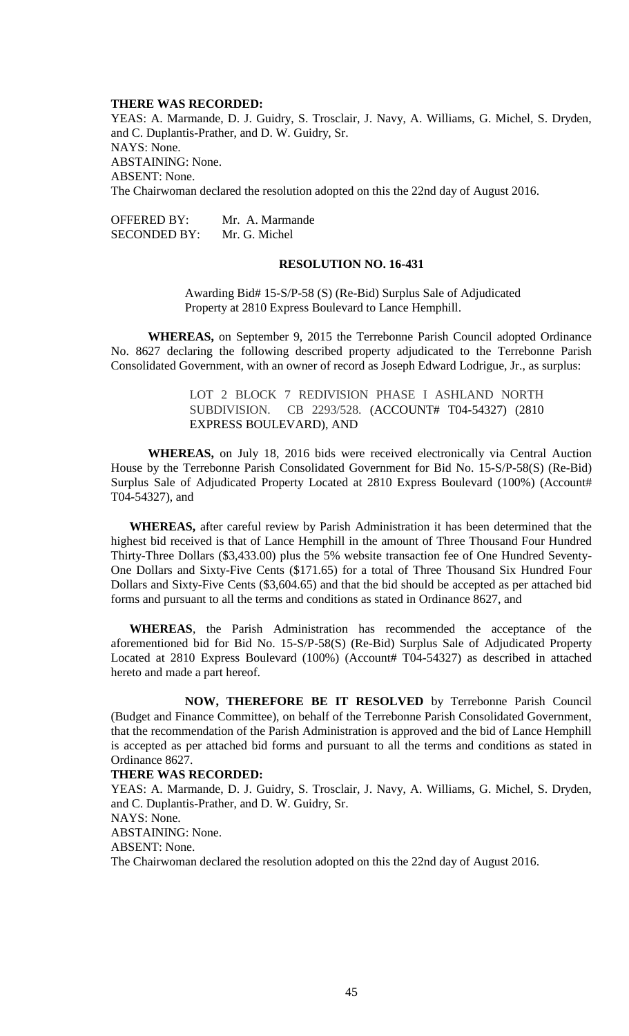**THERE WAS RECORDED:**

YEAS: A. Marmande, D. J. Guidry, S. Trosclair, J. Navy, A. Williams, G. Michel, S. Dryden, and C. Duplantis-Prather, and D. W. Guidry, Sr.

NAYS: None.

ABSTAINING: None.

ABSENT: None.

The Chairwoman declared the resolution adopted on this the 22nd day of August 2016.

OFFERED BY: Mr. A. Marmande

SECONDED BY: Mr. G. Michel

**RESOLUTION NO. 16-431**

Awarding Bid# 15-S/P-58 (S) (Re-Bid) Surplus Sale of Adjudicated Property at 2810 Express Boulevard to Lance Hemphill.

**WHEREAS,** on September 9, 2015 the Terrebonne Parish Council adopted Ordinance No. 8627 declaring the following described property adjudicated to the Terrebonne Parish Consolidated Government, with an owner of record as Joseph Edward Lodrigue, Jr., as surplus:

> LOT 2 BLOCK 7 REDIVISION PHASE I ASHLAND NORTH SUBDIVISION. CB 2293/528. (ACCOUNT# T04-54327) (2810 EXPRESS BOULEVARD), AND

**WHEREAS,** on July 18, 2016 bids were received electronically via Central Auction House by the Terrebonne Parish Consolidated Government for Bid No. 15-S/P-58(S) (Re-Bid) Surplus Sale of Adjudicated Property Located at 2810 Express Boulevard (100%) (Account# T04-54327), and

**WHEREAS,** after careful review by Parish Administration it has been determined that the highest bid received is that of Lance Hemphill in the amount of Three Thousand Four Hundred Thirty-Three Dollars ($3,433.00) plus the 5% website transaction fee of One Hundred Seventy-One Dollars and Sixty-Five Cents ($171.65) for a total of Three Thousand Six Hundred Four Dollars and Sixty-Five Cents ($3,604.65) and that the bid should be accepted as per attached bid forms and pursuant to all the terms and conditions as stated in Ordinance 8627, and

**WHEREAS**, the Parish Administration has recommended the acceptance of the aforementioned bid for Bid No. 15-S/P-58(S) (Re-Bid) Surplus Sale of Adjudicated Property Located at 2810 Express Boulevard (100%) (Account# T04-54327) as described in attached hereto and made a part hereof.

**NOW, THEREFORE BE IT RESOLVED** by Terrebonne Parish Council (Budget and Finance Committee), on behalf of the Terrebonne Parish Consolidated Government, that the recommendation of the Parish Administration is approved and the bid of Lance Hemphill is accepted as per attached bid forms and pursuant to all the terms and conditions as stated in Ordinance 8627.

**THERE WAS RECORDED:**

YEAS: A. Marmande, D. J. Guidry, S. Trosclair, J. Navy, A. Williams, G. Michel, S. Dryden, and C. Duplantis-Prather, and D. W. Guidry, Sr.

NAYS: None.

ABSTAINING: None.

ABSENT: None.

The Chairwoman declared the resolution adopted on this the 22nd day of August 2016.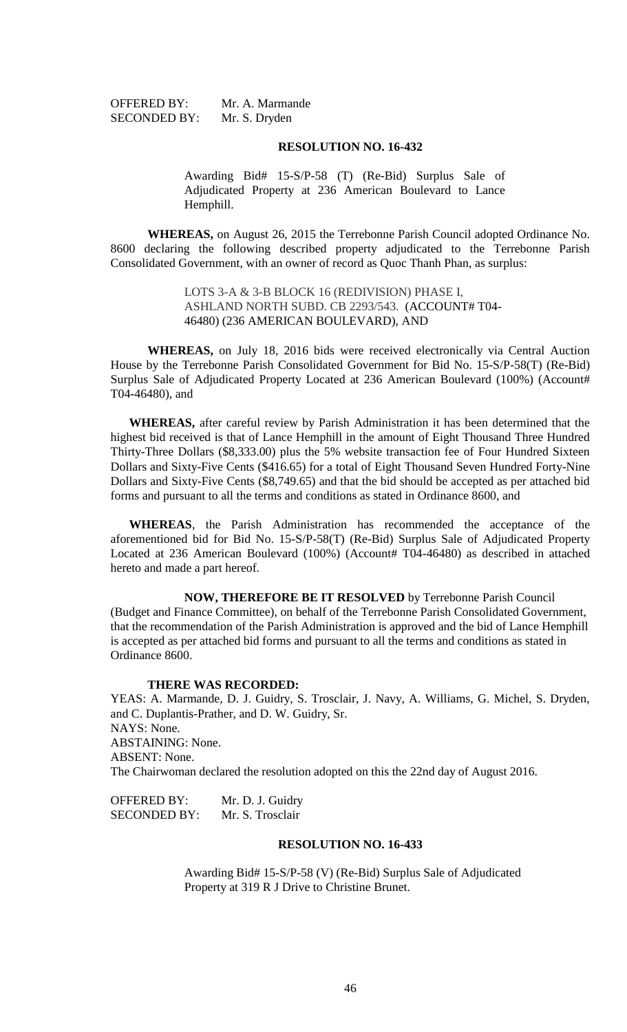OFFERED BY: Mr. A. Marmande
SECONDED BY: Mr. S. Dryden

**RESOLUTION NO. 16-432**

Awarding Bid# 15-S/P-58 (T) (Re-Bid) Surplus Sale of Adjudicated Property at 236 American Boulevard to Lance Hemphill.

**WHEREAS,** on August 26, 2015 the Terrebonne Parish Council adopted Ordinance No. 8600 declaring the following described property adjudicated to the Terrebonne Parish Consolidated Government, with an owner of record as Quoc Thanh Phan, as surplus:

LOTS 3-A & 3-B BLOCK 16 (REDIVISION) PHASE I, ASHLAND NORTH SUBD. CB 2293/543. (ACCOUNT# T04-46480) (236 AMERICAN BOULEVARD), AND

**WHEREAS,** on July 18, 2016 bids were received electronically via Central Auction House by the Terrebonne Parish Consolidated Government for Bid No. 15-S/P-58(T) (Re-Bid) Surplus Sale of Adjudicated Property Located at 236 American Boulevard (100%) (Account# T04-46480), and

**WHEREAS,** after careful review by Parish Administration it has been determined that the highest bid received is that of Lance Hemphill in the amount of Eight Thousand Three Hundred Thirty-Three Dollars ($8,333.00) plus the 5% website transaction fee of Four Hundred Sixteen Dollars and Sixty-Five Cents ($416.65) for a total of Eight Thousand Seven Hundred Forty-Nine Dollars and Sixty-Five Cents ($8,749.65) and that the bid should be accepted as per attached bid forms and pursuant to all the terms and conditions as stated in Ordinance 8600, and

**WHEREAS**, the Parish Administration has recommended the acceptance of the aforementioned bid for Bid No. 15-S/P-58(T) (Re-Bid) Surplus Sale of Adjudicated Property Located at 236 American Boulevard (100%) (Account# T04-46480) as described in attached hereto and made a part hereof.

**NOW, THEREFORE BE IT RESOLVED** by Terrebonne Parish Council (Budget and Finance Committee), on behalf of the Terrebonne Parish Consolidated Government, that the recommendation of the Parish Administration is approved and the bid of Lance Hemphill is accepted as per attached bid forms and pursuant to all the terms and conditions as stated in Ordinance 8600.

**THERE WAS RECORDED:**

YEAS: A. Marmande, D. J. Guidry, S. Trosclair, J. Navy, A. Williams, G. Michel, S. Dryden, and C. Duplantis-Prather, and D. W. Guidry, Sr.
NAYS: None.
ABSTAINING: None.
ABSENT: None.
The Chairwoman declared the resolution adopted on this the 22nd day of August 2016.

OFFERED BY: Mr. D. J. Guidry
SECONDED BY: Mr. S. Trosclair

**RESOLUTION NO. 16-433**

Awarding Bid# 15-S/P-58 (V) (Re-Bid) Surplus Sale of Adjudicated Property at 319 R J Drive to Christine Brunet.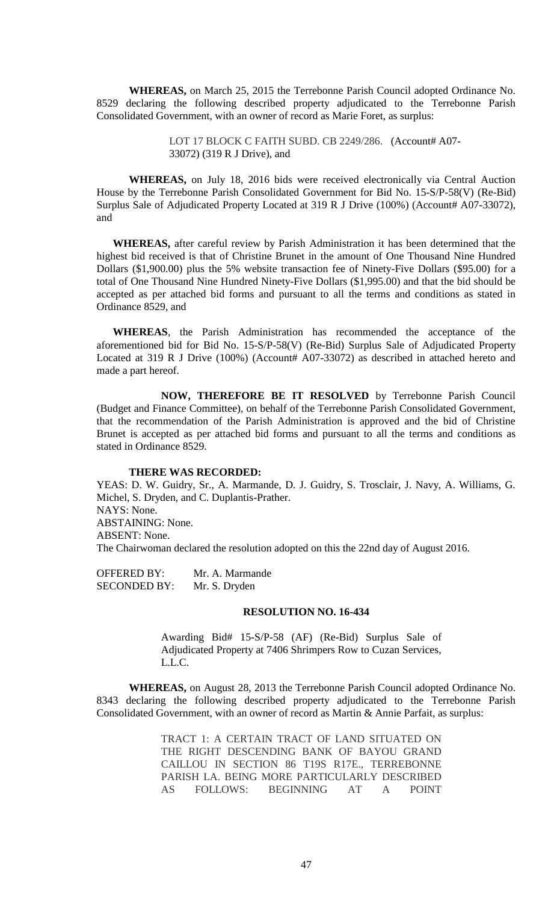**WHEREAS,** on March 25, 2015 the Terrebonne Parish Council adopted Ordinance No. 8529 declaring the following described property adjudicated to the Terrebonne Parish Consolidated Government, with an owner of record as Marie Foret, as surplus:

> LOT 17 BLOCK C FAITH SUBD. CB 2249/286. (Account# A07-33072) (319 R J Drive), and

**WHEREAS,** on July 18, 2016 bids were received electronically via Central Auction House by the Terrebonne Parish Consolidated Government for Bid No. 15-S/P-58(V) (Re-Bid) Surplus Sale of Adjudicated Property Located at 319 R J Drive (100%) (Account# A07-33072), and

**WHEREAS,** after careful review by Parish Administration it has been determined that the highest bid received is that of Christine Brunet in the amount of One Thousand Nine Hundred Dollars ($1,900.00) plus the 5% website transaction fee of Ninety-Five Dollars ($95.00) for a total of One Thousand Nine Hundred Ninety-Five Dollars ($1,995.00) and that the bid should be accepted as per attached bid forms and pursuant to all the terms and conditions as stated in Ordinance 8529, and

**WHEREAS**, the Parish Administration has recommended the acceptance of the aforementioned bid for Bid No. 15-S/P-58(V) (Re-Bid) Surplus Sale of Adjudicated Property Located at 319 R J Drive (100%) (Account# A07-33072) as described in attached hereto and made a part hereof.

**NOW, THEREFORE BE IT RESOLVED** by Terrebonne Parish Council (Budget and Finance Committee), on behalf of the Terrebonne Parish Consolidated Government, that the recommendation of the Parish Administration is approved and the bid of Christine Brunet is accepted as per attached bid forms and pursuant to all the terms and conditions as stated in Ordinance 8529.

**THERE WAS RECORDED:**

YEAS: D. W. Guidry, Sr., A. Marmande, D. J. Guidry, S. Trosclair, J. Navy, A. Williams, G. Michel, S. Dryden, and C. Duplantis-Prather.
NAYS: None.
ABSTAINING: None.
ABSENT: None.
The Chairwoman declared the resolution adopted on this the 22nd day of August 2016.

OFFERED BY: Mr. A. Marmande
SECONDED BY: Mr. S. Dryden

## RESOLUTION NO. 16-434

> Awarding Bid# 15-S/P-58 (AF) (Re-Bid) Surplus Sale of Adjudicated Property at 7406 Shrimpers Row to Cuzan Services, L.L.C.

**WHEREAS,** on August 28, 2013 the Terrebonne Parish Council adopted Ordinance No. 8343 declaring the following described property adjudicated to the Terrebonne Parish Consolidated Government, with an owner of record as Martin & Annie Parfait, as surplus:

> TRACT 1: A CERTAIN TRACT OF LAND SITUATED ON THE RIGHT DESCENDING BANK OF BAYOU GRAND CAILLOU IN SECTION 86 T19S R17E., TERREBONNE PARISH LA. BEING MORE PARTICULARLY DESCRIBED AS FOLLOWS: BEGINNING AT A POINT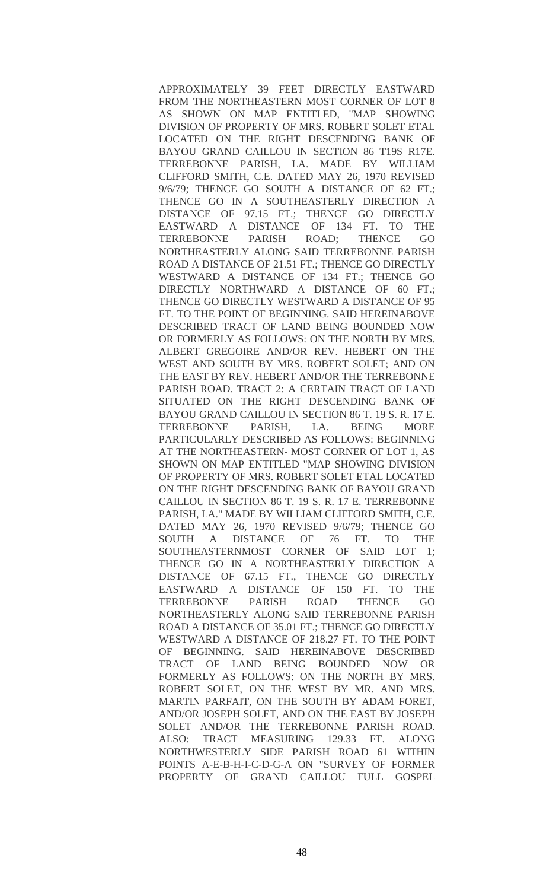APPROXIMATELY 39 FEET DIRECTLY EASTWARD FROM THE NORTHEASTERN MOST CORNER OF LOT 8 AS SHOWN ON MAP ENTITLED, "MAP SHOWING DIVISION OF PROPERTY OF MRS. ROBERT SOLET ETAL LOCATED ON THE RIGHT DESCENDING BANK OF BAYOU GRAND CAILLOU IN SECTION 86 T19S R17E. TERREBONNE PARISH, LA. MADE BY WILLIAM CLIFFORD SMITH, C.E. DATED MAY 26, 1970 REVISED 9/6/79; THENCE GO SOUTH A DISTANCE OF 62 FT.; THENCE GO IN A SOUTHEASTERLY DIRECTION A DISTANCE OF 97.15 FT.; THENCE GO DIRECTLY EASTWARD A DISTANCE OF 134 FT. TO THE TERREBONNE PARISH ROAD; THENCE GO NORTHEASTERLY ALONG SAID TERREBONNE PARISH ROAD A DISTANCE OF 21.51 FT.; THENCE GO DIRECTLY WESTWARD A DISTANCE OF 134 FT.; THENCE GO DIRECTLY NORTHWARD A DISTANCE OF 60 FT.; THENCE GO DIRECTLY WESTWARD A DISTANCE OF 95 FT. TO THE POINT OF BEGINNING. SAID HEREINABOVE DESCRIBED TRACT OF LAND BEING BOUNDED NOW OR FORMERLY AS FOLLOWS: ON THE NORTH BY MRS. ALBERT GREGOIRE AND/OR REV. HEBERT ON THE WEST AND SOUTH BY MRS. ROBERT SOLET; AND ON THE EAST BY REV. HEBERT AND/OR THE TERREBONNE PARISH ROAD. TRACT 2: A CERTAIN TRACT OF LAND SITUATED ON THE RIGHT DESCENDING BANK OF BAYOU GRAND CAILLOU IN SECTION 86 T. 19 S. R. 17 E. TERREBONNE PARISH, LA. BEING MORE PARTICULARLY DESCRIBED AS FOLLOWS: BEGINNING AT THE NORTHEASTERN- MOST CORNER OF LOT 1, AS SHOWN ON MAP ENTITLED "MAP SHOWING DIVISION OF PROPERTY OF MRS. ROBERT SOLET ETAL LOCATED ON THE RIGHT DESCENDING BANK OF BAYOU GRAND CAILLOU IN SECTION 86 T. 19 S. R. 17 E. TERREBONNE PARISH, LA." MADE BY WILLIAM CLIFFORD SMITH, C.E. DATED MAY 26, 1970 REVISED 9/6/79; THENCE GO SOUTH A DISTANCE OF 76 FT. TO THE SOUTHEASTERNMOST CORNER OF SAID LOT 1; THENCE GO IN A NORTHEASTERLY DIRECTION A DISTANCE OF 67.15 FT., THENCE GO DIRECTLY EASTWARD A DISTANCE OF 150 FT. TO THE TERREBONNE PARISH ROAD THENCE GO NORTHEASTERLY ALONG SAID TERREBONNE PARISH ROAD A DISTANCE OF 35.01 FT.; THENCE GO DIRECTLY WESTWARD A DISTANCE OF 218.27 FT. TO THE POINT OF BEGINNING. SAID HEREINABOVE DESCRIBED TRACT OF LAND BEING BOUNDED NOW OR FORMERLY AS FOLLOWS: ON THE NORTH BY MRS. ROBERT SOLET, ON THE WEST BY MR. AND MRS. MARTIN PARFAIT, ON THE SOUTH BY ADAM FORET, AND/OR JOSEPH SOLET, AND ON THE EAST BY JOSEPH SOLET AND/OR THE TERREBONNE PARISH ROAD. ALSO: TRACT MEASURING 129.33 FT. ALONG NORTHWESTERLY SIDE PARISH ROAD 61 WITHIN POINTS A-E-B-H-I-C-D-G-A ON "SURVEY OF FORMER PROPERTY OF GRAND CAILLOU FULL GOSPEL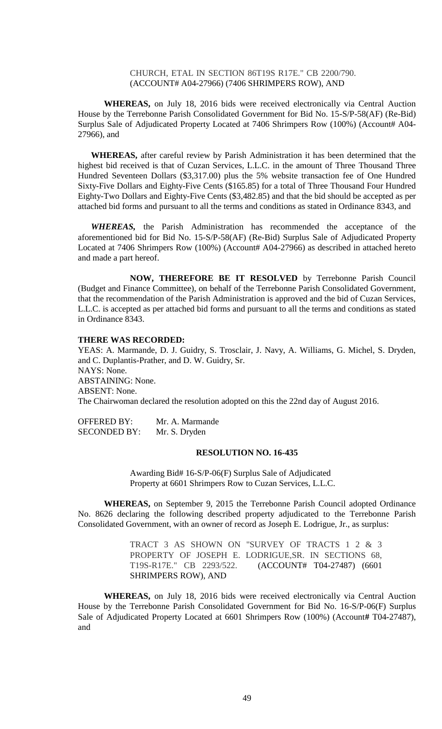CHURCH, ETAL IN SECTION 86T19S R17E." CB 2200/790. (ACCOUNT# A04-27966) (7406 SHRIMPERS ROW), AND

**WHEREAS,** on July 18, 2016 bids were received electronically via Central Auction House by the Terrebonne Parish Consolidated Government for Bid No. 15-S/P-58(AF) (Re-Bid) Surplus Sale of Adjudicated Property Located at 7406 Shrimpers Row (100%) (Account# A04-27966), and

**WHEREAS,** after careful review by Parish Administration it has been determined that the highest bid received is that of Cuzan Services, L.L.C. in the amount of Three Thousand Three Hundred Seventeen Dollars ($3,317.00) plus the 5% website transaction fee of One Hundred Sixty-Five Dollars and Eighty-Five Cents ($165.85) for a total of Three Thousand Four Hundred Eighty-Two Dollars and Eighty-Five Cents ($3,482.85) and that the bid should be accepted as per attached bid forms and pursuant to all the terms and conditions as stated in Ordinance 8343, and

***WHEREAS,*** the Parish Administration has recommended the acceptance of the aforementioned bid for Bid No. 15-S/P-58(AF) (Re-Bid) Surplus Sale of Adjudicated Property Located at 7406 Shrimpers Row (100%) (Account# A04-27966) as described in attached hereto and made a part hereof.

**NOW, THEREFORE BE IT RESOLVED** by Terrebonne Parish Council (Budget and Finance Committee), on behalf of the Terrebonne Parish Consolidated Government, that the recommendation of the Parish Administration is approved and the bid of Cuzan Services, L.L.C. is accepted as per attached bid forms and pursuant to all the terms and conditions as stated in Ordinance 8343.

**THERE WAS RECORDED:**

YEAS: A. Marmande, D. J. Guidry, S. Trosclair, J. Navy, A. Williams, G. Michel, S. Dryden, and C. Duplantis-Prather, and D. W. Guidry, Sr.
NAYS: None.
ABSTAINING: None.
ABSENT: None.
The Chairwoman declared the resolution adopted on this the 22nd day of August 2016.

OFFERED BY: Mr. A. Marmande
SECONDED BY: Mr. S. Dryden

**RESOLUTION NO. 16-435**

Awarding Bid# 16-S/P-06(F) Surplus Sale of Adjudicated Property at 6601 Shrimpers Row to Cuzan Services, L.L.C.

**WHEREAS,** on September 9, 2015 the Terrebonne Parish Council adopted Ordinance No. 8626 declaring the following described property adjudicated to the Terrebonne Parish Consolidated Government, with an owner of record as Joseph E. Lodrigue, Jr., as surplus:

> TRACT 3 AS SHOWN ON "SURVEY OF TRACTS 1 2 & 3 PROPERTY OF JOSEPH E. LODRIGUE,SR. IN SECTIONS 68, T19S-R17E." CB 2293/522. (ACCOUNT# T04-27487) (6601 SHRIMPERS ROW), AND

**WHEREAS,** on July 18, 2016 bids were received electronically via Central Auction House by the Terrebonne Parish Consolidated Government for Bid No. 16-S/P-06(F) Surplus Sale of Adjudicated Property Located at 6601 Shrimpers Row (100%) (Account# T04-27487), and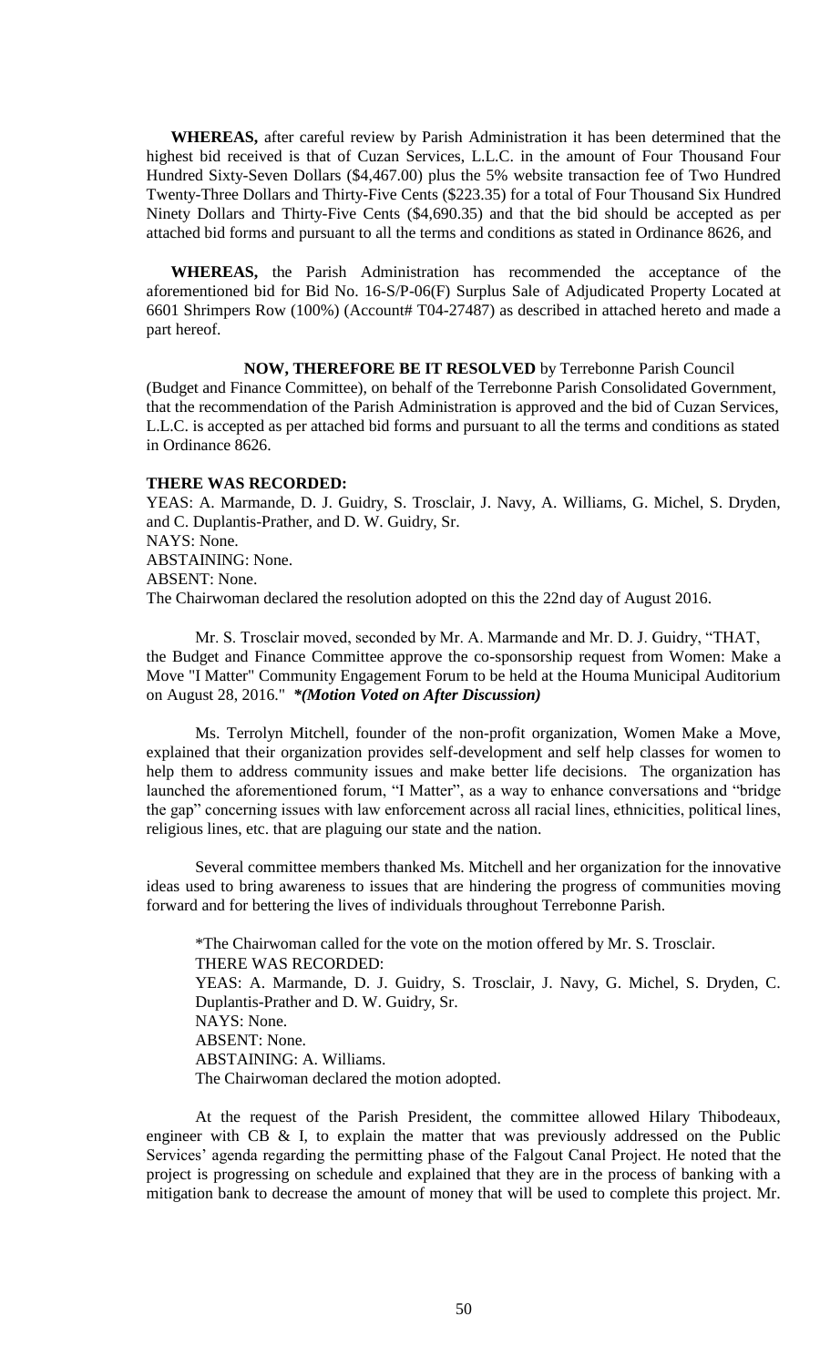**WHEREAS,** after careful review by Parish Administration it has been determined that the highest bid received is that of Cuzan Services, L.L.C. in the amount of Four Thousand Four Hundred Sixty-Seven Dollars ($4,467.00) plus the 5% website transaction fee of Two Hundred Twenty-Three Dollars and Thirty-Five Cents ($223.35) for a total of Four Thousand Six Hundred Ninety Dollars and Thirty-Five Cents ($4,690.35) and that the bid should be accepted as per attached bid forms and pursuant to all the terms and conditions as stated in Ordinance 8626, and

**WHEREAS,** the Parish Administration has recommended the acceptance of the aforementioned bid for Bid No. 16-S/P-06(F) Surplus Sale of Adjudicated Property Located at 6601 Shrimpers Row (100%) (Account# T04-27487) as described in attached hereto and made a part hereof.

**NOW, THEREFORE BE IT RESOLVED** by Terrebonne Parish Council (Budget and Finance Committee), on behalf of the Terrebonne Parish Consolidated Government, that the recommendation of the Parish Administration is approved and the bid of Cuzan Services, L.L.C. is accepted as per attached bid forms and pursuant to all the terms and conditions as stated in Ordinance 8626.

**THERE WAS RECORDED:**

YEAS: A. Marmande, D. J. Guidry, S. Trosclair, J. Navy, A. Williams, G. Michel, S. Dryden, and C. Duplantis-Prather, and D. W. Guidry, Sr.
NAYS: None.
ABSTAINING: None.
ABSENT: None.
The Chairwoman declared the resolution adopted on this the 22nd day of August 2016.

Mr. S. Trosclair moved, seconded by Mr. A. Marmande and Mr. D. J. Guidry, "THAT, the Budget and Finance Committee approve the co-sponsorship request from Women: Make a Move "I Matter" Community Engagement Forum to be held at the Houma Municipal Auditorium on August 28, 2016." ***(Motion Voted on After Discussion)***

Ms. Terrolyn Mitchell, founder of the non-profit organization, Women Make a Move, explained that their organization provides self-development and self help classes for women to help them to address community issues and make better life decisions. The organization has launched the aforementioned forum, "I Matter", as a way to enhance conversations and "bridge the gap" concerning issues with law enforcement across all racial lines, ethnicities, political lines, religious lines, etc. that are plaguing our state and the nation.

Several committee members thanked Ms. Mitchell and her organization for the innovative ideas used to bring awareness to issues that are hindering the progress of communities moving forward and for bettering the lives of individuals throughout Terrebonne Parish.

*The Chairwoman called for the vote on the motion offered by Mr. S. Trosclair.
THERE WAS RECORDED:
YEAS: A. Marmande, D. J. Guidry, S. Trosclair, J. Navy, G. Michel, S. Dryden, C. Duplantis-Prather and D. W. Guidry, Sr.
NAYS: None.
ABSENT: None.
ABSTAINING: A. Williams.
The Chairwoman declared the motion adopted.

At the request of the Parish President, the committee allowed Hilary Thibodeaux, engineer with CB & I, to explain the matter that was previously addressed on the Public Services' agenda regarding the permitting phase of the Falgout Canal Project. He noted that the project is progressing on schedule and explained that they are in the process of banking with a mitigation bank to decrease the amount of money that will be used to complete this project. Mr.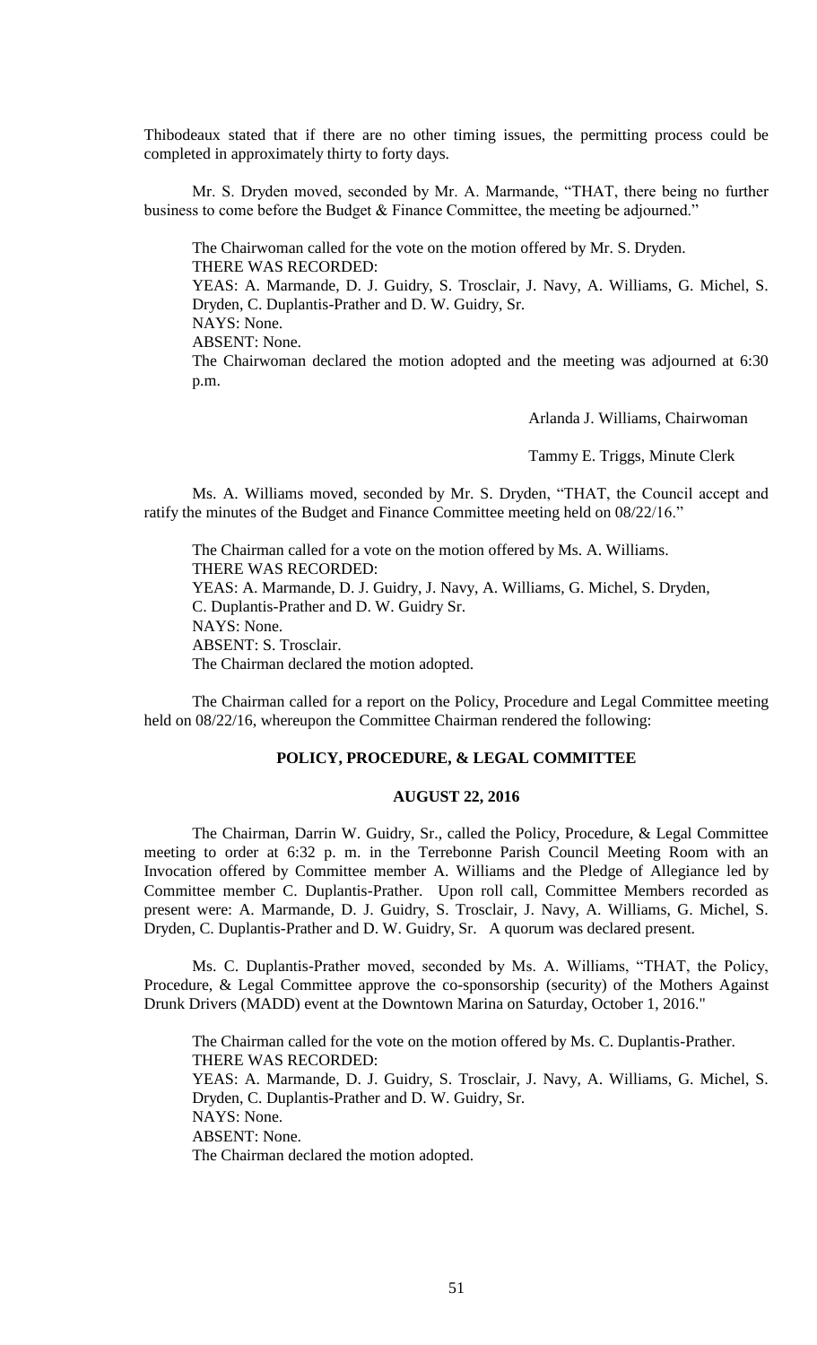Thibodeaux stated that if there are no other timing issues, the permitting process could be completed in approximately thirty to forty days.

Mr. S. Dryden moved, seconded by Mr. A. Marmande, "THAT, there being no further business to come before the Budget & Finance Committee, the meeting be adjourned."

The Chairwoman called for the vote on the motion offered by Mr. S. Dryden.
THERE WAS RECORDED:
YEAS: A. Marmande, D. J. Guidry, S. Trosclair, J. Navy, A. Williams, G. Michel, S. Dryden, C. Duplantis-Prather and D. W. Guidry, Sr.
NAYS: None.
ABSENT: None.
The Chairwoman declared the motion adopted and the meeting was adjourned at 6:30 p.m.

Arlanda J. Williams, Chairwoman

Tammy E. Triggs, Minute Clerk

Ms. A. Williams moved, seconded by Mr. S. Dryden, "THAT, the Council accept and ratify the minutes of the Budget and Finance Committee meeting held on 08/22/16."

The Chairman called for a vote on the motion offered by Ms. A. Williams.
THERE WAS RECORDED:
YEAS: A. Marmande, D. J. Guidry, J. Navy, A. Williams, G. Michel, S. Dryden, C. Duplantis-Prather and D. W. Guidry Sr.
NAYS: None.
ABSENT: S. Trosclair.
The Chairman declared the motion adopted.

The Chairman called for a report on the Policy, Procedure and Legal Committee meeting held on 08/22/16, whereupon the Committee Chairman rendered the following:

## POLICY, PROCEDURE, & LEGAL COMMITTEE

### AUGUST 22, 2016

The Chairman, Darrin W. Guidry, Sr., called the Policy, Procedure, & Legal Committee meeting to order at 6:32 p. m. in the Terrebonne Parish Council Meeting Room with an Invocation offered by Committee member A. Williams and the Pledge of Allegiance led by Committee member C. Duplantis-Prather. Upon roll call, Committee Members recorded as present were: A. Marmande, D. J. Guidry, S. Trosclair, J. Navy, A. Williams, G. Michel, S. Dryden, C. Duplantis-Prather and D. W. Guidry, Sr. A quorum was declared present.

Ms. C. Duplantis-Prather moved, seconded by Ms. A. Williams, "THAT, the Policy, Procedure, & Legal Committee approve the co-sponsorship (security) of the Mothers Against Drunk Drivers (MADD) event at the Downtown Marina on Saturday, October 1, 2016."

The Chairman called for the vote on the motion offered by Ms. C. Duplantis-Prather.
THERE WAS RECORDED:
YEAS: A. Marmande, D. J. Guidry, S. Trosclair, J. Navy, A. Williams, G. Michel, S. Dryden, C. Duplantis-Prather and D. W. Guidry, Sr.
NAYS: None.
ABSENT: None.
The Chairman declared the motion adopted.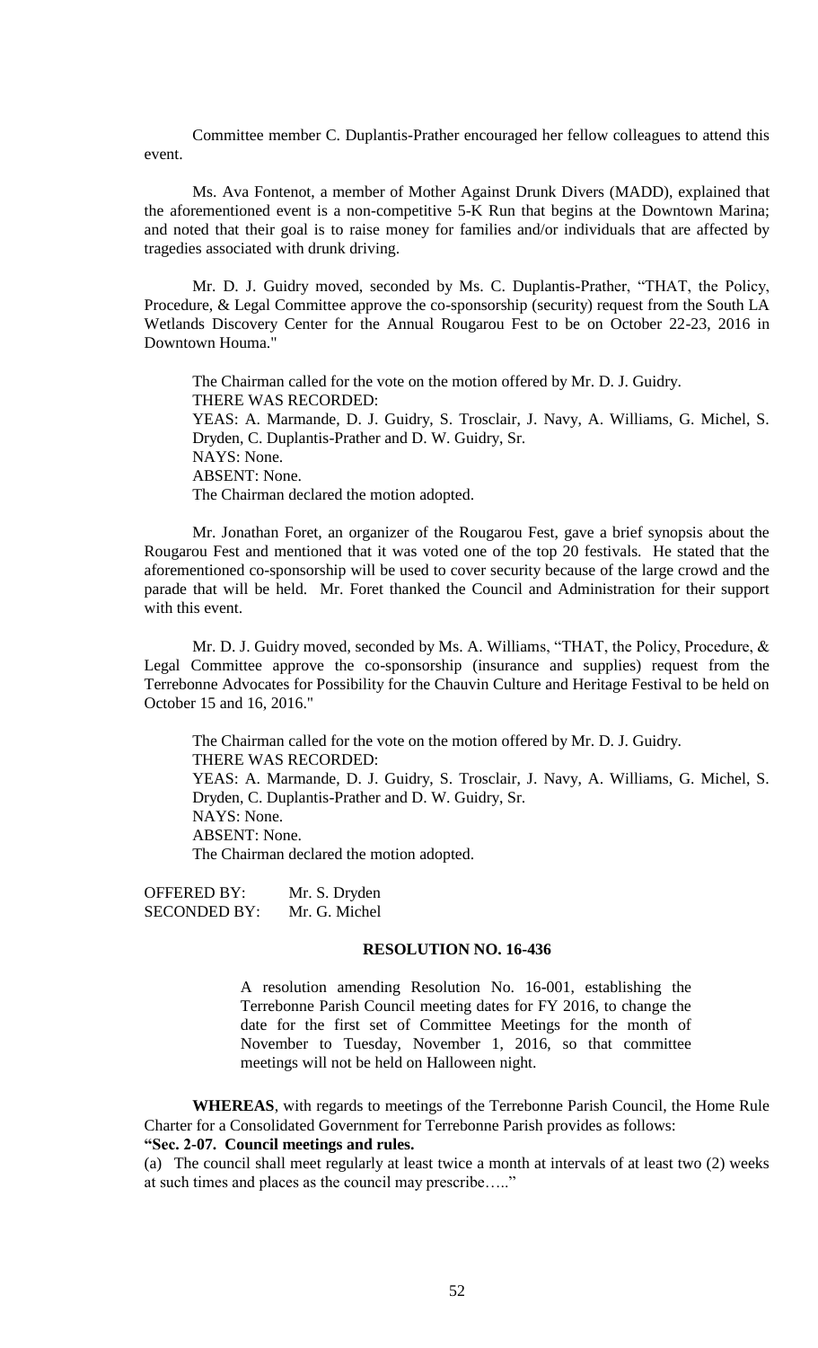Committee member C. Duplantis-Prather encouraged her fellow colleagues to attend this event.

Ms. Ava Fontenot, a member of Mother Against Drunk Divers (MADD), explained that the aforementioned event is a non-competitive 5-K Run that begins at the Downtown Marina; and noted that their goal is to raise money for families and/or individuals that are affected by tragedies associated with drunk driving.

Mr. D. J. Guidry moved, seconded by Ms. C. Duplantis-Prather, "THAT, the Policy, Procedure, & Legal Committee approve the co-sponsorship (security) request from the South LA Wetlands Discovery Center for the Annual Rougarou Fest to be on October 22-23, 2016 in Downtown Houma."

The Chairman called for the vote on the motion offered by Mr. D. J. Guidry.
THERE WAS RECORDED:
YEAS: A. Marmande, D. J. Guidry, S. Trosclair, J. Navy, A. Williams, G. Michel, S. Dryden, C. Duplantis-Prather and D. W. Guidry, Sr.
NAYS: None.
ABSENT: None.
The Chairman declared the motion adopted.

Mr. Jonathan Foret, an organizer of the Rougarou Fest, gave a brief synopsis about the Rougarou Fest and mentioned that it was voted one of the top 20 festivals. He stated that the aforementioned co-sponsorship will be used to cover security because of the large crowd and the parade that will be held. Mr. Foret thanked the Council and Administration for their support with this event.

Mr. D. J. Guidry moved, seconded by Ms. A. Williams, "THAT, the Policy, Procedure, & Legal Committee approve the co-sponsorship (insurance and supplies) request from the Terrebonne Advocates for Possibility for the Chauvin Culture and Heritage Festival to be held on October 15 and 16, 2016."

The Chairman called for the vote on the motion offered by Mr. D. J. Guidry.
THERE WAS RECORDED:
YEAS: A. Marmande, D. J. Guidry, S. Trosclair, J. Navy, A. Williams, G. Michel, S. Dryden, C. Duplantis-Prather and D. W. Guidry, Sr.
NAYS: None.
ABSENT: None.
The Chairman declared the motion adopted.

OFFERED BY: Mr. S. Dryden
SECONDED BY: Mr. G. Michel

**RESOLUTION NO. 16-436**

A resolution amending Resolution No. 16-001, establishing the Terrebonne Parish Council meeting dates for FY 2016, to change the date for the first set of Committee Meetings for the month of November to Tuesday, November 1, 2016, so that committee meetings will not be held on Halloween night.

**WHEREAS**, with regards to meetings of the Terrebonne Parish Council, the Home Rule Charter for a Consolidated Government for Terrebonne Parish provides as follows:

**"Sec. 2-07. Council meetings and rules.**

(a) The council shall meet regularly at least twice a month at intervals of at least two (2) weeks at such times and places as the council may prescribe….."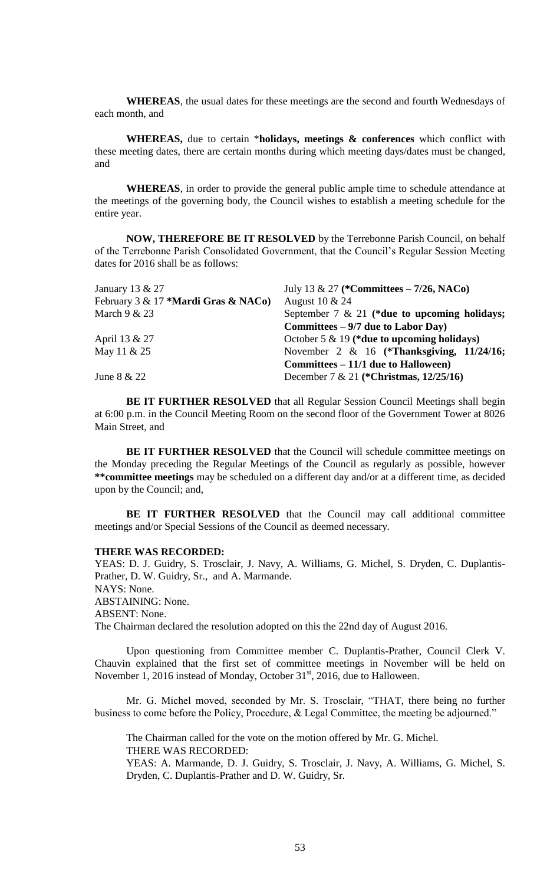**WHEREAS**, the usual dates for these meetings are the second and fourth Wednesdays of each month, and

**WHEREAS,** due to certain \***holidays, meetings & conferences** which conflict with these meeting dates, there are certain months during which meeting days/dates must be changed, and

**WHEREAS**, in order to provide the general public ample time to schedule attendance at the meetings of the governing body, the Council wishes to establish a meeting schedule for the entire year.

**NOW, THEREFORE BE IT RESOLVED** by the Terrebonne Parish Council, on behalf of the Terrebonne Parish Consolidated Government, that the Council's Regular Session Meeting dates for 2016 shall be as follows:

| | |
|---|---|
| January 13 & 27 | July 13 & 27 **(\*Committees – 7/26, NACo)** |
| February 3 & 17 **\*Mardi Gras & NACo)** | August 10 & 24 |
| March 9 & 23 | September 7 & 21 **(\*due to upcoming holidays; Committees – 9/7 due to Labor Day)** |
| April 13 & 27 | October 5 & 19 **(\*due to upcoming holidays)** |
| May 11 & 25 | November 2 & 16 **(\*Thanksgiving, 11/24/16; Committees – 11/1 due to Halloween)** |
| June 8 & 22 | December 7 & 21 **(\*Christmas, 12/25/16)** |

**BE IT FURTHER RESOLVED** that all Regular Session Council Meetings shall begin at 6:00 p.m. in the Council Meeting Room on the second floor of the Government Tower at 8026 Main Street, and

**BE IT FURTHER RESOLVED** that the Council will schedule committee meetings on the Monday preceding the Regular Meetings of the Council as regularly as possible, however **\*\*committee meetings** may be scheduled on a different day and/or at a different time, as decided upon by the Council; and,

**BE IT FURTHER RESOLVED** that the Council may call additional committee meetings and/or Special Sessions of the Council as deemed necessary.

**THERE WAS RECORDED:**
YEAS: D. J. Guidry, S. Trosclair, J. Navy, A. Williams, G. Michel, S. Dryden, C. Duplantis-Prather, D. W. Guidry, Sr., and A. Marmande.
NAYS: None.
ABSTAINING: None.
ABSENT: None.
The Chairman declared the resolution adopted on this the 22nd day of August 2016.

Upon questioning from Committee member C. Duplantis-Prather, Council Clerk V. Chauvin explained that the first set of committee meetings in November will be held on November 1, 2016 instead of Monday, October 31st, 2016, due to Halloween.

Mr. G. Michel moved, seconded by Mr. S. Trosclair, "THAT, there being no further business to come before the Policy, Procedure, & Legal Committee, the meeting be adjourned."

The Chairman called for the vote on the motion offered by Mr. G. Michel.
THERE WAS RECORDED:
YEAS: A. Marmande, D. J. Guidry, S. Trosclair, J. Navy, A. Williams, G. Michel, S. Dryden, C. Duplantis-Prather and D. W. Guidry, Sr.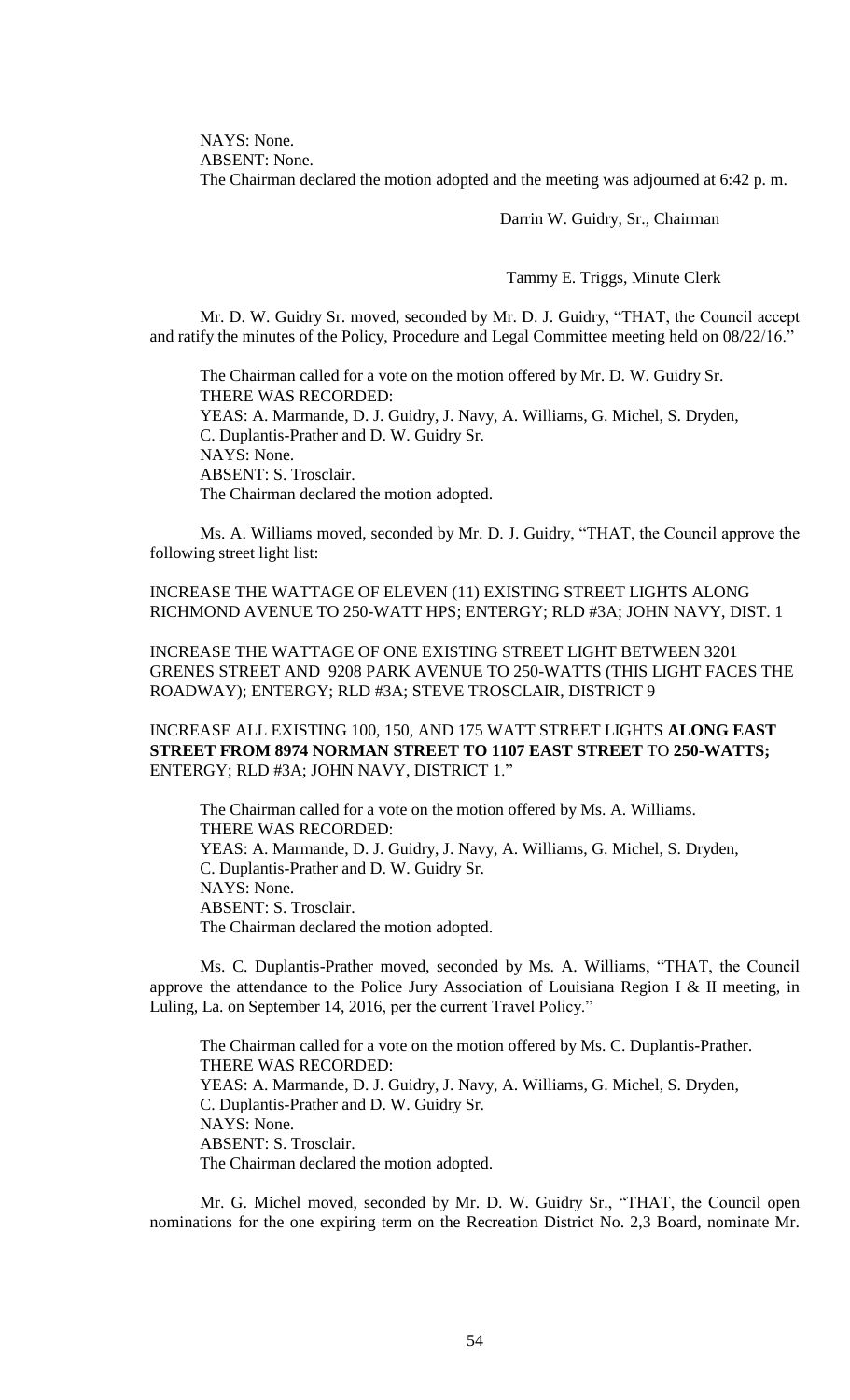NAYS: None.
ABSENT: None.
The Chairman declared the motion adopted and the meeting was adjourned at 6:42 p. m.

Darrin W. Guidry, Sr., Chairman

Tammy E. Triggs, Minute Clerk

Mr. D. W. Guidry Sr. moved, seconded by Mr. D. J. Guidry, "THAT, the Council accept and ratify the minutes of the Policy, Procedure and Legal Committee meeting held on 08/22/16."

The Chairman called for a vote on the motion offered by Mr. D. W. Guidry Sr.
THERE WAS RECORDED:
YEAS: A. Marmande, D. J. Guidry, J. Navy, A. Williams, G. Michel, S. Dryden, C. Duplantis-Prather and D. W. Guidry Sr.
NAYS: None.
ABSENT: S. Trosclair.
The Chairman declared the motion adopted.

Ms. A. Williams moved, seconded by Mr. D. J. Guidry, "THAT, the Council approve the following street light list:

INCREASE THE WATTAGE OF ELEVEN (11) EXISTING STREET LIGHTS ALONG RICHMOND AVENUE TO 250-WATT HPS; ENTERGY; RLD #3A; JOHN NAVY, DIST. 1

INCREASE THE WATTAGE OF ONE EXISTING STREET LIGHT BETWEEN 3201 GRENES STREET AND 9208 PARK AVENUE TO 250-WATTS (THIS LIGHT FACES THE ROADWAY); ENTERGY; RLD #3A; STEVE TROSCLAIR, DISTRICT 9

INCREASE ALL EXISTING 100, 150, AND 175 WATT STREET LIGHTS **ALONG EAST STREET FROM 8974 NORMAN STREET TO 1107 EAST STREET** TO **250-WATTS;** ENTERGY; RLD #3A; JOHN NAVY, DISTRICT 1."

The Chairman called for a vote on the motion offered by Ms. A. Williams.
THERE WAS RECORDED:
YEAS: A. Marmande, D. J. Guidry, J. Navy, A. Williams, G. Michel, S. Dryden, C. Duplantis-Prather and D. W. Guidry Sr.
NAYS: None.
ABSENT: S. Trosclair.
The Chairman declared the motion adopted.

Ms. C. Duplantis-Prather moved, seconded by Ms. A. Williams, "THAT, the Council approve the attendance to the Police Jury Association of Louisiana Region I & II meeting, in Luling, La. on September 14, 2016, per the current Travel Policy."

The Chairman called for a vote on the motion offered by Ms. C. Duplantis-Prather.
THERE WAS RECORDED:
YEAS: A. Marmande, D. J. Guidry, J. Navy, A. Williams, G. Michel, S. Dryden, C. Duplantis-Prather and D. W. Guidry Sr.
NAYS: None.
ABSENT: S. Trosclair.
The Chairman declared the motion adopted.

Mr. G. Michel moved, seconded by Mr. D. W. Guidry Sr., "THAT, the Council open nominations for the one expiring term on the Recreation District No. 2,3 Board, nominate Mr.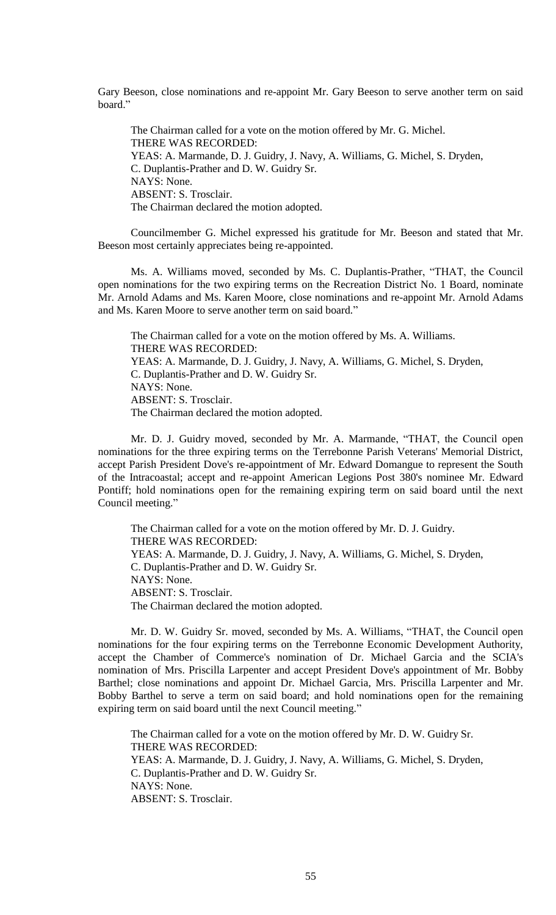Gary Beeson, close nominations and re-appoint Mr. Gary Beeson to serve another term on said board."

The Chairman called for a vote on the motion offered by Mr. G. Michel.
THERE WAS RECORDED:
YEAS: A. Marmande, D. J. Guidry, J. Navy, A. Williams, G. Michel, S. Dryden, C. Duplantis-Prather and D. W. Guidry Sr.
NAYS: None.
ABSENT: S. Trosclair.
The Chairman declared the motion adopted.

Councilmember G. Michel expressed his gratitude for Mr. Beeson and stated that Mr. Beeson most certainly appreciates being re-appointed.

Ms. A. Williams moved, seconded by Ms. C. Duplantis-Prather, "THAT, the Council open nominations for the two expiring terms on the Recreation District No. 1 Board, nominate Mr. Arnold Adams and Ms. Karen Moore, close nominations and re-appoint Mr. Arnold Adams and Ms. Karen Moore to serve another term on said board."

The Chairman called for a vote on the motion offered by Ms. A. Williams.
THERE WAS RECORDED:
YEAS: A. Marmande, D. J. Guidry, J. Navy, A. Williams, G. Michel, S. Dryden, C. Duplantis-Prather and D. W. Guidry Sr.
NAYS: None.
ABSENT: S. Trosclair.
The Chairman declared the motion adopted.

Mr. D. J. Guidry moved, seconded by Mr. A. Marmande, "THAT, the Council open nominations for the three expiring terms on the Terrebonne Parish Veterans' Memorial District, accept Parish President Dove's re-appointment of Mr. Edward Domangue to represent the South of the Intracoastal; accept and re-appoint American Legions Post 380's nominee Mr. Edward Pontiff; hold nominations open for the remaining expiring term on said board until the next Council meeting."

The Chairman called for a vote on the motion offered by Mr. D. J. Guidry.
THERE WAS RECORDED:
YEAS: A. Marmande, D. J. Guidry, J. Navy, A. Williams, G. Michel, S. Dryden, C. Duplantis-Prather and D. W. Guidry Sr.
NAYS: None.
ABSENT: S. Trosclair.
The Chairman declared the motion adopted.

Mr. D. W. Guidry Sr. moved, seconded by Ms. A. Williams, "THAT, the Council open nominations for the four expiring terms on the Terrebonne Economic Development Authority, accept the Chamber of Commerce's nomination of Dr. Michael Garcia and the SCIA's nomination of Mrs. Priscilla Larpenter and accept President Dove's appointment of Mr. Bobby Barthel; close nominations and appoint Dr. Michael Garcia, Mrs. Priscilla Larpenter and Mr. Bobby Barthel to serve a term on said board; and hold nominations open for the remaining expiring term on said board until the next Council meeting."

The Chairman called for a vote on the motion offered by Mr. D. W. Guidry Sr.
THERE WAS RECORDED:
YEAS: A. Marmande, D. J. Guidry, J. Navy, A. Williams, G. Michel, S. Dryden, C. Duplantis-Prather and D. W. Guidry Sr.
NAYS: None.
ABSENT: S. Trosclair.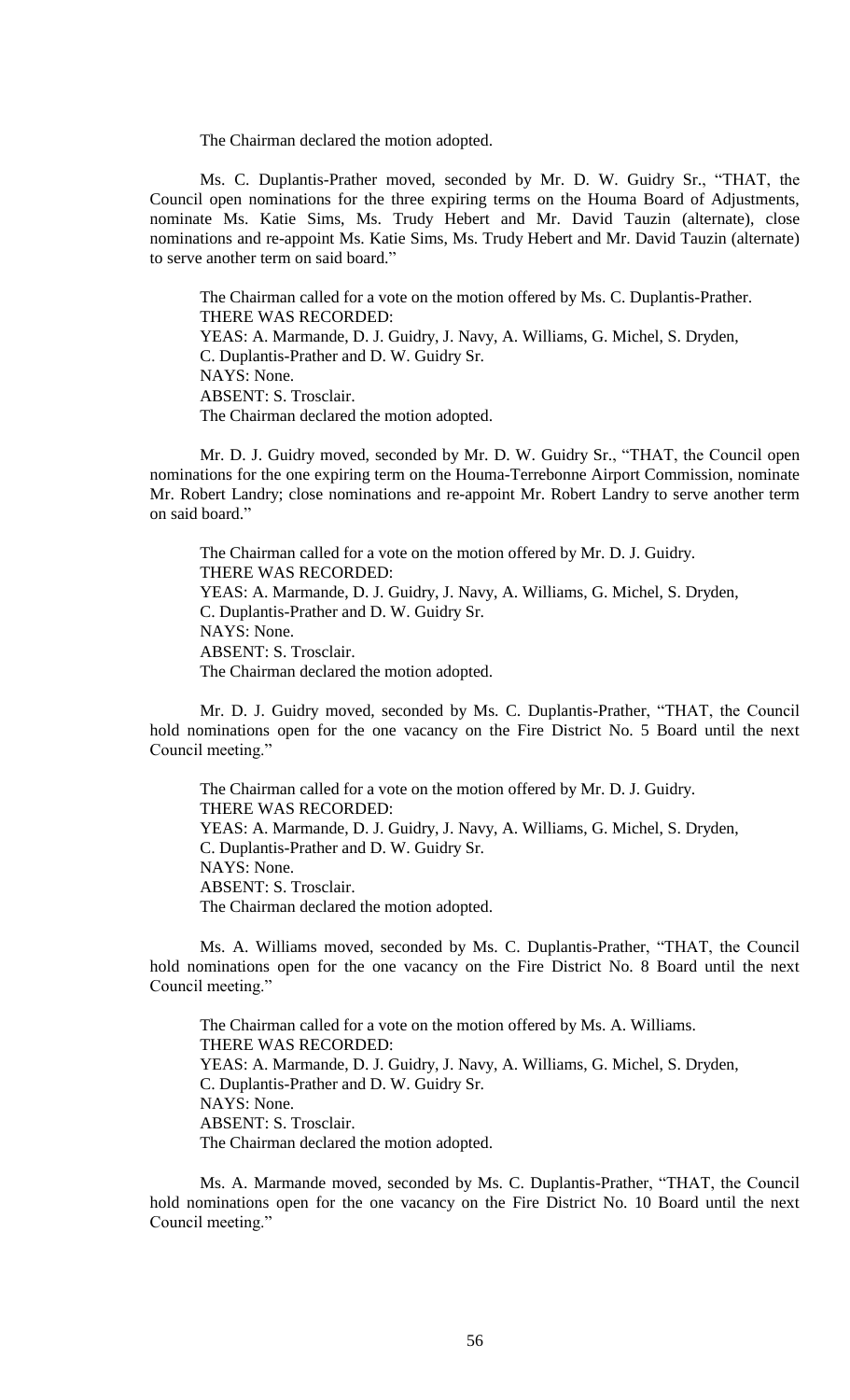The Chairman declared the motion adopted.

Ms. C. Duplantis-Prather moved, seconded by Mr. D. W. Guidry Sr., "THAT, the Council open nominations for the three expiring terms on the Houma Board of Adjustments, nominate Ms. Katie Sims, Ms. Trudy Hebert and Mr. David Tauzin (alternate), close nominations and re-appoint Ms. Katie Sims, Ms. Trudy Hebert and Mr. David Tauzin (alternate) to serve another term on said board."

The Chairman called for a vote on the motion offered by Ms. C. Duplantis-Prather.
THERE WAS RECORDED:
YEAS: A. Marmande, D. J. Guidry, J. Navy, A. Williams, G. Michel, S. Dryden, C. Duplantis-Prather and D. W. Guidry Sr.
NAYS: None.
ABSENT: S. Trosclair.
The Chairman declared the motion adopted.

Mr. D. J. Guidry moved, seconded by Mr. D. W. Guidry Sr., "THAT, the Council open nominations for the one expiring term on the Houma-Terrebonne Airport Commission, nominate Mr. Robert Landry; close nominations and re-appoint Mr. Robert Landry to serve another term on said board."

The Chairman called for a vote on the motion offered by Mr. D. J. Guidry.
THERE WAS RECORDED:
YEAS: A. Marmande, D. J. Guidry, J. Navy, A. Williams, G. Michel, S. Dryden, C. Duplantis-Prather and D. W. Guidry Sr.
NAYS: None.
ABSENT: S. Trosclair.
The Chairman declared the motion adopted.

Mr. D. J. Guidry moved, seconded by Ms. C. Duplantis-Prather, "THAT, the Council hold nominations open for the one vacancy on the Fire District No. 5 Board until the next Council meeting."

The Chairman called for a vote on the motion offered by Mr. D. J. Guidry.
THERE WAS RECORDED:
YEAS: A. Marmande, D. J. Guidry, J. Navy, A. Williams, G. Michel, S. Dryden, C. Duplantis-Prather and D. W. Guidry Sr.
NAYS: None.
ABSENT: S. Trosclair.
The Chairman declared the motion adopted.

Ms. A. Williams moved, seconded by Ms. C. Duplantis-Prather, "THAT, the Council hold nominations open for the one vacancy on the Fire District No. 8 Board until the next Council meeting."

The Chairman called for a vote on the motion offered by Ms. A. Williams.
THERE WAS RECORDED:
YEAS: A. Marmande, D. J. Guidry, J. Navy, A. Williams, G. Michel, S. Dryden, C. Duplantis-Prather and D. W. Guidry Sr.
NAYS: None.
ABSENT: S. Trosclair.
The Chairman declared the motion adopted.

Ms. A. Marmande moved, seconded by Ms. C. Duplantis-Prather, "THAT, the Council hold nominations open for the one vacancy on the Fire District No. 10 Board until the next Council meeting."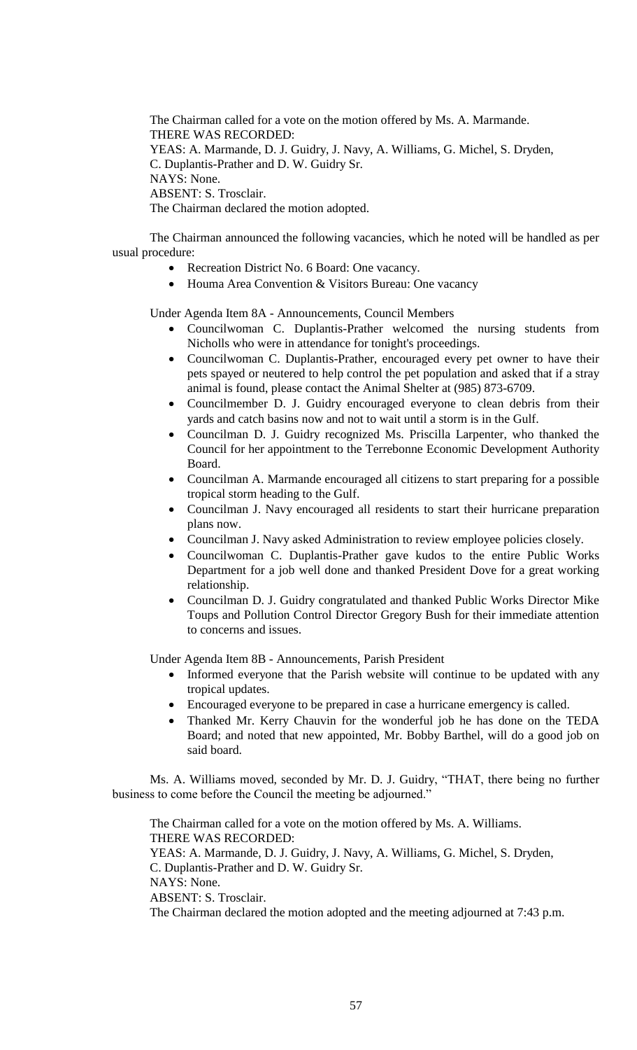The Chairman called for a vote on the motion offered by Ms. A. Marmande.
THERE WAS RECORDED:
YEAS: A. Marmande, D. J. Guidry, J. Navy, A. Williams, G. Michel, S. Dryden, C. Duplantis-Prather and D. W. Guidry Sr.
NAYS: None.
ABSENT: S. Trosclair.
The Chairman declared the motion adopted.

The Chairman announced the following vacancies, which he noted will be handled as per usual procedure:

- Recreation District No. 6 Board: One vacancy.
- Houma Area Convention & Visitors Bureau: One vacancy

Under Agenda Item 8A - Announcements, Council Members

- Councilwoman C. Duplantis-Prather welcomed the nursing students from Nicholls who were in attendance for tonight's proceedings.
- Councilwoman C. Duplantis-Prather, encouraged every pet owner to have their pets spayed or neutered to help control the pet population and asked that if a stray animal is found, please contact the Animal Shelter at (985) 873-6709.
- Councilmember D. J. Guidry encouraged everyone to clean debris from their yards and catch basins now and not to wait until a storm is in the Gulf.
- Councilman D. J. Guidry recognized Ms. Priscilla Larpenter, who thanked the Council for her appointment to the Terrebonne Economic Development Authority Board.
- Councilman A. Marmande encouraged all citizens to start preparing for a possible tropical storm heading to the Gulf.
- Councilman J. Navy encouraged all residents to start their hurricane preparation plans now.
- Councilman J. Navy asked Administration to review employee policies closely.
- Councilwoman C. Duplantis-Prather gave kudos to the entire Public Works Department for a job well done and thanked President Dove for a great working relationship.
- Councilman D. J. Guidry congratulated and thanked Public Works Director Mike Toups and Pollution Control Director Gregory Bush for their immediate attention to concerns and issues.

Under Agenda Item 8B - Announcements, Parish President

- Informed everyone that the Parish website will continue to be updated with any tropical updates.
- Encouraged everyone to be prepared in case a hurricane emergency is called.
- Thanked Mr. Kerry Chauvin for the wonderful job he has done on the TEDA Board; and noted that new appointed, Mr. Bobby Barthel, will do a good job on said board.

Ms. A. Williams moved, seconded by Mr. D. J. Guidry, "THAT, there being no further business to come before the Council the meeting be adjourned."

The Chairman called for a vote on the motion offered by Ms. A. Williams.
THERE WAS RECORDED:
YEAS: A. Marmande, D. J. Guidry, J. Navy, A. Williams, G. Michel, S. Dryden, C. Duplantis-Prather and D. W. Guidry Sr.
NAYS: None.
ABSENT: S. Trosclair.
The Chairman declared the motion adopted and the meeting adjourned at 7:43 p.m.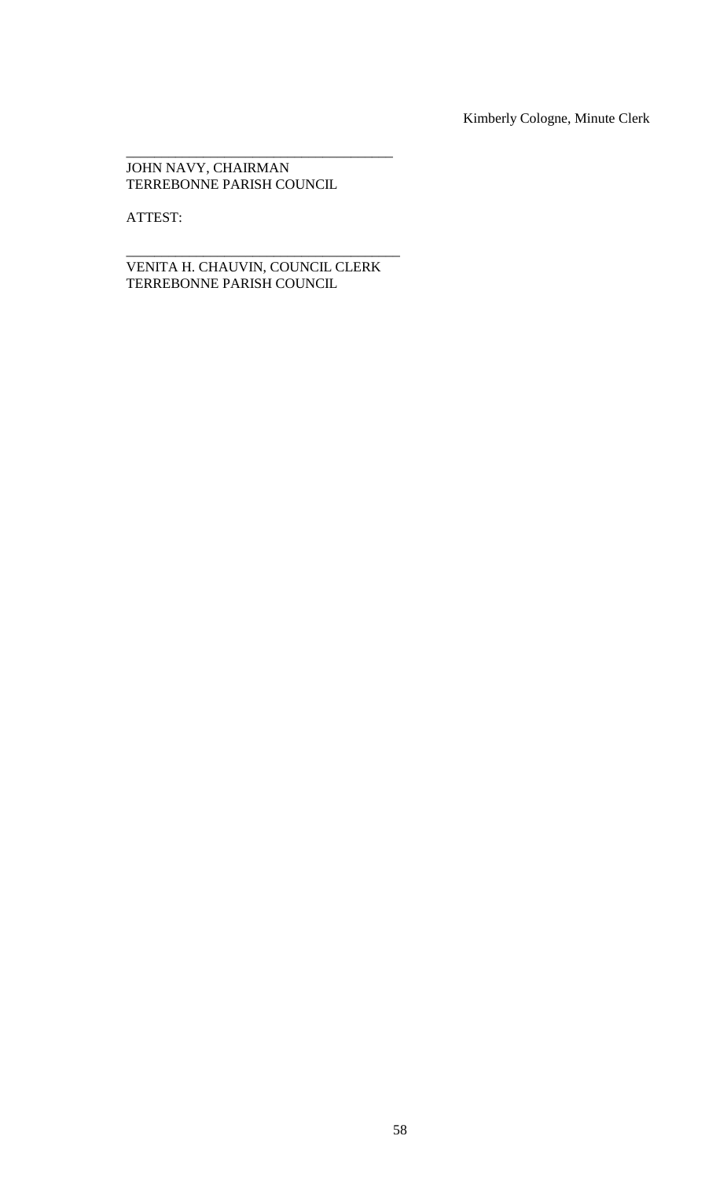Kimberly Cologne, Minute Clerk

______________________________________

JOHN NAVY, CHAIRMAN
TERREBONNE PARISH COUNCIL

ATTEST:

______________________________________

VENITA H. CHAUVIN, COUNCIL CLERK
TERREBONNE PARISH COUNCIL